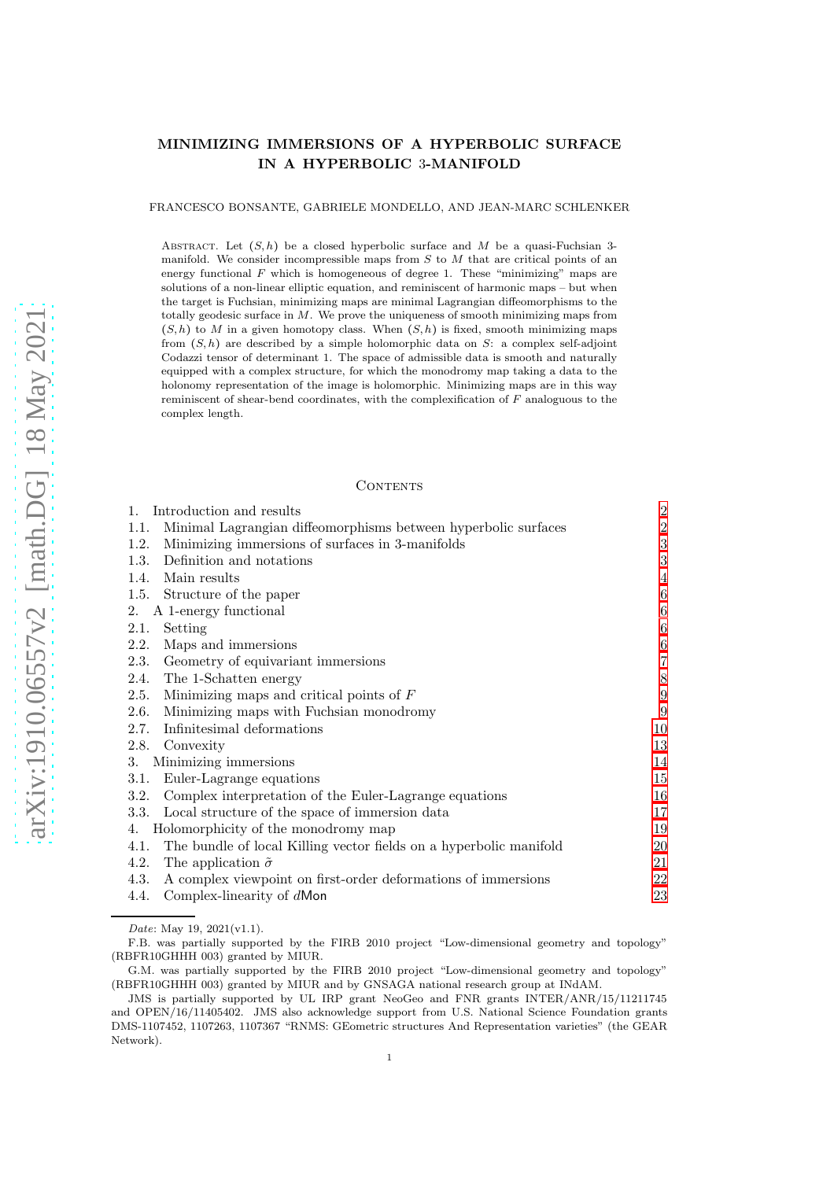# MINIMIZING IMMERSIONS OF A HYPERBOLIC SURFACE IN A HYPERBOLIC 3-MANIFOLD

FRANCESCO BONSANTE, GABRIELE MONDELLO, AND JEAN-MARC SCHLENKER

Abstract. Let $(S, h)$ be a closed hyperbolic surface and $M$ be a quasi-Fuchsian 3-manifold. We consider incompressible maps from $S$ to $M$ that are critical points of an energy functional $F$ which is homogeneous of degree 1. These "minimizing" maps are solutions of a non-linear elliptic equation, and reminiscent of harmonic maps – but when the target is Fuchsian, minimizing maps are minimal Lagrangian diffeomorphisms to the totally geodesic surface in $M$. We prove the uniqueness of smooth minimizing maps from $(S, h)$ to $M$ in a given homotopy class. When $(S, h)$ is fixed, smooth minimizing maps from $(S, h)$ are described by a simple holomorphic data on $S$: a complex self-adjoint Codazzi tensor of determinant 1. The space of admissible data is smooth and naturally equipped with a complex structure, for which the monodromy map taking a data to the holonomy representation of the image is holomorphic. Minimizing maps are in this way reminiscent of shear-bend coordinates, with the complexification of $F$ analoguous to the complex length.

## Contents

| | |
|---|---|
| 1. Introduction and results | 2 |
| 1.1. Minimal Lagrangian diffeomorphisms between hyperbolic surfaces | 2 |
| 1.2. Minimizing immersions of surfaces in 3-manifolds | 3 |
| 1.3. Definition and notations | 3 |
| 1.4. Main results | 4 |
| 1.5. Structure of the paper | 6 |
| 2. A 1-energy functional | 6 |
| 2.1. Setting | 6 |
| 2.2. Maps and immersions | 6 |
| 2.3. Geometry of equivariant immersions | 7 |
| 2.4. The 1-Schatten energy | 8 |
| 2.5. Minimizing maps and critical points of $F$ | 9 |
| 2.6. Minimizing maps with Fuchsian monodromy | 9 |
| 2.7. Infinitesimal deformations | 10 |
| 2.8. Convexity | 13 |
| 3. Minimizing immersions | 14 |
| 3.1. Euler-Lagrange equations | 15 |
| 3.2. Complex interpretation of the Euler-Lagrange equations | 16 |
| 3.3. Local structure of the space of immersion data | 17 |
| 4. Holomorphicity of the monodromy map | 19 |
| 4.1. The bundle of local Killing vector fields on a hyperbolic manifold | 20 |
| 4.2. The application $\tilde{\sigma}$ | 21 |
| 4.3. A complex viewpoint on first-order deformations of immersions | 22 |
| 4.4. Complex-linearity of $d\mathsf{Mon}$ | 23 |

*Date*: May 19, 2021(v1.1).

F.B. was partially supported by the FIRB 2010 project "Low-dimensional geometry and topology" (RBFR10GHHH 003) granted by MIUR.

G.M. was partially supported by the FIRB 2010 project "Low-dimensional geometry and topology" (RBFR10GHHH 003) granted by MIUR and by GNSAGA national research group at INdAM.

JMS is partially supported by UL IRP grant NeoGeo and FNR grants INTER/ANR/15/11211745 and OPEN/16/11405402. JMS also acknowledge support from U.S. National Science Foundation grants DMS-1107452, 1107263, 1107367 "RNMS: GEometric structures And Representation varieties" (the GEAR Network).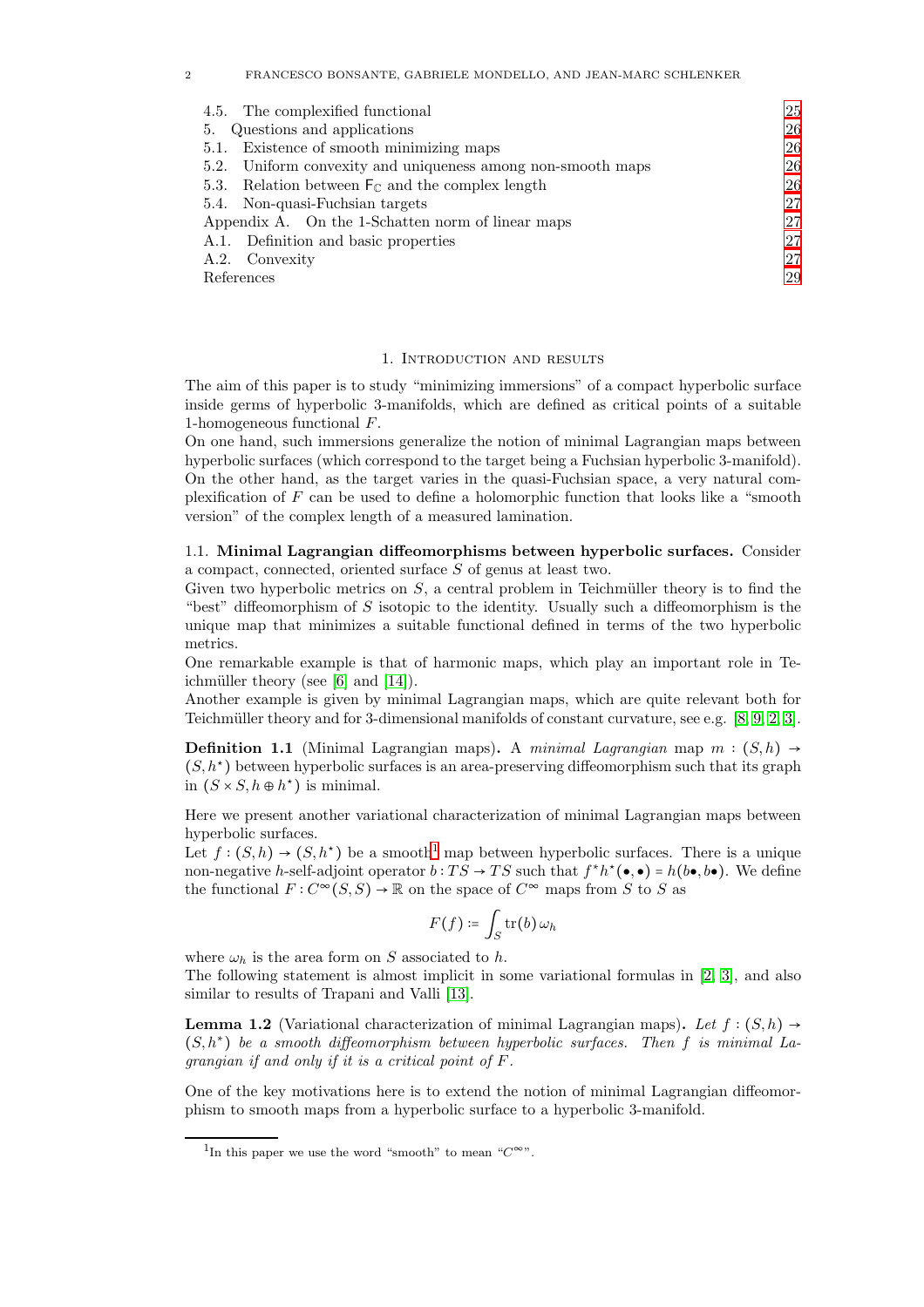4.5. The complexified functional 25
5. Questions and applications 26
5.1. Existence of smooth minimizing maps 26
5.2. Uniform convexity and uniqueness among non-smooth maps 26
5.3. Relation between $\mathsf{F}_{\mathbb{C}}$ and the complex length 26
5.4. Non-quasi-Fuchsian targets 27
Appendix A. On the 1-Schatten norm of linear maps 27
A.1. Definition and basic properties 27
A.2. Convexity 27
References 29

## 1. Introduction and results

The aim of this paper is to study "minimizing immersions" of a compact hyperbolic surface inside germs of hyperbolic 3-manifolds, which are defined as critical points of a suitable 1-homogeneous functional $F$.

On one hand, such immersions generalize the notion of minimal Lagrangian maps between hyperbolic surfaces (which correspond to the target being a Fuchsian hyperbolic 3-manifold). On the other hand, as the target varies in the quasi-Fuchsian space, a very natural complexification of $F$ can be used to define a holomorphic function that looks like a "smooth version" of the complex length of a measured lamination.

### 1.1. Minimal Lagrangian diffeomorphisms between hyperbolic surfaces.

Consider a compact, connected, oriented surface $S$ of genus at least two.

Given two hyperbolic metrics on $S$, a central problem in Teichmüller theory is to find the "best" diffeomorphism of $S$ isotopic to the identity. Usually such a diffeomorphism is the unique map that minimizes a suitable functional defined in terms of the two hyperbolic metrics.

One remarkable example is that of harmonic maps, which play an important role in Teichmüller theory (see [6] and [14]).

Another example is given by minimal Lagrangian maps, which are quite relevant both for Teichmüller theory and for 3-dimensional manifolds of constant curvature, see e.g. [8, 9, 2, 3].

**Definition 1.1** (Minimal Lagrangian maps)**.** A *minimal Lagrangian* map $m : (S, h) \to (S, h^\star)$ between hyperbolic surfaces is an area-preserving diffeomorphism such that its graph in $(S \times S, h \oplus h^\star)$ is minimal.

Here we present another variational characterization of minimal Lagrangian maps between hyperbolic surfaces.

Let $f : (S, h) \to (S, h^\star)$ be a smooth[1] map between hyperbolic surfaces. There is a unique non-negative $h$-self-adjoint operator $b : TS \to TS$ such that $f^\star h^\star(\bullet, \bullet) = h(b\bullet, b\bullet)$. We define the functional $F : C^\infty(S, S) \to \mathbb{R}$ on the space of $C^\infty$ maps from $S$ to $S$ as

$$F(f) := \int_S \mathrm{tr}(b)\, \omega_h$$

where $\omega_h$ is the area form on $S$ associated to $h$.

The following statement is almost implicit in some variational formulas in [2, 3], and also similar to results of Trapani and Valli [13].

**Lemma 1.2** (Variational characterization of minimal Lagrangian maps)**.** *Let $f : (S, h) \to (S, h^\star)$ be a smooth diffeomorphism between hyperbolic surfaces. Then $f$ is minimal Lagrangian if and only if it is a critical point of $F$.*

One of the key motivations here is to extend the notion of minimal Lagrangian diffeomorphism to smooth maps from a hyperbolic surface to a hyperbolic 3-manifold.

[1] In this paper we use the word "smooth" to mean "$C^\infty$".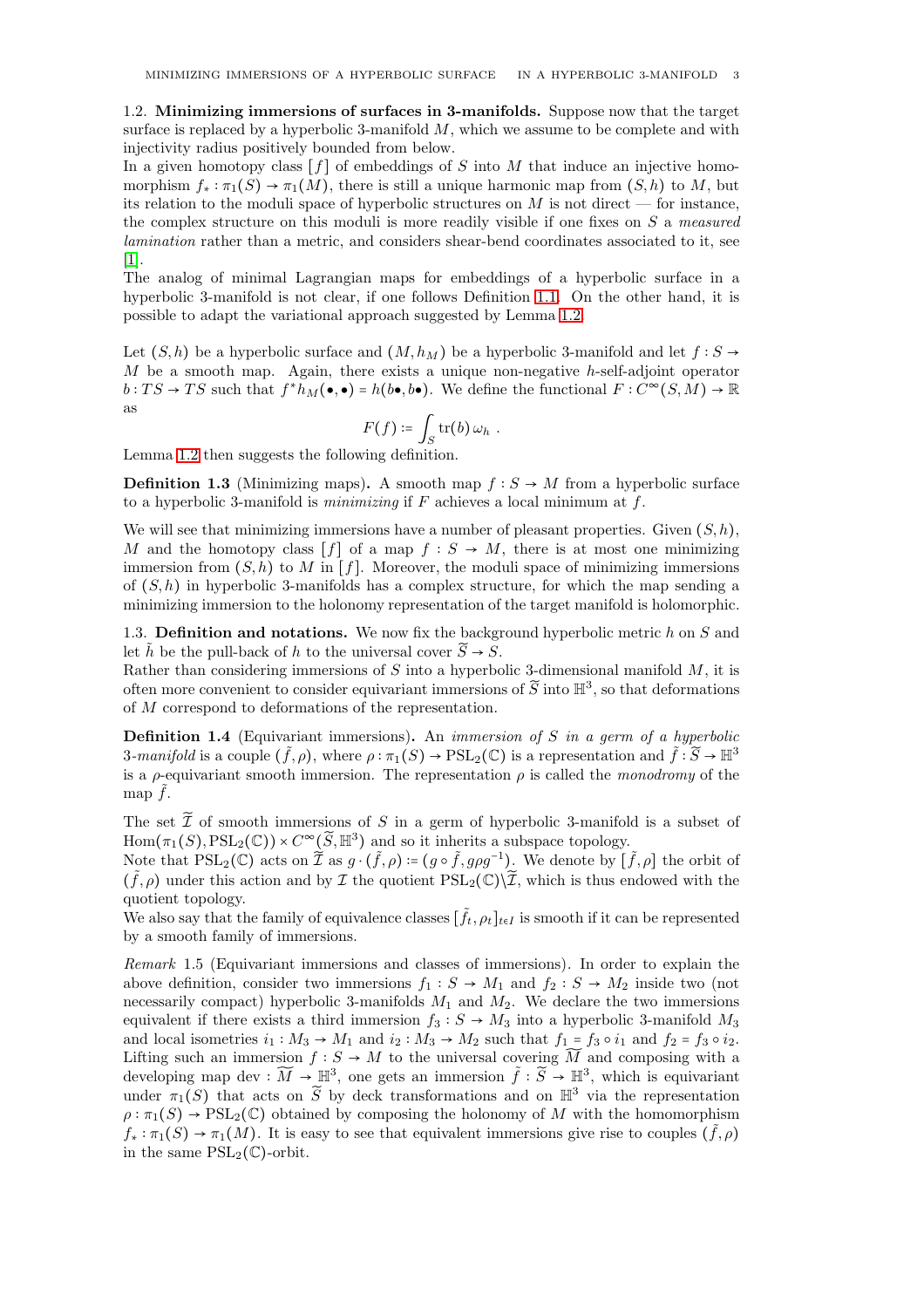1.2. **Minimizing immersions of surfaces in 3-manifolds.** Suppose now that the target surface is replaced by a hyperbolic 3-manifold $M$, which we assume to be complete and with injectivity radius positively bounded from below.

In a given homotopy class $[f]$ of embeddings of $S$ into $M$ that induce an injective homomorphism $f_* : \pi_1(S) \to \pi_1(M)$, there is still a unique harmonic map from $(S, h)$ to $M$, but its relation to the moduli space of hyperbolic structures on $M$ is not direct — for instance, the complex structure on this moduli is more readily visible if one fixes on $S$ a *measured lamination* rather than a metric, and considers shear-bend coordinates associated to it, see [1].

The analog of minimal Lagrangian maps for embeddings of a hyperbolic surface in a hyperbolic 3-manifold is not clear, if one follows Definition 1.1. On the other hand, it is possible to adapt the variational approach suggested by Lemma 1.2.

Let $(S, h)$ be a hyperbolic surface and $(M, h_M)$ be a hyperbolic 3-manifold and let $f : S \to M$ be a smooth map. Again, there exists a unique non-negative $h$-self-adjoint operator $b : TS \to TS$ such that $f^* h_M(\bullet, \bullet) = h(b\bullet, b\bullet)$. We define the functional $F : C^\infty(S, M) \to \mathbb{R}$ as

$$F(f) := \int_S \mathrm{tr}(b)\, \omega_h \ .$$

Lemma 1.2 then suggests the following definition.

**Definition 1.3** (Minimizing maps)**.** A smooth map $f : S \to M$ from a hyperbolic surface to a hyperbolic 3-manifold is *minimizing* if $F$ achieves a local minimum at $f$.

We will see that minimizing immersions have a number of pleasant properties. Given $(S, h)$, $M$ and the homotopy class $[f]$ of a map $f : S \to M$, there is at most one minimizing immersion from $(S, h)$ to $M$ in $[f]$. Moreover, the moduli space of minimizing immersions of $(S, h)$ in hyperbolic 3-manifolds has a complex structure, for which the map sending a minimizing immersion to the holonomy representation of the target manifold is holomorphic.

1.3. **Definition and notations.** We now fix the background hyperbolic metric $h$ on $S$ and let $\tilde{h}$ be the pull-back of $h$ to the universal cover $\widetilde{S} \to S$.

Rather than considering immersions of $S$ into a hyperbolic 3-dimensional manifold $M$, it is often more convenient to consider equivariant immersions of $\widetilde{S}$ into $\mathbb{H}^3$, so that deformations of $M$ correspond to deformations of the representation.

**Definition 1.4** (Equivariant immersions)**.** An *immersion of $S$ in a germ of a hyperbolic 3-manifold* is a couple $(\tilde{f}, \rho)$, where $\rho : \pi_1(S) \to \mathrm{PSL}_2(\mathbb{C})$ is a representation and $\tilde{f} : \widetilde{S} \to \mathbb{H}^3$ is a $\rho$-equivariant smooth immersion. The representation $\rho$ is called the *monodromy* of the map $\tilde{f}$.

The set $\widetilde{\mathcal{I}}$ of smooth immersions of $S$ in a germ of hyperbolic 3-manifold is a subset of $\mathrm{Hom}(\pi_1(S), \mathrm{PSL}_2(\mathbb{C})) \times C^\infty(\widetilde{S}, \mathbb{H}^3)$ and so it inherits a subspace topology.

Note that $\mathrm{PSL}_2(\mathbb{C})$ acts on $\widetilde{\mathcal{I}}$ as $g \cdot (\tilde{f}, \rho) := (g \circ \tilde{f}, g\rho g^{-1})$. We denote by $[\tilde{f}, \rho]$ the orbit of $(\tilde{f}, \rho)$ under this action and by $\mathcal{I}$ the quotient $\mathrm{PSL}_2(\mathbb{C}) \backslash \widetilde{\mathcal{I}}$, which is thus endowed with the quotient topology.

We also say that the family of equivalence classes $[\tilde{f}_t, \rho_t]_{t \in I}$ is smooth if it can be represented by a smooth family of immersions.

*Remark* 1.5 (Equivariant immersions and classes of immersions). In order to explain the above definition, consider two immersions $f_1 : S \to M_1$ and $f_2 : S \to M_2$ inside two (not necessarily compact) hyperbolic 3-manifolds $M_1$ and $M_2$. We declare the two immersions equivalent if there exists a third immersion $f_3 : S \to M_3$ into a hyperbolic 3-manifold $M_3$ and local isometries $i_1 : M_3 \to M_1$ and $i_2 : M_3 \to M_2$ such that $f_1 = f_3 \circ i_1$ and $f_2 = f_3 \circ i_2$. Lifting such an immersion $f : S \to M$ to the universal covering $\widetilde{M}$ and composing with a developing map $\mathrm{dev} : \widetilde{M} \to \mathbb{H}^3$, one gets an immersion $\tilde{f} : \widetilde{S} \to \mathbb{H}^3$, which is equivariant under $\pi_1(S)$ that acts on $\widetilde{S}$ by deck transformations and on $\mathbb{H}^3$ via the representation $\rho : \pi_1(S) \to \mathrm{PSL}_2(\mathbb{C})$ obtained by composing the holonomy of $M$ with the homomorphism $f_* : \pi_1(S) \to \pi_1(M)$. It is easy to see that equivalent immersions give rise to couples $(\tilde{f}, \rho)$ in the same $\mathrm{PSL}_2(\mathbb{C})$-orbit.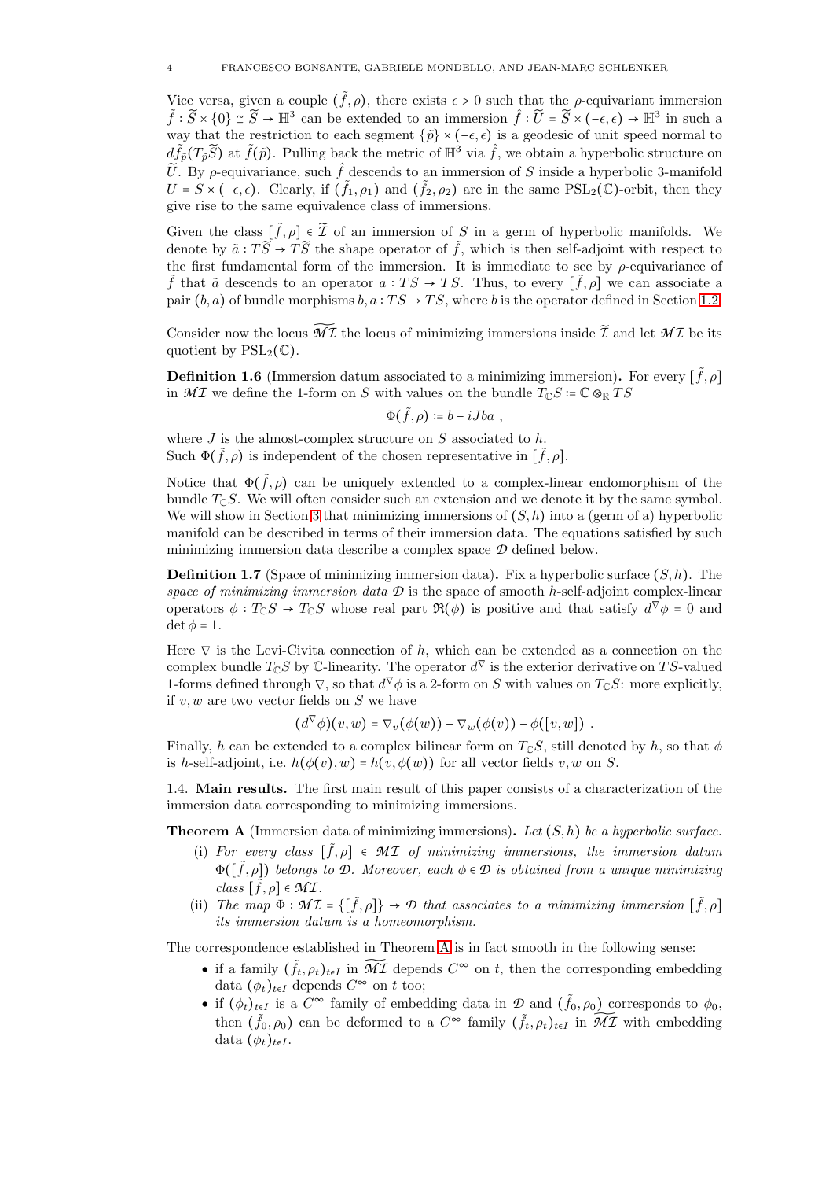Vice versa, given a couple $(\tilde{f},\rho)$, there exists $\epsilon > 0$ such that the $\rho$-equivariant immersion $\tilde{f} : \widetilde{S} \times \{0\} \cong \widetilde{S} \to \mathbb{H}^3$ can be extended to an immersion $\hat{f} : \widetilde{U} = \widetilde{S} \times (-\epsilon,\epsilon) \to \mathbb{H}^3$ in such a way that the restriction to each segment $\{\tilde{p}\} \times (-\epsilon,\epsilon)$ is a geodesic of unit speed normal to $d\tilde{f}_{\tilde{p}}(T_{\tilde{p}}\widetilde{S})$ at $\tilde{f}(\tilde{p})$. Pulling back the metric of $\mathbb{H}^3$ via $\hat{f}$, we obtain a hyperbolic structure on $\widetilde{U}$. By $\rho$-equivariance, such $\hat{f}$ descends to an immersion of $S$ inside a hyperbolic 3-manifold $U = S \times (-\epsilon,\epsilon)$. Clearly, if $(\tilde{f}_1,\rho_1)$ and $(\tilde{f}_2,\rho_2)$ are in the same $\mathrm{PSL}_2(\mathbb{C})$-orbit, then they give rise to the same equivalence class of immersions.

Given the class $[\tilde{f},\rho] \in \widetilde{\mathcal{I}}$ of an immersion of $S$ in a germ of hyperbolic manifolds. We denote by $\tilde{a} : T\widetilde{S} \to T\widetilde{S}$ the shape operator of $\tilde{f}$, which is then self-adjoint with respect to the first fundamental form of the immersion. It is immediate to see by $\rho$-equivariance of $\tilde{f}$ that $\tilde{a}$ descends to an operator $a : TS \to TS$. Thus, to every $[\tilde{f},\rho]$ we can associate a pair $(b,a)$ of bundle morphisms $b,a : TS \to TS$, where $b$ is the operator defined in Section 1.2.

Consider now the locus $\widetilde{\mathcal{MI}}$ the locus of minimizing immersions inside $\widetilde{\mathcal{I}}$ and let $\mathcal{MI}$ be its quotient by $\mathrm{PSL}_2(\mathbb{C})$.

**Definition 1.6** (Immersion datum associated to a minimizing immersion)**.** For every $[\tilde{f},\rho]$ in $\mathcal{MI}$ we define the 1-form on $S$ with values on the bundle $T_{\mathbb{C}}S := \mathbb{C} \otimes_{\mathbb{R}} TS$

$$\Phi(\tilde{f},\rho) := b - iJba \ ,$$

where $J$ is the almost-complex structure on $S$ associated to $h$.
Such $\Phi(\tilde{f},\rho)$ is independent of the chosen representative in $[\tilde{f},\rho]$.

Notice that $\Phi(\tilde{f},\rho)$ can be uniquely extended to a complex-linear endomorphism of the bundle $T_{\mathbb{C}}S$. We will often consider such an extension and we denote it by the same symbol. We will show in Section 3 that minimizing immersions of $(S,h)$ into a (germ of a) hyperbolic manifold can be described in terms of their immersion data. The equations satisfied by such minimizing immersion data describe a complex space $\mathcal{D}$ defined below.

**Definition 1.7** (Space of minimizing immersion data)**.** Fix a hyperbolic surface $(S,h)$. The *space of minimizing immersion data* $\mathcal{D}$ is the space of smooth $h$-self-adjoint complex-linear operators $\phi : T_{\mathbb{C}}S \to T_{\mathbb{C}}S$ whose real part $\Re(\phi)$ is positive and that satisfy $d^{\nabla}\phi = 0$ and $\det\phi = 1$.

Here $\nabla$ is the Levi-Civita connection of $h$, which can be extended as a connection on the complex bundle $T_{\mathbb{C}}S$ by $\mathbb{C}$-linearity. The operator $d^{\nabla}$ is the exterior derivative on $TS$-valued 1-forms defined through $\nabla$, so that $d^{\nabla}\phi$ is a 2-form on $S$ with values on $T_{\mathbb{C}}S$: more explicitly, if $v,w$ are two vector fields on $S$ we have

$$(d^{\nabla}\phi)(v,w) = \nabla_v(\phi(w)) - \nabla_w(\phi(v)) - \phi([v,w]) \ .$$

Finally, $h$ can be extended to a complex bilinear form on $T_{\mathbb{C}}S$, still denoted by $h$, so that $\phi$ is $h$-self-adjoint, i.e. $h(\phi(v),w) = h(v,\phi(w))$ for all vector fields $v,w$ on $S$.

### 1.4. Main results.

The first main result of this paper consists of a characterization of the immersion data corresponding to minimizing immersions.

**Theorem A** (Immersion data of minimizing immersions)**.** *Let $(S,h)$ be a hyperbolic surface.*

- (i) *For every class $[\tilde{f},\rho] \in \mathcal{MI}$ of minimizing immersions, the immersion datum $\Phi([\tilde{f},\rho])$ belongs to $\mathcal{D}$. Moreover, each $\phi \in \mathcal{D}$ is obtained from a unique minimizing class $[\tilde{f},\rho] \in \mathcal{MI}$.*
- (ii) *The map $\Phi : \mathcal{MI} = \{[\tilde{f},\rho]\} \to \mathcal{D}$ that associates to a minimizing immersion $[\tilde{f},\rho]$ its immersion datum is a homeomorphism.*

The correspondence established in Theorem A is in fact smooth in the following sense:

- if a family $(\tilde{f}_t,\rho_t)_{t\in I}$ in $\widetilde{\mathcal{MI}}$ depends $C^\infty$ on $t$, then the corresponding embedding data $(\phi_t)_{t\in I}$ depends $C^\infty$ on $t$ too;
- if $(\phi_t)_{t\in I}$ is a $C^\infty$ family of embedding data in $\mathcal{D}$ and $(\tilde{f}_0,\rho_0)$ corresponds to $\phi_0$, then $(\tilde{f}_0,\rho_0)$ can be deformed to a $C^\infty$ family $(\tilde{f}_t,\rho_t)_{t\in I}$ in $\widetilde{\mathcal{MI}}$ with embedding data $(\phi_t)_{t\in I}$.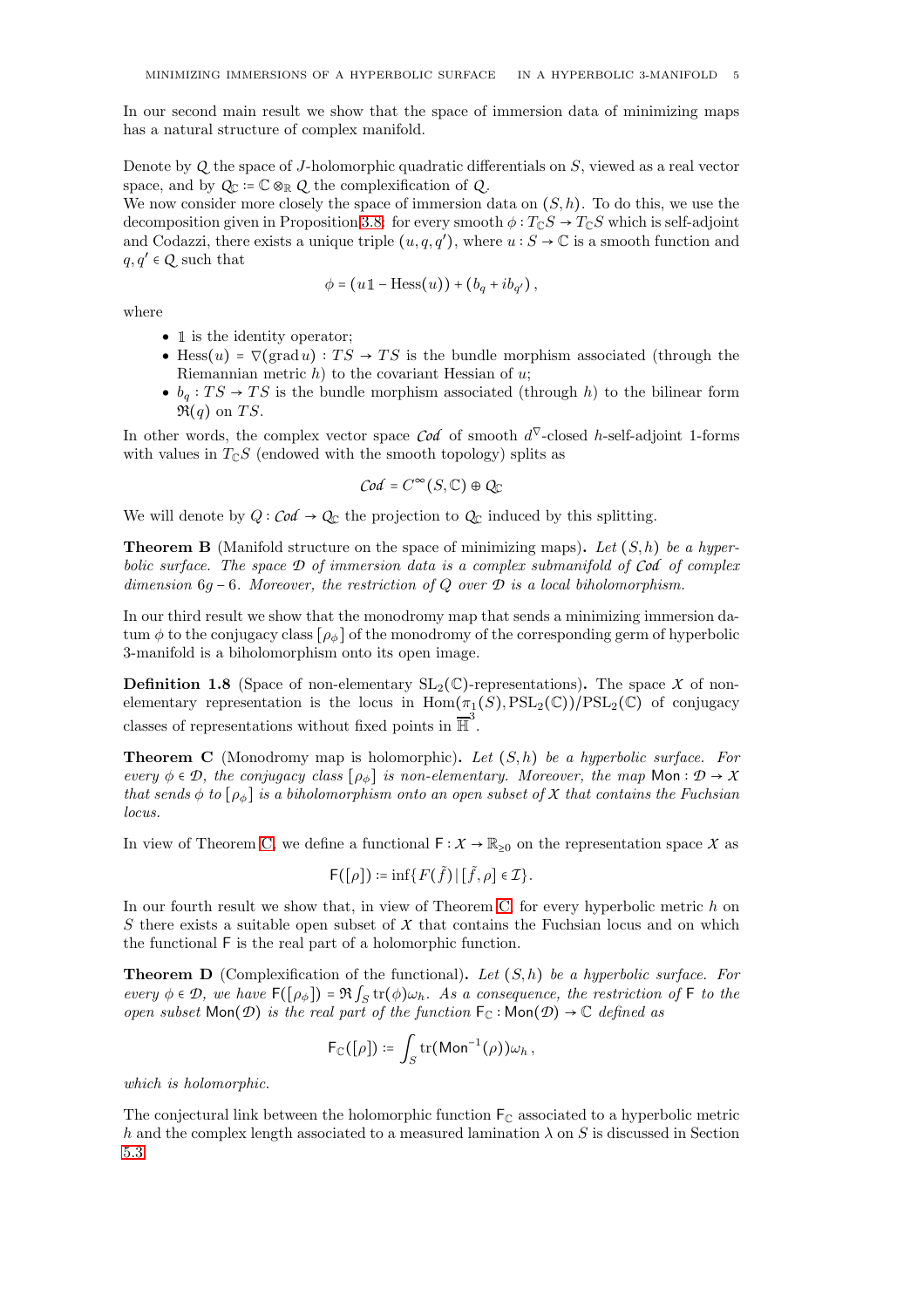In our second main result we show that the space of immersion data of minimizing maps has a natural structure of complex manifold.

Denote by $\mathcal{Q}$ the space of $J$-holomorphic quadratic differentials on $S$, viewed as a real vector space, and by $\mathcal{Q}_{\mathbb{C}} := \mathbb{C} \otimes_{\mathbb{R}} \mathcal{Q}$ the complexification of $\mathcal{Q}$.
We now consider more closely the space of immersion data on $(S, h)$. To do this, we use the decomposition given in Proposition 3.8: for every smooth $\phi : T_{\mathbb{C}}S \to T_{\mathbb{C}}S$ which is self-adjoint and Codazzi, there exists a unique triple $(u, q, q')$, where $u : S \to \mathbb{C}$ is a smooth function and $q, q' \in \mathcal{Q}$ such that

$$\phi = (u\mathbb{1} - \mathrm{Hess}(u)) + (b_q + i b_{q'}) ,$$

where

- $\mathbb{1}$ is the identity operator;
- $\mathrm{Hess}(u) = \nabla(\operatorname{grad} u) : TS \to TS$ is the bundle morphism associated (through the Riemannian metric $h$) to the covariant Hessian of $u$;
- $b_q : TS \to TS$ is the bundle morphism associated (through $h$) to the bilinear form $\Re(q)$ on $TS$.

In other words, the complex vector space $\mathcal{Cod}$ of smooth $d^{\nabla}$-closed $h$-self-adjoint 1-forms with values in $T_{\mathbb{C}}S$ (endowed with the smooth topology) splits as

$$\mathcal{Cod} = C^{\infty}(S, \mathbb{C}) \oplus \mathcal{Q}_{\mathbb{C}}$$

We will denote by $Q : \mathcal{Cod} \to \mathcal{Q}_{\mathbb{C}}$ the projection to $\mathcal{Q}_{\mathbb{C}}$ induced by this splitting.

**Theorem B** (Manifold structure on the space of minimizing maps)**.** *Let $(S, h)$ be a hyperbolic surface. The space $\mathcal{D}$ of immersion data is a complex submanifold of $\mathcal{Cod}$ of complex dimension $6g - 6$. Moreover, the restriction of $Q$ over $\mathcal{D}$ is a local biholomorphism.*

In our third result we show that the monodromy map that sends a minimizing immersion datum $\phi$ to the conjugacy class $[\rho_\phi]$ of the monodromy of the corresponding germ of hyperbolic 3-manifold is a biholomorphism onto its open image.

**Definition 1.8** (Space of non-elementary $\mathrm{SL}_2(\mathbb{C})$-representations)**.** The space $\mathcal{X}$ of non-elementary representation is the locus in $\mathrm{Hom}(\pi_1(S), \mathrm{PSL}_2(\mathbb{C}))/\mathrm{PSL}_2(\mathbb{C})$ of conjugacy classes of representations without fixed points in $\overline{\mathbb{H}}^3$.

**Theorem C** (Monodromy map is holomorphic)**.** *Let $(S, h)$ be a hyperbolic surface. For every $\phi \in \mathcal{D}$, the conjugacy class $[\rho_\phi]$ is non-elementary. Moreover, the map $\mathsf{Mon} : \mathcal{D} \to \mathcal{X}$ that sends $\phi$ to $[\rho_\phi]$ is a biholomorphism onto an open subset of $\mathcal{X}$ that contains the Fuchsian locus.*

In view of Theorem C, we define a functional $\mathsf{F} : \mathcal{X} \to \mathbb{R}_{\geq 0}$ on the representation space $\mathcal{X}$ as

$$\mathsf{F}([\rho]) := \inf\{ F(\tilde{f}) \,|\, [\tilde{f}, \rho] \in \mathcal{I}\}.$$

In our fourth result we show that, in view of Theorem C, for every hyperbolic metric $h$ on $S$ there exists a suitable open subset of $\mathcal{X}$ that contains the Fuchsian locus and on which the functional $\mathsf{F}$ is the real part of a holomorphic function.

**Theorem D** (Complexification of the functional)**.** *Let $(S, h)$ be a hyperbolic surface. For every $\phi \in \mathcal{D}$, we have $\mathsf{F}([\rho_\phi]) = \Re \int_S \mathrm{tr}(\phi)\omega_h$. As a consequence, the restriction of $\mathsf{F}$ to the open subset $\mathsf{Mon}(\mathcal{D})$ is the real part of the function $\mathsf{F}_{\mathbb{C}} : \mathsf{Mon}(\mathcal{D}) \to \mathbb{C}$ defined as*

$$\mathsf{F}_{\mathbb{C}}([\rho]) := \int_S \mathrm{tr}(\mathsf{Mon}^{-1}(\rho))\omega_h ,$$

*which is holomorphic.*

The conjectural link between the holomorphic function $\mathsf{F}_{\mathbb{C}}$ associated to a hyperbolic metric $h$ and the complex length associated to a measured lamination $\lambda$ on $S$ is discussed in Section 5.3.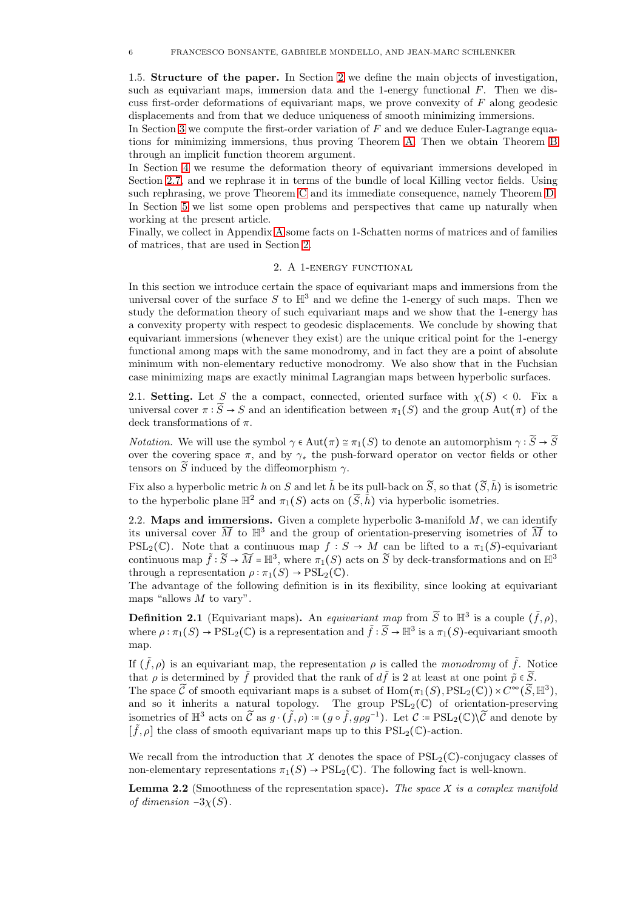**1.5. Structure of the paper.** In Section 2 we define the main objects of investigation, such as equivariant maps, immersion data and the 1-energy functional $F$. Then we discuss first-order deformations of equivariant maps, we prove convexity of $F$ along geodesic displacements and from that we deduce uniqueness of smooth minimizing immersions.

In Section 3 we compute the first-order variation of $F$ and we deduce Euler-Lagrange equations for minimizing immersions, thus proving Theorem A. Then we obtain Theorem B through an implicit function theorem argument.

In Section 4 we resume the deformation theory of equivariant immersions developed in Section 2.7, and we rephrase it in terms of the bundle of local Killing vector fields. Using such rephrasing, we prove Theorem C and its immediate consequence, namely Theorem D.

In Section 5 we list some open problems and perspectives that came up naturally when working at the present article.

Finally, we collect in Appendix A some facts on 1-Schatten norms of matrices and of families of matrices, that are used in Section 2.

## 2. A 1-energy functional

In this section we introduce certain the space of equivariant maps and immersions from the universal cover of the surface $S$ to $\mathbb{H}^3$ and we define the 1-energy of such maps. Then we study the deformation theory of such equivariant maps and we show that the 1-energy has a convexity property with respect to geodesic displacements. We conclude by showing that equivariant immersions (whenever they exist) are the unique critical point for the 1-energy functional among maps with the same monodromy, and in fact they are a point of absolute minimum with non-elementary reductive monodromy. We also show that in the Fuchsian case minimizing maps are exactly minimal Lagrangian maps between hyperbolic surfaces.

**2.1. Setting.** Let $S$ the a compact, connected, oriented surface with $\chi(S) < 0$. Fix a universal cover $\pi : \widetilde{S} \to S$ and an identification between $\pi_1(S)$ and the group $\mathrm{Aut}(\pi)$ of the deck transformations of $\pi$.

*Notation.* We will use the symbol $\gamma \in \mathrm{Aut}(\pi) \cong \pi_1(S)$ to denote an automorphism $\gamma : \widetilde{S} \to \widetilde{S}$ over the covering space $\pi$, and by $\gamma_*$ the push-forward operator on vector fields or other tensors on $\widetilde{S}$ induced by the diffeomorphism $\gamma$.

Fix also a hyperbolic metric $h$ on $S$ and let $\tilde{h}$ be its pull-back on $\widetilde{S}$, so that $(\widetilde{S}, \tilde{h})$ is isometric to the hyperbolic plane $\mathbb{H}^2$ and $\pi_1(S)$ acts on $(\widetilde{S}, \tilde{h})$ via hyperbolic isometries.

**2.2. Maps and immersions.** Given a complete hyperbolic 3-manifold $M$, we can identify its universal cover $\widetilde{M}$ to $\mathbb{H}^3$ and the group of orientation-preserving isometries of $\widetilde{M}$ to $\mathrm{PSL}_2(\mathbb{C})$. Note that a continuous map $f : S \to M$ can be lifted to a $\pi_1(S)$-equivariant continuous map $\tilde{f} : \widetilde{S} \to \widetilde{M} = \mathbb{H}^3$, where $\pi_1(S)$ acts on $\widetilde{S}$ by deck-transformations and on $\mathbb{H}^3$ through a representation $\rho : \pi_1(S) \to \mathrm{PSL}_2(\mathbb{C})$.

The advantage of the following definition is in its flexibility, since looking at equivariant maps "allows $M$ to vary".

**Definition 2.1** (Equivariant maps)**.** An *equivariant map* from $\widetilde{S}$ to $\mathbb{H}^3$ is a couple $(\tilde{f}, \rho)$, where $\rho : \pi_1(S) \to \mathrm{PSL}_2(\mathbb{C})$ is a representation and $\tilde{f} : \widetilde{S} \to \mathbb{H}^3$ is a $\pi_1(S)$-equivariant smooth map.

If $(\tilde{f}, \rho)$ is an equivariant map, the representation $\rho$ is called the *monodromy* of $\tilde{f}$. Notice that $\rho$ is determined by $\tilde{f}$ provided that the rank of $d\tilde{f}$ is 2 at least at one point $\tilde{p} \in \widetilde{S}$.

The space $\widetilde{\mathcal{C}}$ of smooth equivariant maps is a subset of $\mathrm{Hom}(\pi_1(S), \mathrm{PSL}_2(\mathbb{C})) \times C^\infty(\widetilde{S}, \mathbb{H}^3)$, and so it inherits a natural topology. The group $\mathrm{PSL}_2(\mathbb{C})$ of orientation-preserving isometries of $\mathbb{H}^3$ acts on $\widetilde{\mathcal{C}}$ as $g \cdot (\tilde{f}, \rho) \coloneqq (g \circ \tilde{f}, g\rho g^{-1})$. Let $\mathcal{C} \coloneqq \mathrm{PSL}_2(\mathbb{C}) \backslash \widetilde{\mathcal{C}}$ and denote by $[\tilde{f}, \rho]$ the class of smooth equivariant maps up to this $\mathrm{PSL}_2(\mathbb{C})$-action.

We recall from the introduction that $\mathcal{X}$ denotes the space of $\mathrm{PSL}_2(\mathbb{C})$-conjugacy classes of non-elementary representations $\pi_1(S) \to \mathrm{PSL}_2(\mathbb{C})$. The following fact is well-known.

**Lemma 2.2** (Smoothness of the representation space)**.** *The space $\mathcal{X}$ is a complex manifold of dimension $-3\chi(S)$.*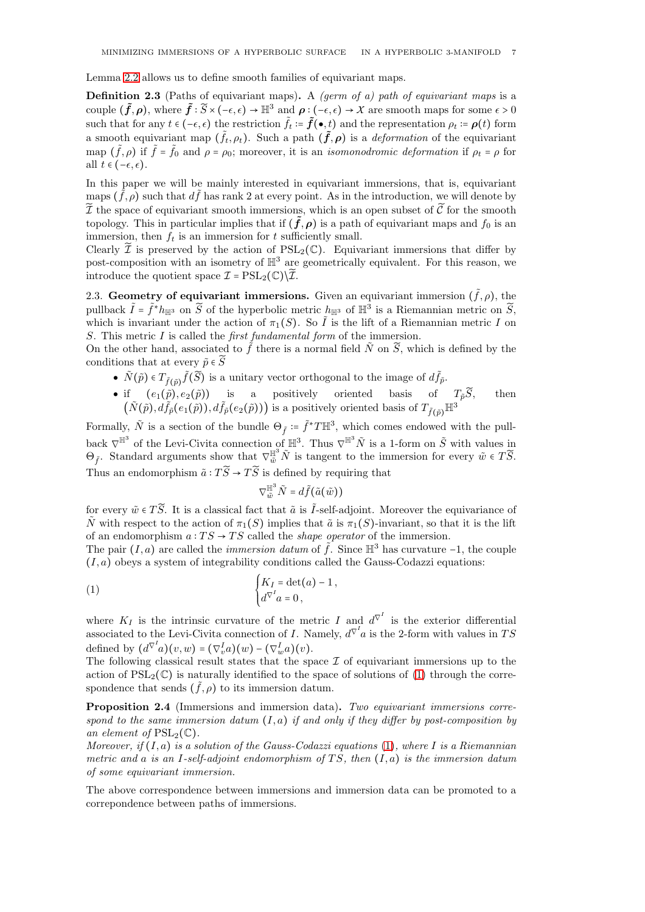Lemma 2.2 allows us to define smooth families of equivariant maps.

**Definition 2.3** (Paths of equivariant maps)**.** A *(germ of a) path of equivariant maps* is a couple $(\tilde{\boldsymbol{f}}, \boldsymbol{\rho})$, where $\tilde{\boldsymbol{f}} : \widetilde{S} \times (-\epsilon, \epsilon) \to \mathbb{H}^3$ and $\boldsymbol{\rho} : (-\epsilon, \epsilon) \to \mathcal{X}$ are smooth maps for some $\epsilon > 0$ such that for any $t \in (-\epsilon, \epsilon)$ the restriction $\tilde{f}_t := \tilde{\boldsymbol{f}}(\bullet, t)$ and the representation $\rho_t := \boldsymbol{\rho}(t)$ form a smooth equivariant map $(\tilde{f}_t, \rho_t)$. Such a path $(\tilde{\boldsymbol{f}}, \boldsymbol{\rho})$ is a *deformation* of the equivariant map $(\tilde{f}, \rho)$ if $\tilde{f} = \tilde{f}_0$ and $\rho = \rho_0$; moreover, it is an *isomonodromic deformation* if $\rho_t = \rho$ for all $t \in (-\epsilon, \epsilon)$.

In this paper we will be mainly interested in equivariant immersions, that is, equivariant maps $(\tilde{f}, \rho)$ such that $d\tilde{f}$ has rank 2 at every point. As in the introduction, we will denote by $\widetilde{\mathcal{I}}$ the space of equivariant smooth immersions, which is an open subset of $\widetilde{\mathcal{C}}$ for the smooth topology. This in particular implies that if $(\tilde{\boldsymbol{f}}, \boldsymbol{\rho})$ is a path of equivariant maps and $f_0$ is an immersion, then $f_t$ is an immersion for $t$ sufficiently small.
Clearly $\widetilde{\mathcal{I}}$ is preserved by the action of $\mathrm{PSL}_2(\mathbb{C})$. Equivariant immersions that differ by post-composition with an isometry of $\mathbb{H}^3$ are geometrically equivalent. For this reason, we introduce the quotient space $\mathcal{I} = \mathrm{PSL}_2(\mathbb{C}) \backslash \widetilde{\mathcal{I}}$.

2.3. **Geometry of equivariant immersions.** Given an equivariant immersion $(\tilde{f}, \rho)$, the pullback $\tilde{I} = \tilde{f}^* h_{\mathbb{H}^3}$ on $\widetilde{S}$ of the hyperbolic metric $h_{\mathbb{H}^3}$ of $\mathbb{H}^3$ is a Riemannian metric on $\widetilde{S}$, which is invariant under the action of $\pi_1(S)$. So $\tilde{I}$ is the lift of a Riemannian metric $I$ on $S$. This metric $I$ is called the *first fundamental form* of the immersion.
On the other hand, associated to $\tilde{f}$ there is a normal field $\tilde{N}$ on $\widetilde{S}$, which is defined by the conditions that at every $\tilde{p} \in \widetilde{S}$

- $\tilde{N}(\tilde{p}) \in T_{\tilde{f}(\tilde{p})} \tilde{f}(\widetilde{S})$ is a unitary vector orthogonal to the image of $d\tilde{f}_{\tilde{p}}$.
- if $(e_1(\tilde{p}), e_2(\tilde{p}))$ is a positively oriented basis of $T_{\tilde{p}}\widetilde{S}$, then $\big(\tilde{N}(\tilde{p}), d\tilde{f}_{\tilde{p}}(e_1(\tilde{p})), d\tilde{f}_{\tilde{p}}(e_2(\tilde{p}))\big)$ is a positively oriented basis of $T_{\tilde{f}(\tilde{p})}\mathbb{H}^3$

Formally, $\tilde{N}$ is a section of the bundle $\Theta_{\tilde{f}} := \tilde{f}^* T\mathbb{H}^3$, which comes endowed with the pullback $\nabla^{\mathbb{H}^3}$ of the Levi-Civita connection of $\mathbb{H}^3$. Thus $\nabla^{\mathbb{H}^3} \tilde{N}$ is a 1-form on $\tilde{S}$ with values in $\Theta_{\tilde{f}}$. Standard arguments show that $\nabla^{\mathbb{H}^3}_{\tilde{w}} \tilde{N}$ is tangent to the immersion for every $\tilde{w} \in T\widetilde{S}$. Thus an endomorphism $\tilde{a} : T\widetilde{S} \to T\widetilde{S}$ is defined by requiring that

$$\nabla^{\mathbb{H}^3}_{\tilde{w}} \tilde{N} = d\tilde{f}(\tilde{a}(\tilde{w}))$$

for every $\tilde{w} \in T\widetilde{S}$. It is a classical fact that $\tilde{a}$ is $\tilde{I}$-self-adjoint. Moreover the equivariance of $\tilde{N}$ with respect to the action of $\pi_1(S)$ implies that $\tilde{a}$ is $\pi_1(S)$-invariant, so that it is the lift of an endomorphism $a : TS \to TS$ called the *shape operator* of the immersion.
The pair $(I, a)$ are called the *immersion datum* of $\tilde{f}$. Since $\mathbb{H}^3$ has curvature $-1$, the couple $(I, a)$ obeys a system of integrability conditions called the Gauss-Codazzi equations:

$$\begin{cases} K_I = \det(a) - 1\,, \\ d^{\nabla^I} a = 0\,, \end{cases} \tag{1}$$

where $K_I$ is the intrinsic curvature of the metric $I$ and $d^{\nabla^I}$ is the exterior differential associated to the Levi-Civita connection of $I$. Namely, $d^{\nabla^I} a$ is the 2-form with values in $TS$ defined by $(d^{\nabla^I} a)(v, w) = (\nabla^I_v a)(w) - (\nabla^I_w a)(v)$.
The following classical result states that the space $\mathcal{I}$ of equivariant immersions up to the action of $\mathrm{PSL}_2(\mathbb{C})$ is naturally identified to the space of solutions of (1) through the correspondence that sends $(\tilde{f}, \rho)$ to its immersion datum.

**Proposition 2.4** (Immersions and immersion data)**.** *Two equivariant immersions correspond to the same immersion datum $(I, a)$ if and only if they differ by post-composition by an element of $\mathrm{PSL}_2(\mathbb{C})$.*
*Moreover, if $(I, a)$ is a solution of the Gauss-Codazzi equations (1), where $I$ is a Riemannian metric and $a$ is an $I$-self-adjoint endomorphism of $TS$, then $(I, a)$ is the immersion datum of some equivariant immersion.*

The above correspondence between immersions and immersion data can be promoted to a correpondence between paths of immersions.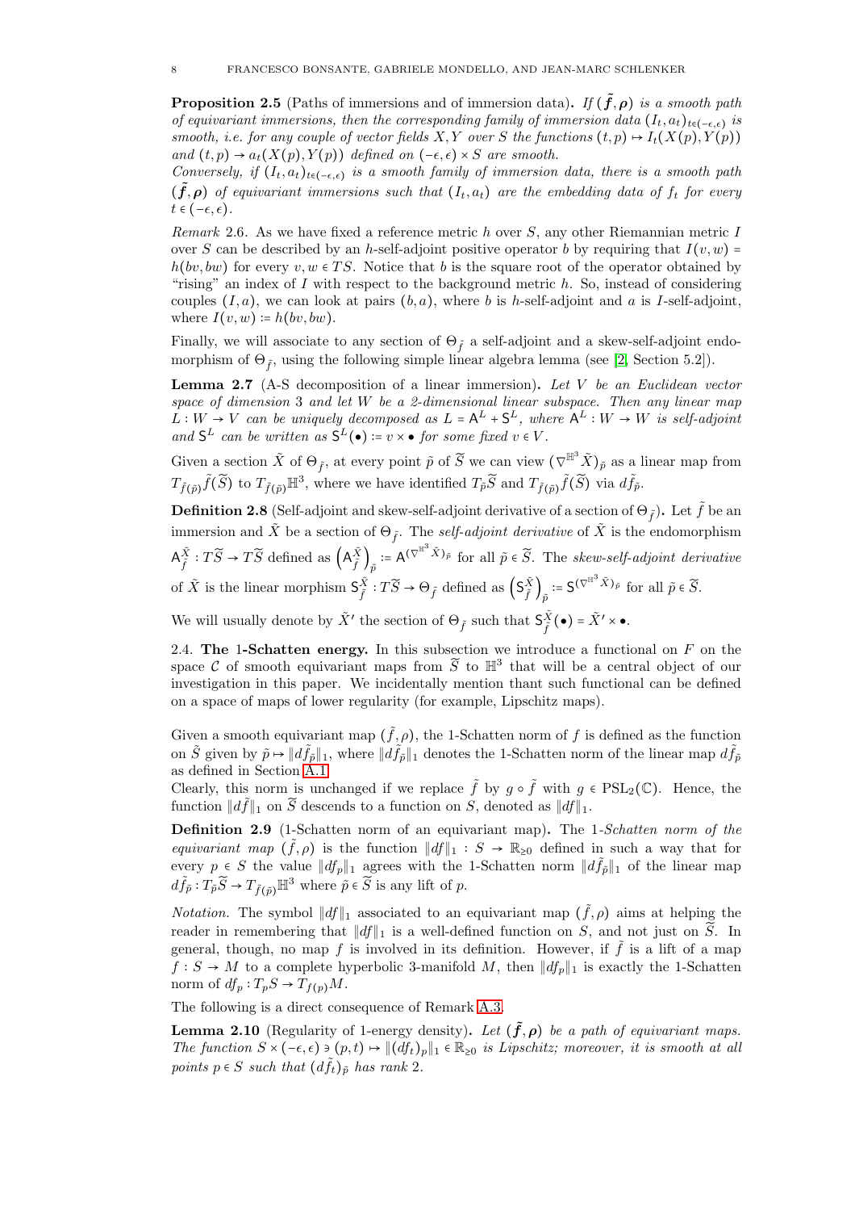**Proposition 2.5** (Paths of immersions and of immersion data)**.** *If $(\tilde{\boldsymbol{f}},\boldsymbol{\rho})$ is a smooth path of equivariant immersions, then the corresponding family of immersion data $(I_t,a_t)_{t\in(-\epsilon,\epsilon)}$ is smooth, i.e. for any couple of vector fields $X,Y$ over $S$ the functions $(t,p)\mapsto I_t(X(p),Y(p))$ and $(t,p)\to a_t(X(p),Y(p))$ defined on $(-\epsilon,\epsilon)\times S$ are smooth.*
*Conversely, if $(I_t,a_t)_{t\in(-\epsilon,\epsilon)}$ is a smooth family of immersion data, there is a smooth path $(\tilde{\boldsymbol{f}},\boldsymbol{\rho})$ of equivariant immersions such that $(I_t,a_t)$ are the embedding data of $f_t$ for every $t\in(-\epsilon,\epsilon)$.*

*Remark* 2.6. As we have fixed a reference metric $h$ over $S$, any other Riemannian metric $I$ over $S$ can be described by an $h$-self-adjoint positive operator $b$ by requiring that $I(v,w)=h(bv,bw)$ for every $v,w\in TS$. Notice that $b$ is the square root of the operator obtained by "rising" an index of $I$ with respect to the background metric $h$. So, instead of considering couples $(I,a)$, we can look at pairs $(b,a)$, where $b$ is $h$-self-adjoint and $a$ is $I$-self-adjoint, where $I(v,w)\coloneqq h(bv,bw)$.

Finally, we will associate to any section of $\Theta_{\tilde{f}}$ a self-adjoint and a skew-self-adjoint endomorphism of $\Theta_{\tilde{f}}$, using the following simple linear algebra lemma (see [2, Section 5.2]).

**Lemma 2.7** (A-S decomposition of a linear immersion)**.** *Let $V$ be an Euclidean vector space of dimension 3 and let $W$ be a 2-dimensional linear subspace. Then any linear map $L:W\to V$ can be uniquely decomposed as $L=\mathsf{A}^L+\mathsf{S}^L$, where $\mathsf{A}^L:W\to W$ is self-adjoint and $\mathsf{S}^L$ can be written as $\mathsf{S}^L(\bullet)\coloneqq v\times\bullet$ for some fixed $v\in V$.*

Given a section $\tilde{X}$ of $\Theta_{\tilde{f}}$, at every point $\tilde{p}$ of $\widetilde{S}$ we can view $(\nabla^{\mathbb{H}^3}\tilde{X})_{\tilde{p}}$ as a linear map from $T_{\tilde{f}(\tilde{p})}\tilde{f}(\widetilde{S})$ to $T_{\tilde{f}(\tilde{p})}\mathbb{H}^3$, where we have identified $T_{\tilde{p}}\widetilde{S}$ and $T_{\tilde{f}(\tilde{p})}\tilde{f}(\widetilde{S})$ via $d\tilde{f}_{\tilde{p}}$.

**Definition 2.8** (Self-adjoint and skew-self-adjoint derivative of a section of $\Theta_{\tilde{f}}$)**.** Let $\tilde{f}$ be an immersion and $\tilde{X}$ be a section of $\Theta_{\tilde{f}}$. The *self-adjoint derivative* of $\tilde{X}$ is the endomorphism $\mathsf{A}^{\tilde{X}}_{\tilde{f}}:T\widetilde{S}\to T\widetilde{S}$ defined as $\left(\mathsf{A}^{\tilde{X}}_{\tilde{f}}\right)_{\tilde{p}}\coloneqq\mathsf{A}^{(\nabla^{\mathbb{H}^3}\tilde{X})_{\tilde{p}}}$ for all $\tilde{p}\in\widetilde{S}$. The *skew-self-adjoint derivative* of $\tilde{X}$ is the linear morphism $\mathsf{S}^{\tilde{X}}_{\tilde{f}}:T\widetilde{S}\to\Theta_{\tilde{f}}$ defined as $\left(\mathsf{S}^{\tilde{X}}_{\tilde{f}}\right)_{\tilde{p}}\coloneqq\mathsf{S}^{(\nabla^{\mathbb{H}^3}\tilde{X})_{\tilde{p}}}$ for all $\tilde{p}\in\widetilde{S}$.

We will usually denote by $\tilde{X}'$ the section of $\Theta_{\tilde{f}}$ such that $\mathsf{S}^{\tilde{X}}_{\tilde{f}}(\bullet)=\tilde{X}'\times\bullet$.

## 2.4. The 1-Schatten energy.

In this subsection we introduce a functional on $F$ on the space $\mathcal{C}$ of smooth equivariant maps from $\widetilde{S}$ to $\mathbb{H}^3$ that will be a central object of our investigation in this paper. We incidentally mention thant such functional can be defined on a space of maps of lower regularity (for example, Lipschitz maps).

Given a smooth equivariant map $(\tilde{f},\rho)$, the 1-Schatten norm of $f$ is defined as the function on $\tilde{S}$ given by $\tilde{p}\mapsto\|d\tilde{f}_{\tilde{p}}\|_1$, where $\|d\tilde{f}_{\tilde{p}}\|_1$ denotes the 1-Schatten norm of the linear map $d\tilde{f}_{\tilde{p}}$ as defined in Section A.1.
Clearly, this norm is unchanged if we replace $\tilde{f}$ by $g\circ\tilde{f}$ with $g\in\mathrm{PSL}_2(\mathbb{C})$. Hence, the function $\|d\tilde{f}\|_1$ on $\widetilde{S}$ descends to a function on $S$, denoted as $\|df\|_1$.

**Definition 2.9** (1-Schatten norm of an equivariant map)**.** The 1-*Schatten norm of the equivariant map* $(\tilde{f},\rho)$ is the function $\|df\|_1:S\to\mathbb{R}_{\geq 0}$ defined in such a way that for every $p\in S$ the value $\|df_p\|_1$ agrees with the 1-Schatten norm $\|d\tilde{f}_{\tilde{p}}\|_1$ of the linear map $d\tilde{f}_{\tilde{p}}:T_{\tilde{p}}\widetilde{S}\to T_{\tilde{f}(\tilde{p})}\mathbb{H}^3$ where $\tilde{p}\in\widetilde{S}$ is any lift of $p$.

*Notation.* The symbol $\|df\|_1$ associated to an equivariant map $(\tilde{f},\rho)$ aims at helping the reader in remembering that $\|df\|_1$ is a well-defined function on $S$, and not just on $\widetilde{S}$. In general, though, no map $f$ is involved in its definition. However, if $\tilde{f}$ is a lift of a map $f:S\to M$ to a complete hyperbolic 3-manifold $M$, then $\|df_p\|_1$ is exactly the 1-Schatten norm of $df_p:T_pS\to T_{f(p)}M$.

The following is a direct consequence of Remark A.3.

**Lemma 2.10** (Regularity of 1-energy density)**.** *Let $(\tilde{\boldsymbol{f}},\boldsymbol{\rho})$ be a path of equivariant maps. The function $S\times(-\epsilon,\epsilon)\ni(p,t)\mapsto\|(df_t)_p\|_1\in\mathbb{R}_{\geq 0}$ is Lipschitz; moreover, it is smooth at all points $p\in S$ such that $(d\tilde{f}_t)_{\tilde{p}}$ has rank 2.*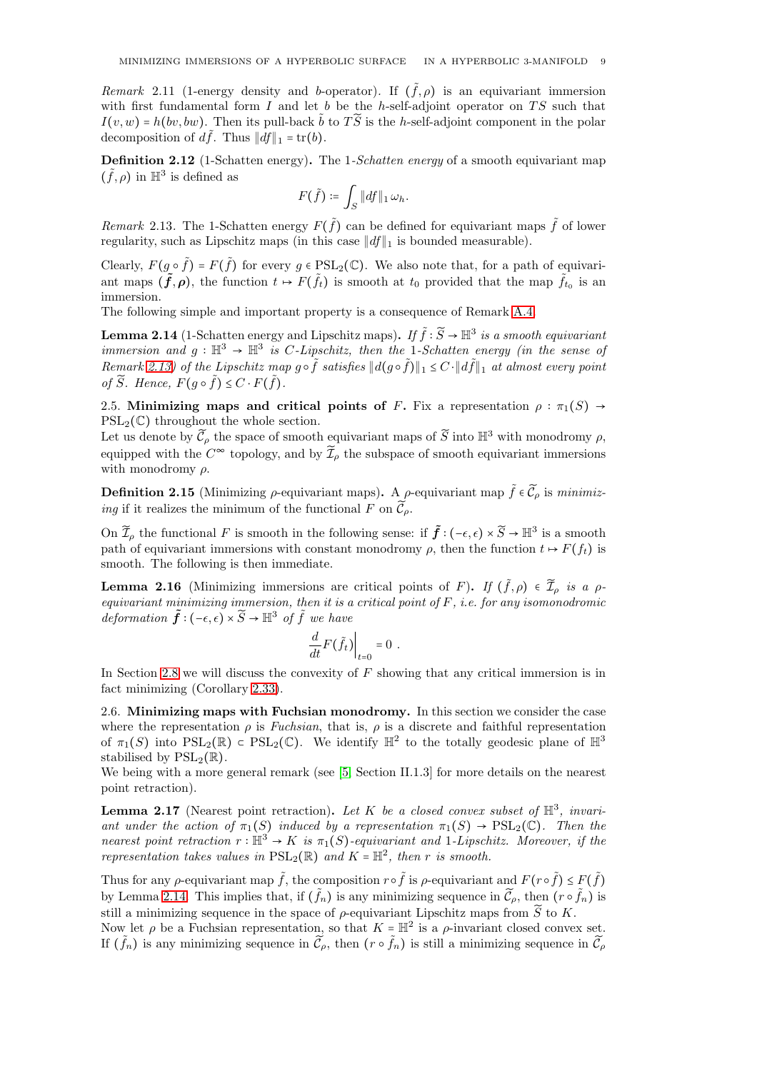*Remark* 2.11 (1-energy density and $b$-operator). If $(\tilde{f}, \rho)$ is an equivariant immersion with first fundamental form $I$ and let $b$ be the $h$-self-adjoint operator on $TS$ such that $I(v,w) = h(bv, bw)$. Then its pull-back $\tilde{b}$ to $T\widetilde{S}$ is the $h$-self-adjoint component in the polar decomposition of $d\tilde{f}$. Thus $\|df\|_1 = \operatorname{tr}(b)$.

**Definition 2.12** (1-Schatten energy). The 1-*Schatten energy* of a smooth equivariant map $(\tilde{f}, \rho)$ in $\mathbb{H}^3$ is defined as

$$F(\tilde{f}) := \int_S \|df\|_1 \, \omega_h.$$

*Remark* 2.13. The 1-Schatten energy $F(\tilde{f})$ can be defined for equivariant maps $\tilde{f}$ of lower regularity, such as Lipschitz maps (in this case $\|df\|_1$ is bounded measurable).

Clearly, $F(g \circ \tilde{f}) = F(\tilde{f})$ for every $g \in \mathrm{PSL}_2(\mathbb{C})$. We also note that, for a path of equivariant maps $(\tilde{\boldsymbol{f}}, \boldsymbol{\rho})$, the function $t \mapsto F(\tilde{f}_t)$ is smooth at $t_0$ provided that the map $\tilde{f}_{t_0}$ is an immersion.
The following simple and important property is a consequence of Remark A.4.

**Lemma 2.14** (1-Schatten energy and Lipschitz maps). *If $\tilde{f} : \widetilde{S} \to \mathbb{H}^3$ is a smooth equivariant immersion and $g : \mathbb{H}^3 \to \mathbb{H}^3$ is $C$-Lipschitz, then the 1-Schatten energy (in the sense of Remark 2.13) of the Lipschitz map $g \circ \tilde{f}$ satisfies $\|d(g \circ \tilde{f})\|_1 \le C \cdot \|d\tilde{f}\|_1$ at almost every point of $\widetilde{S}$. Hence, $F(g \circ \tilde{f}) \le C \cdot F(\tilde{f})$.*

2.5. **Minimizing maps and critical points of $F$.** Fix a representation $\rho : \pi_1(S) \to \mathrm{PSL}_2(\mathbb{C})$ throughout the whole section.
Let us denote by $\widetilde{\mathcal{C}}_\rho$ the space of smooth equivariant maps of $\widetilde{S}$ into $\mathbb{H}^3$ with monodromy $\rho$, equipped with the $C^\infty$ topology, and by $\widetilde{\mathcal{I}}_\rho$ the subspace of smooth equivariant immersions with monodromy $\rho$.

**Definition 2.15** (Minimizing $\rho$-equivariant maps). A $\rho$-equivariant map $\tilde{f} \in \widetilde{\mathcal{C}}_\rho$ is *minimizing* if it realizes the minimum of the functional $F$ on $\widetilde{\mathcal{C}}_\rho$.

On $\widetilde{\mathcal{I}}_\rho$ the functional $F$ is smooth in the following sense: if $\tilde{\boldsymbol{f}} : (-\epsilon, \epsilon) \times \widetilde{S} \to \mathbb{H}^3$ is a smooth path of equivariant immersions with constant monodromy $\rho$, then the function $t \mapsto F(f_t)$ is smooth. The following is then immediate.

**Lemma 2.16** (Minimizing immersions are critical points of $F$). *If $(\tilde{f}, \rho) \in \widetilde{\mathcal{I}}_\rho$ is a $\rho$-equivariant minimizing immersion, then it is a critical point of $F$, i.e. for any isomonodromic deformation $\tilde{\boldsymbol{f}} : (-\epsilon, \epsilon) \times \widetilde{S} \to \mathbb{H}^3$ of $\tilde{f}$ we have*

$$\left.\frac{d}{dt} F(\tilde{f}_t)\right|_{t=0} = 0 \ .$$

In Section 2.8 we will discuss the convexity of $F$ showing that any critical immersion is in fact minimizing (Corollary 2.33).

2.6. **Minimizing maps with Fuchsian monodromy.** In this section we consider the case where the representation $\rho$ is *Fuchsian*, that is, $\rho$ is a discrete and faithful representation of $\pi_1(S)$ into $\mathrm{PSL}_2(\mathbb{R}) \subset \mathrm{PSL}_2(\mathbb{C})$. We identify $\mathbb{H}^2$ to the totally geodesic plane of $\mathbb{H}^3$ stabilised by $\mathrm{PSL}_2(\mathbb{R})$.
We being with a more general remark (see [5, Section II.1.3] for more details on the nearest point retraction).

**Lemma 2.17** (Nearest point retraction). *Let $K$ be a closed convex subset of $\mathbb{H}^3$, invariant under the action of $\pi_1(S)$ induced by a representation $\pi_1(S) \to \mathrm{PSL}_2(\mathbb{C})$. Then the nearest point retraction $r : \mathbb{H}^3 \to K$ is $\pi_1(S)$-equivariant and 1-Lipschitz. Moreover, if the representation takes values in $\mathrm{PSL}_2(\mathbb{R})$ and $K = \mathbb{H}^2$, then $r$ is smooth.*

Thus for any $\rho$-equivariant map $\tilde{f}$, the composition $r \circ \tilde{f}$ is $\rho$-equivariant and $F(r \circ \tilde{f}) \le F(\tilde{f})$ by Lemma 2.14. This implies that, if $(\tilde{f}_n)$ is any minimizing sequence in $\widetilde{\mathcal{C}}_\rho$, then $(r \circ \tilde{f}_n)$ is still a minimizing sequence in the space of $\rho$-equivariant Lipschitz maps from $\widetilde{S}$ to $K$.
Now let $\rho$ be a Fuchsian representation, so that $K = \mathbb{H}^2$ is a $\rho$-invariant closed convex set. If $(\tilde{f}_n)$ is any minimizing sequence in $\widetilde{\mathcal{C}}_\rho$, then $(r \circ \tilde{f}_n)$ is still a minimizing sequence in $\widetilde{\mathcal{C}}_\rho$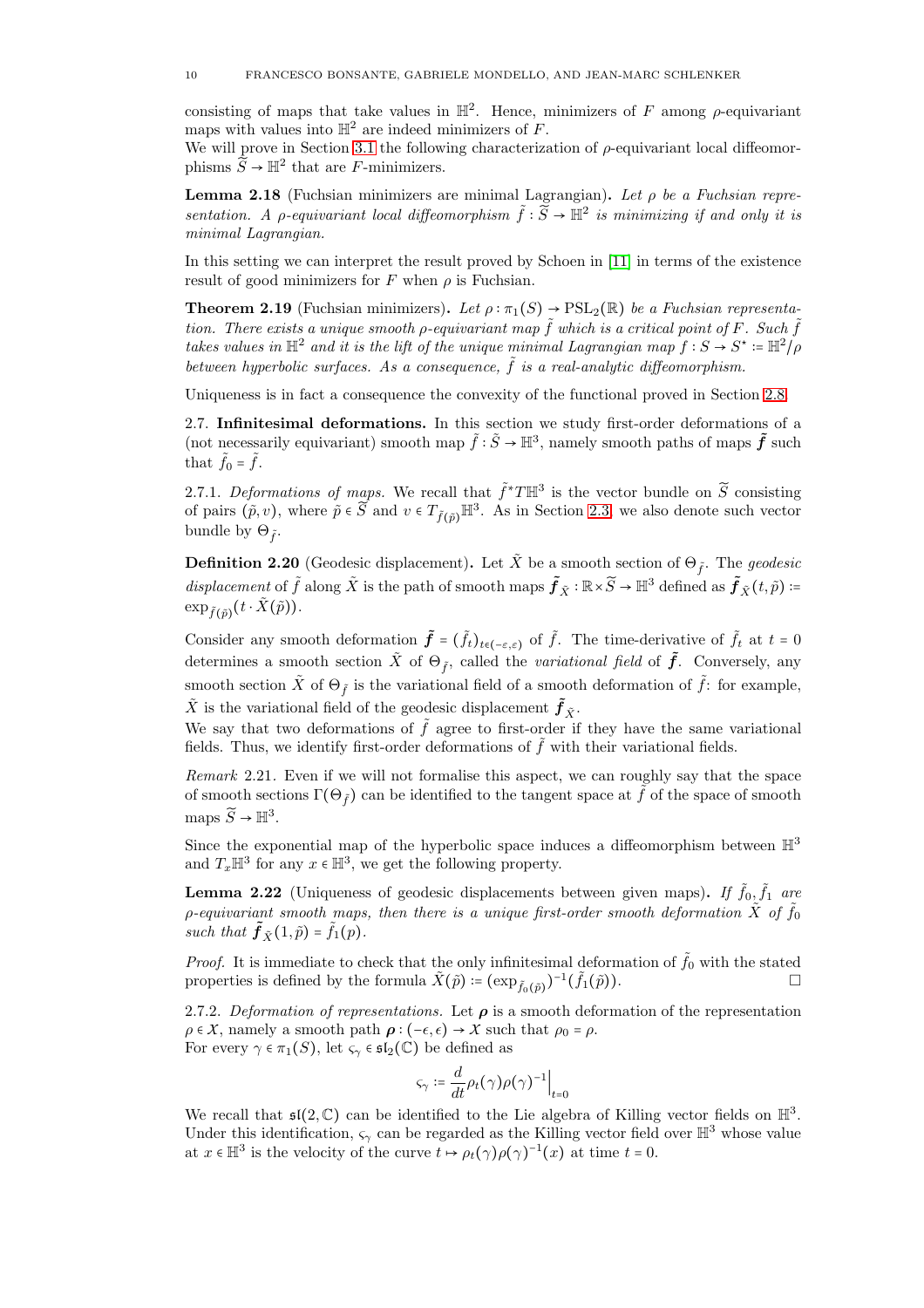consisting of maps that take values in $\mathbb{H}^2$. Hence, minimizers of $F$ among $\rho$-equivariant maps with values into $\mathbb{H}^2$ are indeed minimizers of $F$.
We will prove in Section 3.1 the following characterization of $\rho$-equivariant local diffeomorphisms $\widetilde{S} \to \mathbb{H}^2$ that are $F$-minimizers.

**Lemma 2.18** (Fuchsian minimizers are minimal Lagrangian)**.** *Let $\rho$ be a Fuchsian representation. A $\rho$-equivariant local diffeomorphism $\tilde{f} : \widetilde{S} \to \mathbb{H}^2$ is minimizing if and only it is minimal Lagrangian.*

In this setting we can interpret the result proved by Schoen in [11] in terms of the existence result of good minimizers for $F$ when $\rho$ is Fuchsian.

**Theorem 2.19** (Fuchsian minimizers)**.** *Let $\rho : \pi_1(S) \to \mathrm{PSL}_2(\mathbb{R})$ be a Fuchsian representation. There exists a unique smooth $\rho$-equivariant map $\tilde{f}$ which is a critical point of $F$. Such $\tilde{f}$ takes values in $\mathbb{H}^2$ and it is the lift of the unique minimal Lagrangian map $f : S \to S^\star := \mathbb{H}^2/\rho$ between hyperbolic surfaces. As a consequence, $\tilde{f}$ is a real-analytic diffeomorphism.*

Uniqueness is in fact a consequence the convexity of the functional proved in Section 2.8.

## 2.7. Infinitesimal deformations.

In this section we study first-order deformations of a (not necessarily equivariant) smooth map $\tilde{f} : \tilde{S} \to \mathbb{H}^3$, namely smooth paths of maps $\tilde{\boldsymbol{f}}$ such that $\tilde{f}_0 = \tilde{f}$.

### 2.7.1. *Deformations of maps.*

We recall that $\tilde{f}^* T\mathbb{H}^3$ is the vector bundle on $\widetilde{S}$ consisting of pairs $(\tilde{p}, v)$, where $\tilde{p} \in \widetilde{S}$ and $v \in T_{\tilde{f}(\tilde{p})}\mathbb{H}^3$. As in Section 2.3, we also denote such vector bundle by $\Theta_{\tilde{f}}$.

**Definition 2.20** (Geodesic displacement)**.** Let $\tilde{X}$ be a smooth section of $\Theta_{\tilde{f}}$. The *geodesic displacement* of $\tilde{f}$ along $\tilde{X}$ is the path of smooth maps $\tilde{\boldsymbol{f}}_{\tilde{X}} : \mathbb{R} \times \widetilde{S} \to \mathbb{H}^3$ defined as $\tilde{\boldsymbol{f}}_{\tilde{X}}(t, \tilde{p}) := \exp_{\tilde{f}(\tilde{p})}(t \cdot \tilde{X}(\tilde{p}))$.

Consider any smooth deformation $\tilde{\boldsymbol{f}} = (\tilde{f}_t)_{t \in (-\varepsilon, \varepsilon)}$ of $\tilde{f}$. The time-derivative of $\tilde{f}_t$ at $t = 0$ determines a smooth section $\tilde{X}$ of $\Theta_{\tilde{f}}$, called the *variational field* of $\tilde{\boldsymbol{f}}$. Conversely, any smooth section $\tilde{X}$ of $\Theta_{\tilde{f}}$ is the variational field of a smooth deformation of $\tilde{f}$: for example, $\tilde{X}$ is the variational field of the geodesic displacement $\tilde{\boldsymbol{f}}_{\tilde{X}}$.
We say that two deformations of $\tilde{f}$ agree to first-order if they have the same variational fields. Thus, we identify first-order deformations of $\tilde{f}$ with their variational fields.

*Remark* 2.21. Even if we will not formalise this aspect, we can roughly say that the space of smooth sections $\Gamma(\Theta_{\tilde{f}})$ can be identified to the tangent space at $\tilde{f}$ of the space of smooth maps $\widetilde{S} \to \mathbb{H}^3$.

Since the exponential map of the hyperbolic space induces a diffeomorphism between $\mathbb{H}^3$ and $T_x\mathbb{H}^3$ for any $x \in \mathbb{H}^3$, we get the following property.

**Lemma 2.22** (Uniqueness of geodesic displacements between given maps)**.** *If $\tilde{f}_0, \tilde{f}_1$ are $\rho$-equivariant smooth maps, then there is a unique first-order smooth deformation $\tilde{X}$ of $\tilde{f}_0$ such that $\tilde{\boldsymbol{f}}_{\tilde{X}}(1, \tilde{p}) = \tilde{f}_1(p)$.*

*Proof.* It is immediate to check that the only infinitesimal deformation of $\tilde{f}_0$ with the stated properties is defined by the formula $\tilde{X}(\tilde{p}) := (\exp_{\tilde{f}_0(\tilde{p})})^{-1}(\tilde{f}_1(\tilde{p}))$. □

### 2.7.2. *Deformation of representations.*

Let $\boldsymbol{\rho}$ is a smooth deformation of the representation $\rho \in X$, namely a smooth path $\boldsymbol{\rho} : (-\epsilon, \epsilon) \to X$ such that $\rho_0 = \rho$.
For every $\gamma \in \pi_1(S)$, let $\varsigma_\gamma \in \mathfrak{sl}_2(\mathbb{C})$ be defined as

$$\varsigma_\gamma := \frac{d}{dt}\rho_t(\gamma)\rho(\gamma)^{-1}\Big|_{t=0}$$

We recall that $\mathfrak{sl}(2, \mathbb{C})$ can be identified to the Lie algebra of Killing vector fields on $\mathbb{H}^3$. Under this identification, $\varsigma_\gamma$ can be regarded as the Killing vector field over $\mathbb{H}^3$ whose value at $x \in \mathbb{H}^3$ is the velocity of the curve $t \mapsto \rho_t(\gamma)\rho(\gamma)^{-1}(x)$ at time $t = 0$.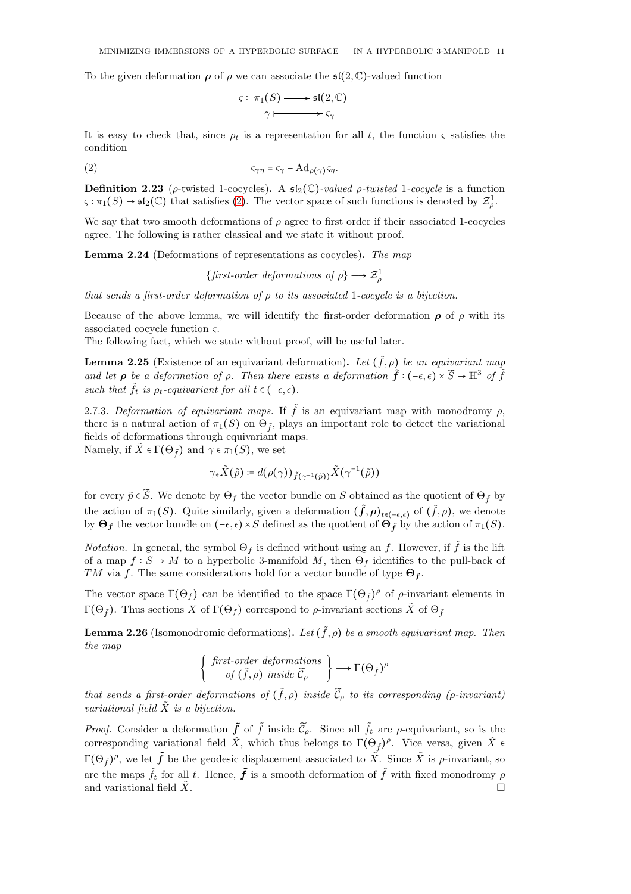To the given deformation $\boldsymbol{\rho}$ of $\rho$ we can associate the $\mathfrak{sl}(2,\mathbb{C})$-valued function

$$\begin{aligned} \varsigma : \pi_1(S) &\longrightarrow \mathfrak{sl}(2,\mathbb{C}) \\ \gamma &\longmapsto \varsigma_\gamma \end{aligned}$$

It is easy to check that, since $\rho_t$ is a representation for all $t$, the function $\varsigma$ satisfies the condition

$$\varsigma_{\gamma\eta} = \varsigma_\gamma + \mathrm{Ad}_{\rho(\gamma)}\varsigma_\eta. \tag{2}$$

**Definition 2.23** ($\rho$-twisted 1-cocycles)**.** A $\mathfrak{sl}_2(\mathbb{C})$*-valued $\rho$-twisted 1-cocycle* is a function $\varsigma : \pi_1(S) \to \mathfrak{sl}_2(\mathbb{C})$ that satisfies (2). The vector space of such functions is denoted by $\mathcal{Z}^1_\rho$.

We say that two smooth deformations of $\rho$ agree to first order if their associated 1-cocycles agree. The following is rather classical and we state it without proof.

**Lemma 2.24** (Deformations of representations as cocycles)**.** *The map*

$$\{\textit{first-order deformations of } \rho\} \longrightarrow \mathcal{Z}^1_\rho$$

*that sends a first-order deformation of $\rho$ to its associated 1-cocycle is a bijection.*

Because of the above lemma, we will identify the first-order deformation $\boldsymbol{\rho}$ of $\rho$ with its associated cocycle function $\varsigma$.
The following fact, which we state without proof, will be useful later.

**Lemma 2.25** (Existence of an equivariant deformation)**.** *Let $(\tilde{f},\rho)$ be an equivariant map and let $\boldsymbol{\rho}$ be a deformation of $\rho$. Then there exists a deformation $\tilde{\boldsymbol{f}} : (-\epsilon,\epsilon)\times\widetilde{S} \to \mathbb{H}^3$ of $\tilde{f}$ such that $\tilde{f}_t$ is $\rho_t$-equivariant for all $t \in (-\epsilon,\epsilon)$.*

2.7.3. *Deformation of equivariant maps.* If $\tilde{f}$ is an equivariant map with monodromy $\rho$, there is a natural action of $\pi_1(S)$ on $\Theta_{\tilde{f}}$, plays an important role to detect the variational fields of deformations through equivariant maps.
Namely, if $\tilde{X} \in \Gamma(\Theta_{\tilde{f}})$ and $\gamma \in \pi_1(S)$, we set

$$\gamma_* \tilde{X}(\tilde{p}) := d(\rho(\gamma))_{\tilde{f}(\gamma^{-1}(\tilde{p}))}\tilde{X}(\gamma^{-1}(\tilde{p}))$$

for every $\tilde{p} \in \widetilde{S}$. We denote by $\Theta_f$ the vector bundle on $S$ obtained as the quotient of $\Theta_{\tilde{f}}$ by the action of $\pi_1(S)$. Quite similarly, given a deformation $(\tilde{\boldsymbol{f}},\boldsymbol{\rho})_{t\in(-\epsilon,\epsilon)}$ of $(\tilde{f},\rho)$, we denote by $\boldsymbol{\Theta}_{\boldsymbol{f}}$ the vector bundle on $(-\epsilon,\epsilon)\times S$ defined as the quotient of $\boldsymbol{\Theta}_{\tilde{\boldsymbol{f}}}$ by the action of $\pi_1(S)$.

*Notation.* In general, the symbol $\Theta_f$ is defined without using an $f$. However, if $\tilde{f}$ is the lift of a map $f : S \to M$ to a hyperbolic 3-manifold $M$, then $\Theta_f$ identifies to the pull-back of $TM$ via $f$. The same considerations hold for a vector bundle of type $\boldsymbol{\Theta}_{\boldsymbol{f}}$.

The vector space $\Gamma(\Theta_f)$ can be identified to the space $\Gamma(\Theta_{\tilde{f}})^\rho$ of $\rho$-invariant elements in $\Gamma(\Theta_{\tilde{f}})$. Thus sections $X$ of $\Gamma(\Theta_f)$ correspond to $\rho$-invariant sections $\tilde{X}$ of $\Theta_{\tilde{f}}$

**Lemma 2.26** (Isomonodromic deformations)**.** *Let $(\tilde{f},\rho)$ be a smooth equivariant map. Then the map*

$$\left\{ \begin{array}{c} \textit{first-order deformations} \\ \textit{of } (\tilde{f},\rho) \textit{ inside } \widetilde{\mathcal{C}}_\rho \end{array} \right\} \longrightarrow \Gamma(\Theta_{\tilde{f}})^\rho$$

*that sends a first-order deformations of $(\tilde{f},\rho)$ inside $\widetilde{\mathcal{C}}_\rho$ to its corresponding ($\rho$-invariant) variational field $\tilde{X}$ is a bijection.*

*Proof.* Consider a deformation $\tilde{\boldsymbol{f}}$ of $\tilde{f}$ inside $\widetilde{\mathcal{C}}_\rho$. Since all $\tilde{f}_t$ are $\rho$-equivariant, so is the corresponding variational field $\tilde{X}$, which thus belongs to $\Gamma(\Theta_{\tilde{f}})^\rho$. Vice versa, given $\tilde{X} \in \Gamma(\Theta_{\tilde{f}})^\rho$, we let $\tilde{\boldsymbol{f}}$ be the geodesic displacement associated to $\tilde{X}$. Since $\tilde{X}$ is $\rho$-invariant, so are the maps $\tilde{f}_t$ for all $t$. Hence, $\tilde{\boldsymbol{f}}$ is a smooth deformation of $\tilde{f}$ with fixed monodromy $\rho$ and variational field $\tilde{X}$. □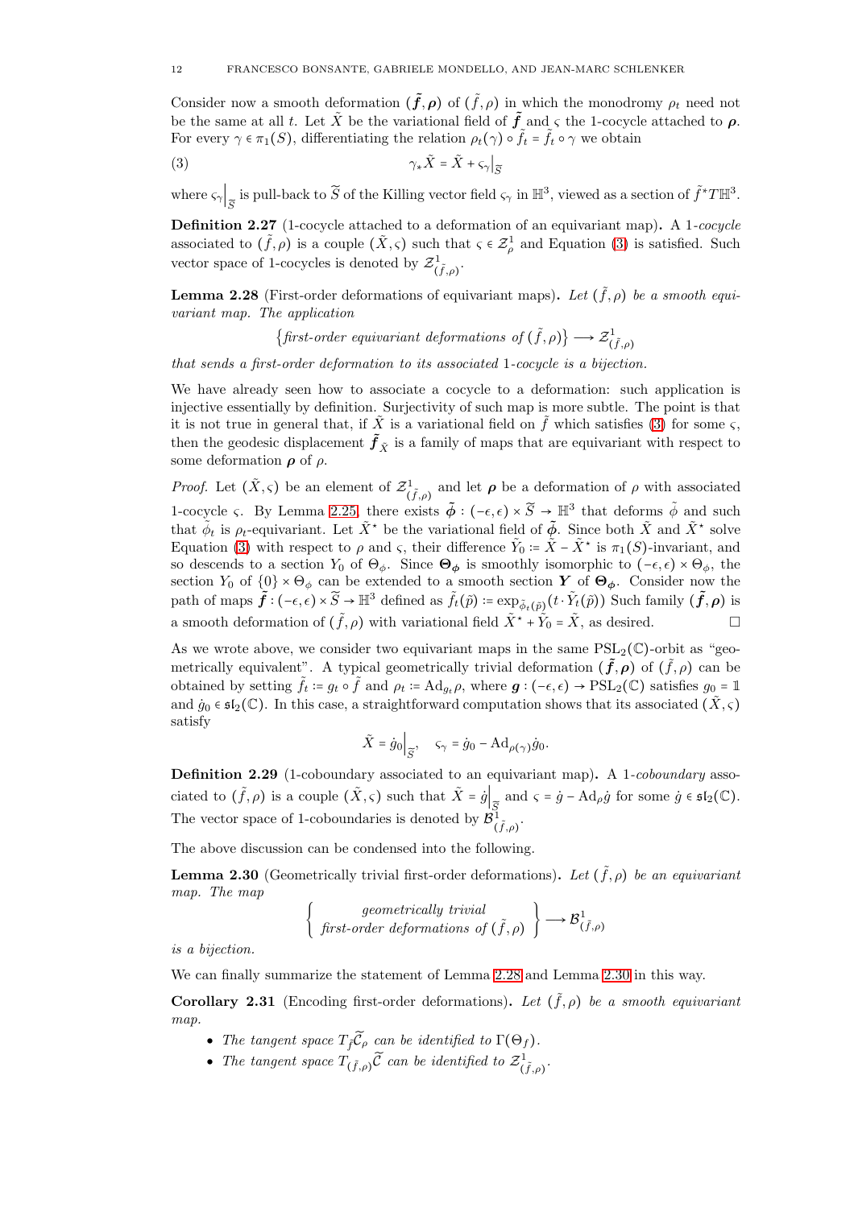Consider now a smooth deformation $(\tilde{\boldsymbol{f}},\boldsymbol{\rho})$ of $(\tilde{f},\rho)$ in which the monodromy $\rho_t$ need not be the same at all $t$. Let $\tilde{X}$ be the variational field of $\tilde{\boldsymbol{f}}$ and $\varsigma$ the 1-cocycle attached to $\boldsymbol{\rho}$. For every $\gamma \in \pi_1(S)$, differentiating the relation $\rho_t(\gamma)\circ\tilde{f}_t = \tilde{f}_t\circ\gamma$ we obtain

$$\gamma_*\tilde{X} = \tilde{X} + \varsigma_\gamma\big|_{\widetilde{S}} \tag{3}$$

where $\varsigma_\gamma\big|_{\widetilde{S}}$ is pull-back to $\widetilde{S}$ of the Killing vector field $\varsigma_\gamma$ in $\mathbb{H}^3$, viewed as a section of $\tilde{f}^*T\mathbb{H}^3$.

**Definition 2.27** (1-cocycle attached to a deformation of an equivariant map)**.** A 1-*cocycle* associated to $(\tilde{f},\rho)$ is a couple $(\tilde{X},\varsigma)$ such that $\varsigma\in\mathcal{Z}^1_\rho$ and Equation (3) is satisfied. Such vector space of 1-cocycles is denoted by $\mathcal{Z}^1_{(\tilde{f},\rho)}$.

**Lemma 2.28** (First-order deformations of equivariant maps)**.** *Let $(\tilde{f},\rho)$ be a smooth equivariant map. The application*

$$\{\textit{first-order equivariant deformations of } (\tilde{f},\rho)\}\longrightarrow\mathcal{Z}^1_{(\tilde{f},\rho)}$$

*that sends a first-order deformation to its associated 1-cocycle is a bijection.*

We have already seen how to associate a cocycle to a deformation: such application is injective essentially by definition. Surjectivity of such map is more subtle. The point is that it is not true in general that, if $\tilde{X}$ is a variational field on $\tilde{f}$ which satisfies (3) for some $\varsigma$, then the geodesic displacement $\tilde{\boldsymbol{f}}_{\tilde{X}}$ is a family of maps that are equivariant with respect to some deformation $\boldsymbol{\rho}$ of $\rho$.

*Proof.* Let $(\tilde{X},\varsigma)$ be an element of $\mathcal{Z}^1_{(\tilde{f},\rho)}$ and let $\boldsymbol{\rho}$ be a deformation of $\rho$ with associated 1-cocycle $\varsigma$. By Lemma 2.25, there exists $\tilde{\boldsymbol{\phi}}:(-\epsilon,\epsilon)\times\widetilde{S}\to\mathbb{H}^3$ that deforms $\tilde{\phi}$ and such that $\tilde{\phi}_t$ is $\rho_t$-equivariant. Let $\tilde{X}^\star$ be the variational field of $\tilde{\boldsymbol{\phi}}$. Since both $\tilde{X}$ and $\tilde{X}^\star$ solve Equation (3) with respect to $\rho$ and $\varsigma$, their difference $\tilde{Y}_0 := \tilde{X}-\tilde{X}^\star$ is $\pi_1(S)$-invariant, and so descends to a section $Y_0$ of $\Theta_\phi$. Since $\boldsymbol{\Theta_\phi}$ is smoothly isomorphic to $(-\epsilon,\epsilon)\times\Theta_\phi$, the section $Y_0$ of $\{0\}\times\Theta_\phi$ can be extended to a smooth section $\boldsymbol{Y}$ of $\boldsymbol{\Theta_\phi}$. Consider now the path of maps $\tilde{\boldsymbol{f}}:(-\epsilon,\epsilon)\times\widetilde{S}\to\mathbb{H}^3$ defined as $\tilde{f}_t(\tilde{p}) := \exp_{\tilde{\phi}_t(\tilde{p})}(t\cdot\tilde{Y}_t(\tilde{p}))$ Such family $(\tilde{\boldsymbol{f}},\boldsymbol{\rho})$ is a smooth deformation of $(\tilde{f},\rho)$ with variational field $\tilde{X}^\star+\tilde{Y}_0=\tilde{X}$, as desired. □

As we wrote above, we consider two equivariant maps in the same $\mathrm{PSL}_2(\mathbb{C})$-orbit as "geometrically equivalent". A typical geometrically trivial deformation $(\tilde{\boldsymbol{f}},\boldsymbol{\rho})$ of $(\tilde{f},\rho)$ can be obtained by setting $\tilde{f}_t := g_t\circ\tilde{f}$ and $\rho_t := \mathrm{Ad}_{g_t}\rho$, where $\boldsymbol{g}:(-\epsilon,\epsilon)\to\mathrm{PSL}_2(\mathbb{C})$ satisfies $g_0=\mathbb{1}$ and $\dot{g}_0\in\mathfrak{sl}_2(\mathbb{C})$. In this case, a straightforward computation shows that its associated $(\tilde{X},\varsigma)$ satisfy

$$\tilde{X}=\dot{g}_0\big|_{\widetilde{S}},\quad \varsigma_\gamma=\dot{g}_0-\mathrm{Ad}_{\rho(\gamma)}\dot{g}_0.$$

**Definition 2.29** (1-coboundary associated to an equivariant map)**.** A 1-*coboundary* associated to $(\tilde{f},\rho)$ is a couple $(\tilde{X},\varsigma)$ such that $\tilde{X}=\dot{g}\big|_{\widetilde{S}}$ and $\varsigma=\dot{g}-\mathrm{Ad}_\rho\dot{g}$ for some $\dot{g}\in\mathfrak{sl}_2(\mathbb{C})$. The vector space of 1-coboundaries is denoted by $\mathcal{B}^1_{(\tilde{f},\rho)}$.

The above discussion can be condensed into the following.

**Lemma 2.30** (Geometrically trivial first-order deformations)**.** *Let $(\tilde{f},\rho)$ be an equivariant map. The map*

$$\left\{\begin{array}{c}\textit{geometrically trivial}\\ \textit{first-order deformations of } (\tilde{f},\rho)\end{array}\right\}\longrightarrow\mathcal{B}^1_{(\tilde{f},\rho)}$$

*is a bijection.*

We can finally summarize the statement of Lemma 2.28 and Lemma 2.30 in this way.

**Corollary 2.31** (Encoding first-order deformations)**.** *Let $(\tilde{f},\rho)$ be a smooth equivariant map.*

- *The tangent space $T_{\tilde{f}}\widetilde{\mathcal{C}}_\rho$ can be identified to $\Gamma(\Theta_f)$.*
- *The tangent space $T_{(\tilde{f},\rho)}\widetilde{\mathcal{C}}$ can be identified to $\mathcal{Z}^1_{(\tilde{f},\rho)}$.*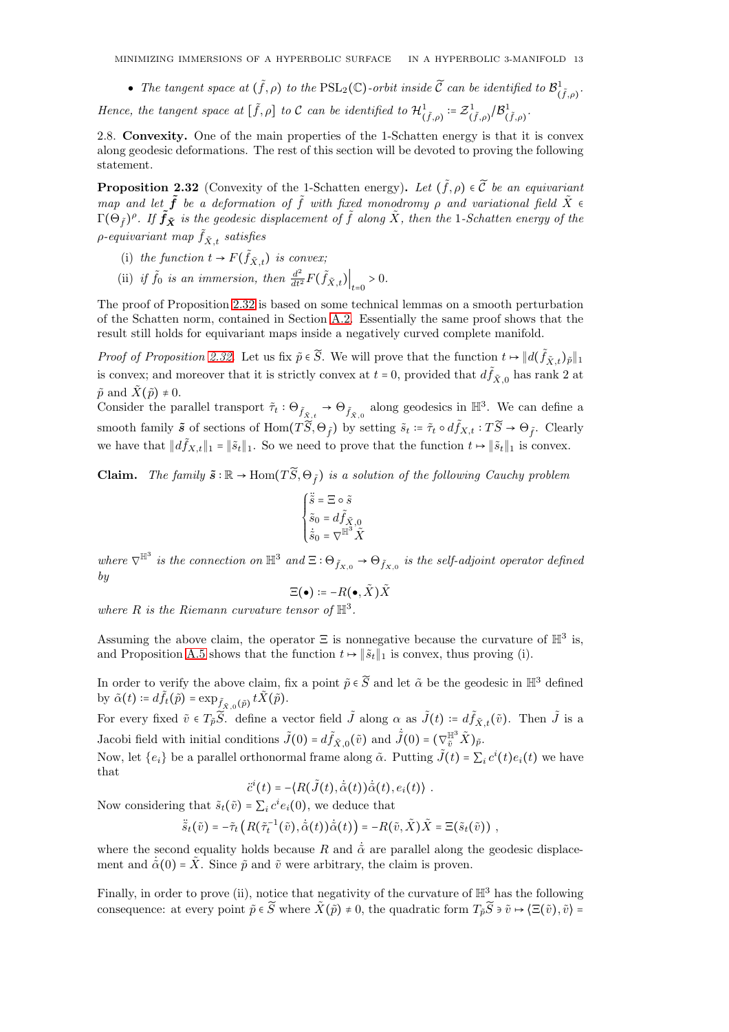- *The tangent space at $(\tilde{f}, \rho)$ to the $\mathrm{PSL}_2(\mathbb{C})$-orbit inside $\widetilde{\mathcal{C}}$ can be identified to $\mathcal{B}^1_{(\tilde{f},\rho)}$.*

*Hence, the tangent space at $[\tilde{f}, \rho]$ to $\mathcal{C}$ can be identified to $\mathcal{H}^1_{(\tilde{f},\rho)} := \mathcal{Z}^1_{(\tilde{f},\rho)}/\mathcal{B}^1_{(\tilde{f},\rho)}$.*

## 2.8. Convexity.

One of the main properties of the 1-Schatten energy is that it is convex along geodesic deformations. The rest of this section will be devoted to proving the following statement.

**Proposition 2.32** (Convexity of the 1-Schatten energy)**.** *Let $(\tilde{f}, \rho) \in \widetilde{\mathcal{C}}$ be an equivariant map and let $\tilde{\boldsymbol{f}}$ be a deformation of $\tilde{f}$ with fixed monodromy $\rho$ and variational field $\tilde{X} \in \Gamma(\Theta_{\tilde{f}})^\rho$. If $\tilde{\boldsymbol{f}}_{\tilde{\boldsymbol{X}}}$ is the geodesic displacement of $\tilde{f}$ along $\tilde{X}$, then the 1-Schatten energy of the $\rho$-equivariant map $\tilde{f}_{\tilde{X},t}$ satisfies*

(i) *the function $t \to F(\tilde{f}_{\tilde{X},t})$ is convex;*

(ii) *if $\tilde{f}_0$ is an immersion, then $\frac{d^2}{dt^2} F(\tilde{f}_{\tilde{X},t})\Big|_{t=0} > 0$.*

The proof of Proposition 2.32 is based on some technical lemmas on a smooth perturbation of the Schatten norm, contained in Section A.2. Essentially the same proof shows that the result still holds for equivariant maps inside a negatively curved complete manifold.

*Proof of Proposition 2.32.* Let us fix $\tilde{p} \in \widetilde{S}$. We will prove that the function $t \mapsto \|d(\tilde{f}_{\tilde{X},t})_{\tilde{p}}\|_1$ is convex; and moreover that it is strictly convex at $t = 0$, provided that $d\tilde{f}_{\tilde{X},0}$ has rank 2 at $\tilde{p}$ and $\tilde{X}(\tilde{p}) \neq 0$.

Consider the parallel transport $\tilde{\tau}_t : \Theta_{\tilde{f}_{\tilde{X},t}} \to \Theta_{\tilde{f}_{\tilde{X},0}}$ along geodesics in $\mathbb{H}^3$. We can define a smooth family $\tilde{\boldsymbol{s}}$ of sections of $\mathrm{Hom}(T\widetilde{S}, \Theta_{\tilde{f}})$ by setting $\tilde{s}_t := \tilde{\tau}_t \circ d\tilde{f}_{X,t} : T\widetilde{S} \to \Theta_{\tilde{f}}$. Clearly we have that $\|d\tilde{f}_{X,t}\|_1 = \|\tilde{s}_t\|_1$. So we need to prove that the function $t \mapsto \|\tilde{s}_t\|_1$ is convex.

**Claim.** *The family $\tilde{\boldsymbol{s}} : \mathbb{R} \to \mathrm{Hom}(T\widetilde{S}, \Theta_{\tilde{f}})$ is a solution of the following Cauchy problem*

$$\begin{cases} \ddot{\tilde{s}} = \Xi \circ \tilde{s} \\ \tilde{s}_0 = d\tilde{f}_{\tilde{X},0} \\ \dot{\tilde{s}}_0 = \nabla^{\mathbb{H}^3} \tilde{X} \end{cases}$$

*where $\nabla^{\mathbb{H}^3}$ is the connection on $\mathbb{H}^3$ and $\Xi : \Theta_{\tilde{f}_{X,0}} \to \Theta_{\tilde{f}_{X,0}}$ is the self-adjoint operator defined by*

$$\Xi(\bullet) := -R(\bullet, \tilde{X})\tilde{X}$$

*where $R$ is the Riemann curvature tensor of $\mathbb{H}^3$.*

Assuming the above claim, the operator $\Xi$ is nonnegative because the curvature of $\mathbb{H}^3$ is, and Proposition A.5 shows that the function $t \mapsto \|\tilde{s}_t\|_1$ is convex, thus proving (i).

In order to verify the above claim, fix a point $\tilde{p} \in \widetilde{S}$ and let $\tilde{\alpha}$ be the geodesic in $\mathbb{H}^3$ defined by $\tilde{\alpha}(t) := d\tilde{f}_t(\tilde{p}) = \exp_{\tilde{f}_{\tilde{X},0}(\tilde{p})} t\tilde{X}(\tilde{p})$.

For every fixed $\tilde{v} \in T_{\tilde{p}}\widetilde{S}$. define a vector field $\tilde{J}$ along $\alpha$ as $\tilde{J}(t) := d\tilde{f}_{\tilde{X},t}(\tilde{v})$. Then $\tilde{J}$ is a Jacobi field with initial conditions $\tilde{J}(0) = d\tilde{f}_{\tilde{X},0}(\tilde{v})$ and $\dot{\tilde{J}}(0) = (\nabla^{\mathbb{H}^3}_{\tilde{v}} \tilde{X})_{\tilde{p}}$.

Now, let $\{e_i\}$ be a parallel orthonormal frame along $\tilde{\alpha}$. Putting $\tilde{J}(t) = \sum_i c^i(t) e_i(t)$ we have that

$$\ddot{c}^i(t) = -\langle R(\tilde{J}(t), \dot{\tilde{\alpha}}(t))\dot{\tilde{\alpha}}(t), e_i(t)\rangle \ .$$

Now considering that $\tilde{s}_t(\tilde{v}) = \sum_i c^i e_i(0)$, we deduce that

$$\ddot{\tilde{s}}_t(\tilde{v}) = -\tilde{\tau}_t\left(R(\tilde{\tau}_t^{-1}(\tilde{v}), \dot{\tilde{\alpha}}(t))\dot{\tilde{\alpha}}(t)\right) = -R(\tilde{v}, \tilde{X})\tilde{X} = \Xi(\tilde{s}_t(\tilde{v})) \ ,$$

where the second equality holds because $R$ and $\dot{\tilde{\alpha}}$ are parallel along the geodesic displacement and $\dot{\tilde{\alpha}}(0) = \tilde{X}$. Since $\tilde{p}$ and $\tilde{v}$ were arbitrary, the claim is proven.

Finally, in order to prove (ii), notice that negativity of the curvature of $\mathbb{H}^3$ has the following consequence: at every point $\tilde{p} \in \widetilde{S}$ where $\tilde{X}(\tilde{p}) \neq 0$, the quadratic form $T_{\tilde{p}}\widetilde{S} \ni \tilde{v} \mapsto \langle \Xi(\tilde{v}), \tilde{v}\rangle =$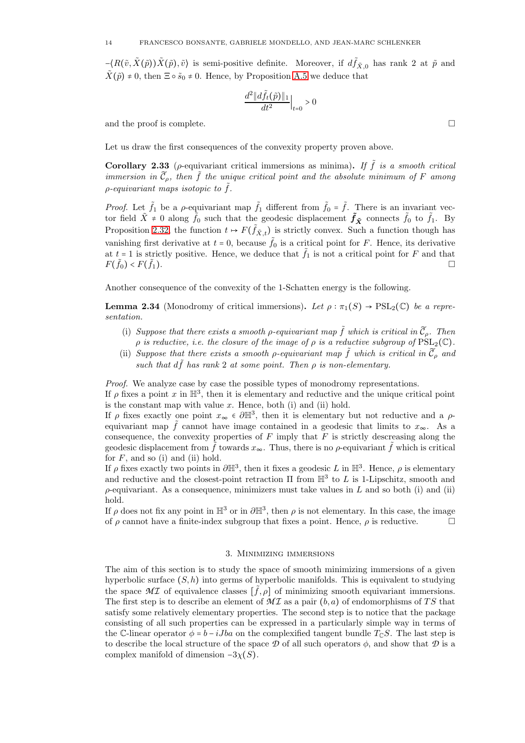$-\langle R(\tilde{v}, \tilde{X}(\tilde{p}))\tilde{X}(\tilde{p}), \tilde{v}\rangle$ is semi-positive definite. Moreover, if $d\tilde{f}_{\tilde{X},0}$ has rank 2 at $\tilde{p}$ and $\tilde{X}(\tilde{p}) \neq 0$, then $\Xi \circ \tilde{s}_0 \neq 0$. Hence, by Proposition A.5 we deduce that

$$\frac{d^2 \|d\tilde{f}_t(\tilde{p})\|_1}{dt^2}\Big|_{t=0} > 0$$

and the proof is complete. □

Let us draw the first consequences of the convexity property proven above.

**Corollary 2.33** ($\rho$-equivariant critical immersions as minima)**.** *If $\tilde{f}$ is a smooth critical immersion in $\widetilde{\mathcal{C}}_\rho$, then $\tilde{f}$ the unique critical point and the absolute minimum of $F$ among $\rho$-equivariant maps isotopic to $\tilde{f}$.*

*Proof.* Let $\tilde{f}_1$ be a $\rho$-equivariant map $\tilde{f}_1$ different from $\tilde{f}_0 = \tilde{f}$. There is an invariant vector field $\tilde{X} \neq 0$ along $\tilde{f}_0$ such that the geodesic displacement $\tilde{\boldsymbol{f}}_{\tilde{\boldsymbol{X}}}$ connects $\tilde{f}_0$ to $\tilde{f}_1$. By Proposition 2.32, the function $t \mapsto F(\tilde{f}_{\tilde{X},t})$ is strictly convex. Such a function though has vanishing first derivative at $t = 0$, because $\tilde{f}_0$ is a critical point for $F$. Hence, its derivative at $t = 1$ is strictly positive. Hence, we deduce that $\tilde{f}_1$ is not a critical point for $F$ and that $F(\tilde{f}_0) < F(\tilde{f}_1)$. □

Another consequence of the convexity of the 1-Schatten energy is the following.

**Lemma 2.34** (Monodromy of critical immersions)**.** *Let $\rho : \pi_1(S) \to \mathrm{PSL}_2(\mathbb{C})$ be a representation.*

- (i) *Suppose that there exists a smooth $\rho$-equivariant map $\tilde{f}$ which is critical in $\widetilde{\mathcal{C}}_\rho$. Then $\rho$ is reductive, i.e. the closure of the image of $\rho$ is a reductive subgroup of $\mathrm{PSL}_2(\mathbb{C})$.*
- (ii) *Suppose that there exists a smooth $\rho$-equivariant map $\tilde{f}$ which is critical in $\widetilde{\mathcal{C}}_\rho$ and such that $d\tilde{f}$ has rank 2 at some point. Then $\rho$ is non-elementary.*

*Proof.* We analyze case by case the possible types of monodromy representations.
If $\rho$ fixes a point $x$ in $\mathbb{H}^3$, then it is elementary and reductive and the unique critical point is the constant map with value $x$. Hence, both (i) and (ii) hold.
If $\rho$ fixes exactly one point $x_\infty \in \partial\mathbb{H}^3$, then it is elementary but not reductive and a $\rho$-equivariant map $\tilde{f}$ cannot have image contained in a geodesic that limits to $x_\infty$. As a consequence, the convexity properties of $F$ imply that $F$ is strictly descreasing along the geodesic displacement from $\tilde{f}$ towards $x_\infty$. Thus, there is no $\rho$-equivariant $\tilde{f}$ which is critical for $F$, and so (i) and (ii) hold.
If $\rho$ fixes exactly two points in $\partial\mathbb{H}^3$, then it fixes a geodesic $L$ in $\mathbb{H}^3$. Hence, $\rho$ is elementary and reductive and the closest-point retraction $\Pi$ from $\mathbb{H}^3$ to $L$ is 1-Lipschitz, smooth and $\rho$-equivariant. As a consequence, minimizers must take values in $L$ and so both (i) and (ii) hold.
If $\rho$ does not fix any point in $\mathbb{H}^3$ or in $\partial\mathbb{H}^3$, then $\rho$ is not elementary. In this case, the image of $\rho$ cannot have a finite-index subgroup that fixes a point. Hence, $\rho$ is reductive. □

## 3. Minimizing immersions

The aim of this section is to study the space of smooth minimizing immersions of a given hyperbolic surface $(S,h)$ into germs of hyperbolic manifolds. This is equivalent to studying the space $\mathcal{MI}$ of equivalence classes $[\tilde{f},\rho]$ of minimizing smooth equivariant immersions. The first step is to describe an element of $\mathcal{MI}$ as a pair $(b,a)$ of endomorphisms of $TS$ that satisfy some relatively elementary properties. The second step is to notice that the package consisting of all such properties can be expressed in a particularly simple way in terms of the $\mathbb{C}$-linear operator $\phi = b - iJba$ on the complexified tangent bundle $T_{\mathbb{C}}S$. The last step is to describe the local structure of the space $\mathcal{D}$ of all such operators $\phi$, and show that $\mathcal{D}$ is a complex manifold of dimension $-3\chi(S)$.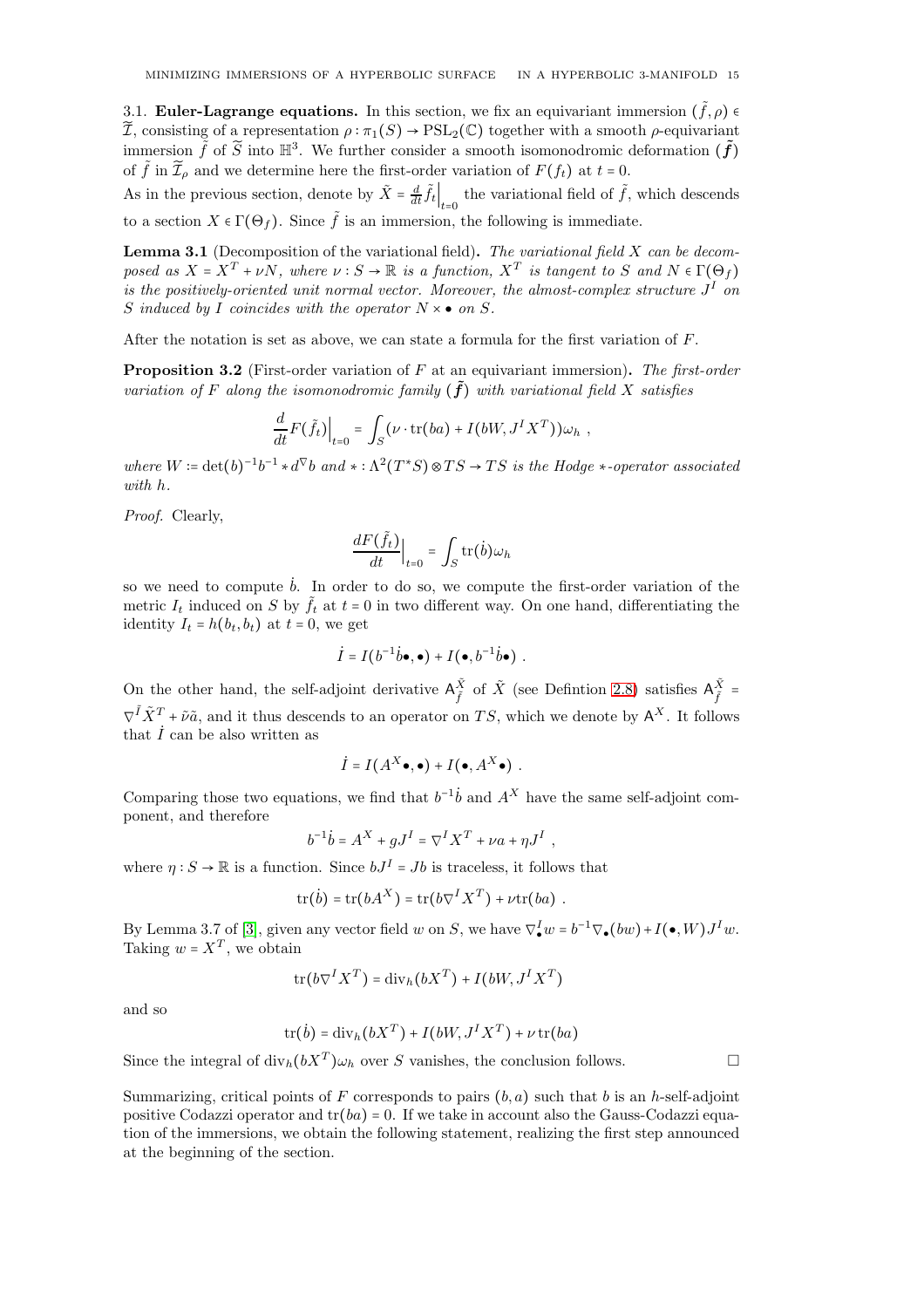3.1. **Euler-Lagrange equations.** In this section, we fix an equivariant immersion $(\tilde{f}, \rho) \in \widetilde{\mathcal{I}}$, consisting of a representation $\rho : \pi_1(S) \to \mathrm{PSL}_2(\mathbb{C})$ together with a smooth $\rho$-equivariant immersion $\tilde{f}$ of $\widetilde{S}$ into $\mathbb{H}^3$. We further consider a smooth isomonodromic deformation $(\tilde{\boldsymbol{f}})$ of $\tilde{f}$ in $\widetilde{\mathcal{I}}_\rho$ and we determine here the first-order variation of $F(f_t)$ at $t = 0$.

As in the previous section, denote by $\tilde{X} = \frac{d}{dt}\tilde{f}_t\Big|_{t=0}$ the variational field of $\tilde{f}$, which descends to a section $X \in \Gamma(\Theta_f)$. Since $\tilde{f}$ is an immersion, the following is immediate.

**Lemma 3.1** (Decomposition of the variational field)**.** *The variational field $X$ can be decomposed as $X = X^T + \nu N$, where $\nu : S \to \mathbb{R}$ is a function, $X^T$ is tangent to $S$ and $N \in \Gamma(\Theta_f)$ is the positively-oriented unit normal vector. Moreover, the almost-complex structure $J^I$ on $S$ induced by $I$ coincides with the operator $N \times \bullet$ on $S$.*

After the notation is set as above, we can state a formula for the first variation of $F$.

**Proposition 3.2** (First-order variation of $F$ at an equivariant immersion)**.** *The first-order variation of $F$ along the isomonodromic family $(\tilde{\boldsymbol{f}})$ with variational field $X$ satisfies*

$$\frac{d}{dt}F(\tilde{f}_t)\Big|_{t=0} = \int_S (\nu \cdot \mathrm{tr}(ba) + I(bW, J^I X^T))\omega_h \ ,$$

*where $W := \det(b)^{-1} b^{-1} * d^\nabla b$ and $* : \Lambda^2(T^*S) \otimes TS \to TS$ is the Hodge $*$-operator associated with $h$.*

*Proof.* Clearly,

$$\frac{dF(\tilde{f}_t)}{dt}\Big|_{t=0} = \int_S \mathrm{tr}(\dot{b})\omega_h$$

so we need to compute $\dot{b}$. In order to do so, we compute the first-order variation of the metric $I_t$ induced on $S$ by $\tilde{f}_t$ at $t = 0$ in two different way. On one hand, differentiating the identity $I_t = h(b_t, b_t)$ at $t = 0$, we get

$$\dot{I} = I(b^{-1}\dot{b}\bullet, \bullet) + I(\bullet, b^{-1}\dot{b}\bullet) \ .$$

On the other hand, the self-adjoint derivative $\mathsf{A}^{\tilde{X}}_{\tilde{f}}$ of $\tilde{X}$ (see Defintion 2.8) satisfies $\mathsf{A}^{\tilde{X}}_{\tilde{f}} = \nabla^{\tilde{I}}\tilde{X}^T + \tilde{\nu}\tilde{a}$, and it thus descends to an operator on $TS$, which we denote by $\mathsf{A}^X$. It follows that $\dot{I}$ can be also written as

$$\dot{I} = I(A^X \bullet, \bullet) + I(\bullet, A^X \bullet) \ .$$

Comparing those two equations, we find that $b^{-1}\dot{b}$ and $A^X$ have the same self-adjoint component, and therefore

$$b^{-1}\dot{b} = A^X + gJ^I = \nabla^I X^T + \nu a + \eta J^I \ ,$$

where $\eta : S \to \mathbb{R}$ is a function. Since $bJ^I = Jb$ is traceless, it follows that

$$\mathrm{tr}(\dot{b}) = \mathrm{tr}(bA^X) = \mathrm{tr}(b\nabla^I X^T) + \nu \mathrm{tr}(ba) \ .$$

By Lemma 3.7 of [3], given any vector field $w$ on $S$, we have $\nabla^I_\bullet w = b^{-1}\nabla_\bullet(bw) + I(\bullet, W)J^I w$. Taking $w = X^T$, we obtain

$$\mathrm{tr}(b\nabla^I X^T) = \mathrm{div}_h(bX^T) + I(bW, J^I X^T)$$

and so

$$\mathrm{tr}(\dot{b}) = \mathrm{div}_h(bX^T) + I(bW, J^I X^T) + \nu\,\mathrm{tr}(ba)$$

Since the integral of $\mathrm{div}_h(bX^T)\omega_h$ over $S$ vanishes, the conclusion follows. ☐

Summarizing, critical points of $F$ corresponds to pairs $(b, a)$ such that $b$ is an $h$-self-adjoint positive Codazzi operator and $\mathrm{tr}(ba) = 0$. If we take in account also the Gauss-Codazzi equation of the immersions, we obtain the following statement, realizing the first step announced at the beginning of the section.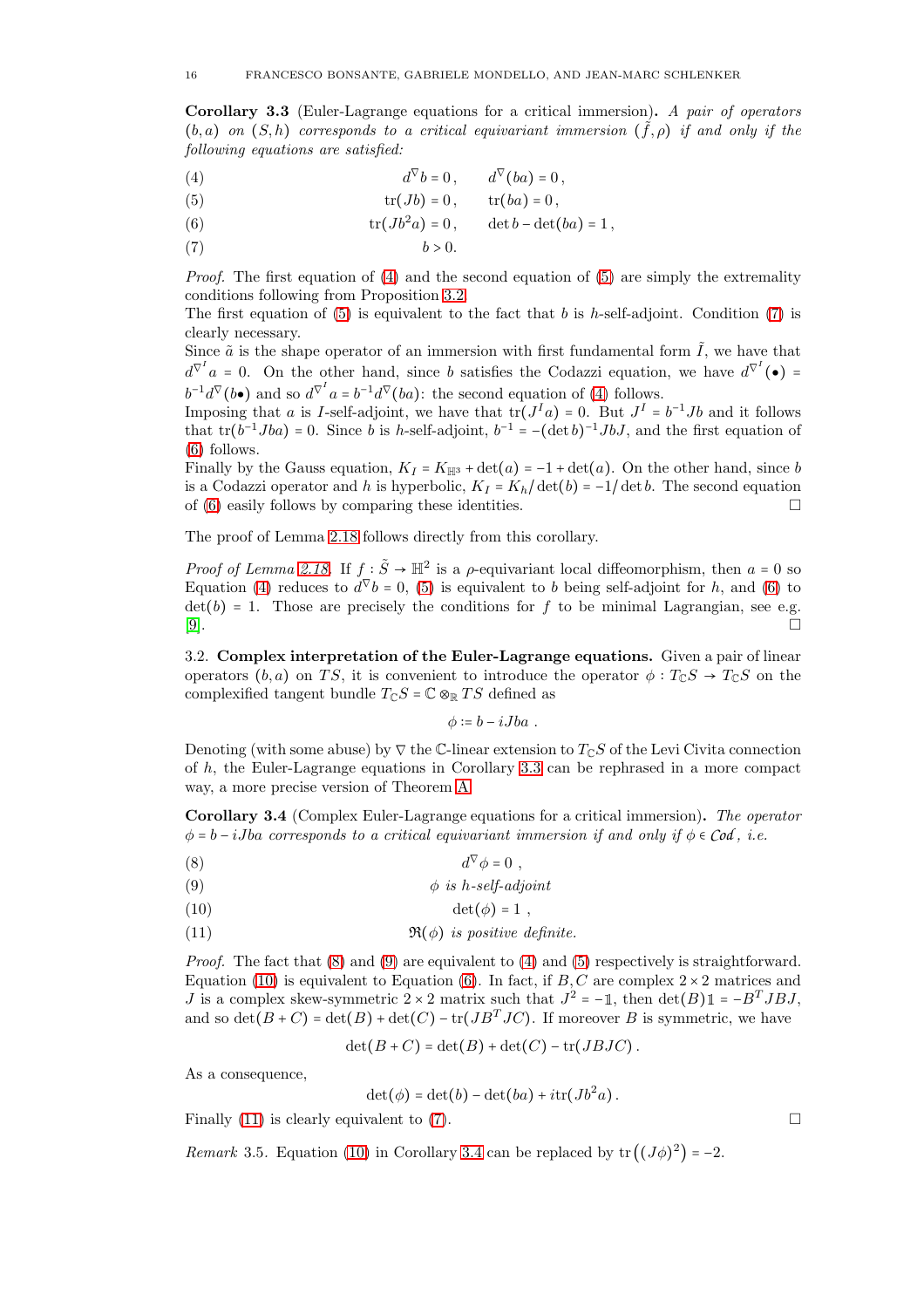**Corollary 3.3** (Euler-Lagrange equations for a critical immersion)**.** *A pair of operators $(b,a)$ on $(S,h)$ corresponds to a critical equivariant immersion $(\tilde{f},\rho)$ if and only if the following equations are satisfied:*

$$d^\nabla b = 0\,, \qquad d^\nabla(ba) = 0\,, \tag{4}$$

$$\operatorname{tr}(Jb) = 0\,, \qquad \operatorname{tr}(ba) = 0\,, \tag{5}$$

$$\operatorname{tr}(Jb^2a) = 0\,, \qquad \det b - \det(ba) = 1\,, \tag{6}$$

$$b > 0. \tag{7}$$

*Proof.* The first equation of (4) and the second equation of (5) are simply the extremality conditions following from Proposition 3.2.
The first equation of (5) is equivalent to the fact that $b$ is $h$-self-adjoint. Condition (7) is clearly necessary.
Since $\tilde{a}$ is the shape operator of an immersion with first fundamental form $\tilde{I}$, we have that $d^{\nabla^I}a = 0$. On the other hand, since $b$ satisfies the Codazzi equation, we have $d^{\nabla^I}(\bullet) = b^{-1}d^\nabla(b\bullet)$ and so $d^{\nabla^I}a = b^{-1}d^\nabla(ba)$: the second equation of (4) follows.
Imposing that $a$ is $I$-self-adjoint, we have that $\operatorname{tr}(J^I a) = 0$. But $J^I = b^{-1}Jb$ and it follows that $\operatorname{tr}(b^{-1}Jba) = 0$. Since $b$ is $h$-self-adjoint, $b^{-1} = -(\det b)^{-1}JbJ$, and the first equation of (6) follows.
Finally by the Gauss equation, $K_I = K_{\mathbb{H}^3} + \det(a) = -1 + \det(a)$. On the other hand, since $b$ is a Codazzi operator and $h$ is hyperbolic, $K_I = K_h/\det(b) = -1/\det b$. The second equation of (6) easily follows by comparing these identities. □

The proof of Lemma 2.18 follows directly from this corollary.

*Proof of Lemma 2.18.* If $f : \tilde{S} \to \mathbb{H}^2$ is a $\rho$-equivariant local diffeomorphism, then $a = 0$ so Equation (4) reduces to $d^\nabla b = 0$, (5) is equivalent to $b$ being self-adjoint for $h$, and (6) to $\det(b) = 1$. Those are precisely the conditions for $f$ to be minimal Lagrangian, see e.g. [9]. □

## 3.2. Complex interpretation of the Euler-Lagrange equations.

Given a pair of linear operators $(b,a)$ on $TS$, it is convenient to introduce the operator $\phi : T_{\mathbb{C}}S \to T_{\mathbb{C}}S$ on the complexified tangent bundle $T_{\mathbb{C}}S = \mathbb{C}\otimes_{\mathbb{R}} TS$ defined as

$$\phi := b - iJba\,.$$

Denoting (with some abuse) by $\nabla$ the $\mathbb{C}$-linear extension to $T_{\mathbb{C}}S$ of the Levi Civita connection of $h$, the Euler-Lagrange equations in Corollary 3.3 can be rephrased in a more compact way, a more precise version of Theorem A.

**Corollary 3.4** (Complex Euler-Lagrange equations for a critical immersion)**.** *The operator $\phi = b - iJba$ corresponds to a critical equivariant immersion if and only if $\phi \in \mathcal{C}od$, i.e.*

$$d^\nabla\phi = 0\ , \tag{8}$$

$$\phi \text{ is } h\text{-self-adjoint} \tag{9}$$

$$\det(\phi) = 1\ , \tag{10}$$

$$\Re(\phi) \text{ is positive definite.} \tag{11}$$

*Proof.* The fact that (8) and (9) are equivalent to (4) and (5) respectively is straightforward. Equation (10) is equivalent to Equation (6). In fact, if $B, C$ are complex $2\times 2$ matrices and $J$ is a complex skew-symmetric $2\times 2$ matrix such that $J^2 = -\mathbb{1}$, then $\det(B)\mathbb{1} = -B^TJBJ$, and so $\det(B+C) = \det(B) + \det(C) - \operatorname{tr}(JB^TJC)$. If moreover $B$ is symmetric, we have

$$\det(B+C) = \det(B) + \det(C) - \operatorname{tr}(JBJC)\,.$$

As a consequence,

$$\det(\phi) = \det(b) - \det(ba) + i\operatorname{tr}(Jb^2a)\,.$$

Finally (11) is clearly equivalent to (7). □

*Remark* 3.5. Equation (10) in Corollary 3.4 can be replaced by $\operatorname{tr}\left((J\phi)^2\right) = -2$.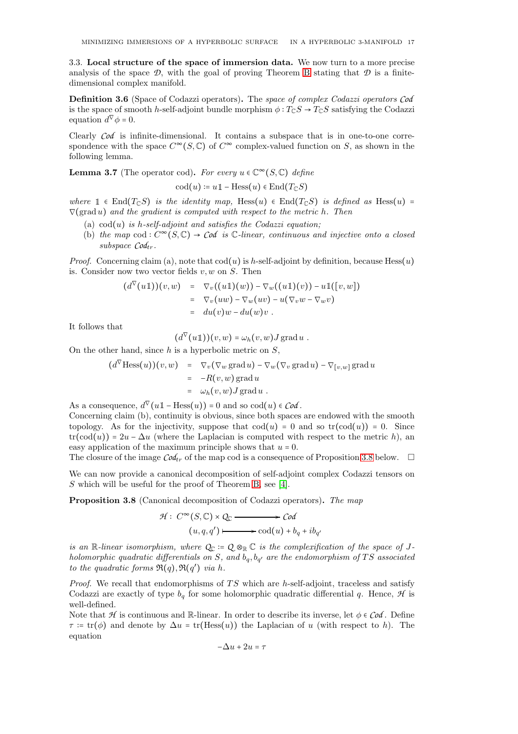### 3.3. Local structure of the space of immersion data.

We now turn to a more precise analysis of the space $\mathcal{D}$, with the goal of proving Theorem B stating that $\mathcal{D}$ is a finite-dimensional complex manifold.

**Definition 3.6** (Space of Codazzi operators)**.** The *space of complex Codazzi operators* $\mathcal{C}od$ is the space of smooth $h$-self-adjoint bundle morphism $\phi : T_{\mathbb{C}}S \to T_{\mathbb{C}}S$ satisfying the Codazzi equation $d^{\nabla}\phi = 0$.

Clearly $\mathcal{C}od$ is infinite-dimensional. It contains a subspace that is in one-to-one correspondence with the space $C^{\infty}(S, \mathbb{C})$ of $C^{\infty}$ complex-valued function on $S$, as shown in the following lemma.

**Lemma 3.7** (The operator cod)**.** *For every $u \in \mathbb{C}^{\infty}(S, \mathbb{C})$ define*

$$\operatorname{cod}(u) := u\mathbb{1} - \operatorname{Hess}(u) \in \operatorname{End}(T_{\mathbb{C}}S)$$

*where $\mathbb{1} \in \operatorname{End}(T_{\mathbb{C}}S)$ is the identity map, $\operatorname{Hess}(u) \in \operatorname{End}(T_{\mathbb{C}}S)$ is defined as $\operatorname{Hess}(u) = \nabla(\operatorname{grad} u)$ and the gradient is computed with respect to the metric $h$. Then*

- (a) *$\operatorname{cod}(u)$ is $h$-self-adjoint and satisfies the Codazzi equation;*
- (b) *the map $\operatorname{cod} : C^{\infty}(S, \mathbb{C}) \to \mathcal{C}od$ is $\mathbb{C}$-linear, continuous and injective onto a closed subspace $\mathcal{C}od_{tr}$.*

*Proof.* Concerning claim (a), note that $\operatorname{cod}(u)$ is $h$-self-adjoint by definition, because $\operatorname{Hess}(u)$ is. Consider now two vector fields $v, w$ on $S$. Then

$$\begin{aligned}
(d^{\nabla}(u\mathbb{1}))(v, w) &= \nabla_v((u\mathbb{1})(w)) - \nabla_w((u\mathbb{1})(v)) - u\mathbb{1}([v, w]) \\
&= \nabla_v(uw) - \nabla_w(uv) - u(\nabla_v w - \nabla_w v) \\
&= du(v)w - du(w)v \ .
\end{aligned}$$

It follows that

$$(d^{\nabla}(u\mathbb{1}))(v, w) = \omega_h(v, w) J \operatorname{grad} u \ .$$

On the other hand, since $h$ is a hyperbolic metric on $S$,

$$\begin{aligned}
(d^{\nabla}\operatorname{Hess}(u))(v, w) &= \nabla_v(\nabla_w \operatorname{grad} u) - \nabla_w(\nabla_v \operatorname{grad} u) - \nabla_{[v,w]} \operatorname{grad} u \\
&= -R(v, w) \operatorname{grad} u \\
&= \omega_h(v, w) J \operatorname{grad} u \ .
\end{aligned}$$

As a consequence, $d^{\nabla}(u\mathbb{1} - \operatorname{Hess}(u)) = 0$ and so $\operatorname{cod}(u) \in \mathcal{C}od$.
Concerning claim (b), continuity is obvious, since both spaces are endowed with the smooth topology. As for the injectivity, suppose that $\operatorname{cod}(u) = 0$ and so $\operatorname{tr}(\operatorname{cod}(u)) = 0$. Since $\operatorname{tr}(\operatorname{cod}(u)) = 2u - \Delta u$ (where the Laplacian is computed with respect to the metric $h$), an easy application of the maximum principle shows that $u = 0$.
The closure of the image $\mathcal{C}od_{tr}$ of the map cod is a consequence of Proposition 3.8 below. $\square$

We can now provide a canonical decomposition of self-adjoint complex Codazzi tensors on $S$ which will be useful for the proof of Theorem B, see [4].

**Proposition 3.8** (Canonical decomposition of Codazzi operators)**.** *The map*

$$\begin{aligned}
\mathcal{H} : \ C^{\infty}(S, \mathbb{C}) \times \mathcal{Q}_{\mathbb{C}} &\longrightarrow \mathcal{C}od \\
(u, q, q') &\longmapsto \operatorname{cod}(u) + b_q + i b_{q'}
\end{aligned}$$

*is an $\mathbb{R}$-linear isomorphism, where $\mathcal{Q}_{\mathbb{C}} := \mathcal{Q} \otimes_{\mathbb{R}} \mathbb{C}$ is the complexification of the space of $J$-holomorphic quadratic differentials on $S$, and $b_q, b_{q'}$ are the endomorphism of $TS$ associated to the quadratic forms $\Re(q), \Re(q')$ via $h$.*

*Proof.* We recall that endomorphisms of $TS$ which are $h$-self-adjoint, traceless and satisfy Codazzi are exactly of type $b_q$ for some holomorphic quadratic differential $q$. Hence, $\mathcal{H}$ is well-defined.
Note that $\mathcal{H}$ is continuous and $\mathbb{R}$-linear. In order to describe its inverse, let $\phi \in \mathcal{C}od$. Define $\tau := \operatorname{tr}(\phi)$ and denote by $\Delta u = \operatorname{tr}(\operatorname{Hess}(u))$ the Laplacian of $u$ (with respect to $h$). The equation

$$-\Delta u + 2u = \tau$$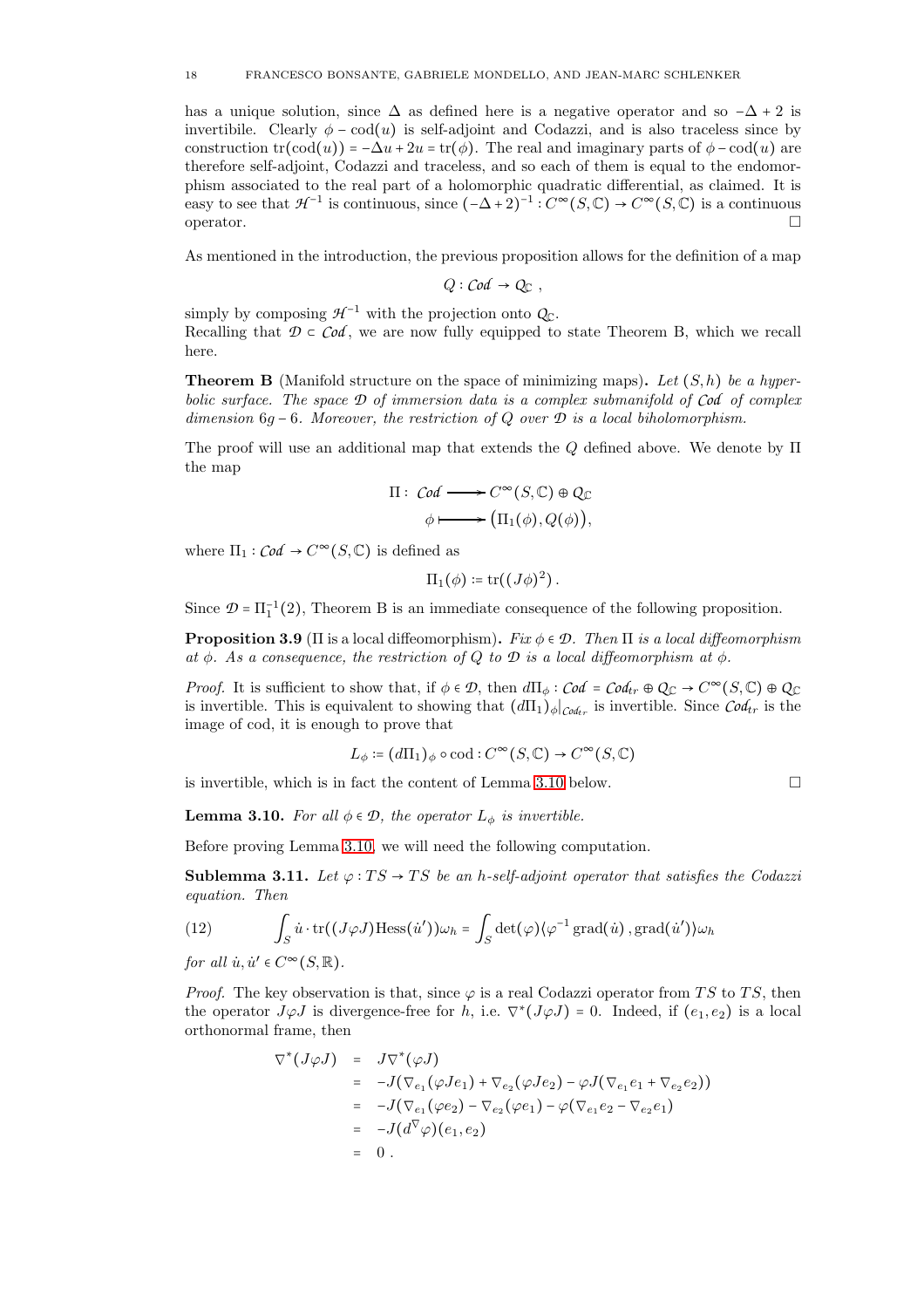has a unique solution, since $\Delta$ as defined here is a negative operator and so $-\Delta+2$ is invertibile. Clearly $\phi - \mathrm{cod}(u)$ is self-adjoint and Codazzi, and is also traceless since by construction $\mathrm{tr}(\mathrm{cod}(u)) = -\Delta u + 2u = \mathrm{tr}(\phi)$. The real and imaginary parts of $\phi - \mathrm{cod}(u)$ are therefore self-adjoint, Codazzi and traceless, and so each of them is equal to the endomorphism associated to the real part of a holomorphic quadratic differential, as claimed. It is easy to see that $\mathcal{H}^{-1}$ is continuous, since $(-\Delta+2)^{-1} : C^\infty(S,\mathbb{C}) \to C^\infty(S,\mathbb{C})$ is a continuous operator. $\square$

As mentioned in the introduction, the previous proposition allows for the definition of a map

$$Q : \mathcal{C}od \to \mathcal{Q}_\mathbb{C} \ ,$$

simply by composing $\mathcal{H}^{-1}$ with the projection onto $\mathcal{Q}_\mathbb{C}$.
Recalling that $\mathcal{D} \subset \mathcal{C}od$, we are now fully equipped to state Theorem B, which we recall here.

**Theorem B** (Manifold structure on the space of minimizing maps)**.** *Let $(S,h)$ be a hyperbolic surface. The space $\mathcal{D}$ of immersion data is a complex submanifold of $\mathcal{C}od$ of complex dimension $6g-6$. Moreover, the restriction of $Q$ over $\mathcal{D}$ is a local biholomorphism.*

The proof will use an additional map that extends the $Q$ defined above. We denote by $\Pi$ the map

$$\begin{aligned}
\Pi : \ \mathcal{C}od &\longrightarrow C^\infty(S,\mathbb{C}) \oplus \mathcal{Q}_\mathbb{C} \\
\phi &\longmapsto \big(\Pi_1(\phi), Q(\phi)\big),
\end{aligned}$$

where $\Pi_1 : \mathcal{C}od \to C^\infty(S,\mathbb{C})$ is defined as

$$\Pi_1(\phi) := \mathrm{tr}((J\phi)^2) \,.$$

Since $\mathcal{D} = \Pi_1^{-1}(2)$, Theorem B is an immediate consequence of the following proposition.

**Proposition 3.9** ($\Pi$ is a local diffeomorphism)**.** *Fix $\phi \in \mathcal{D}$. Then $\Pi$ is a local diffeomorphism at $\phi$. As a consequence, the restriction of $Q$ to $\mathcal{D}$ is a local diffeomorphism at $\phi$.*

*Proof.* It is sufficient to show that, if $\phi \in \mathcal{D}$, then $d\Pi_\phi : \mathcal{C}od = \mathcal{C}od_{tr} \oplus \mathcal{Q}_\mathbb{C} \to C^\infty(S,\mathbb{C}) \oplus \mathcal{Q}_\mathbb{C}$ is invertible. This is equivalent to showing that $(d\Pi_1)_\phi|_{\mathcal{C}od_{tr}}$ is invertible. Since $\mathcal{C}od_{tr}$ is the image of cod, it is enough to prove that

$$L_\phi := (d\Pi_1)_\phi \circ \mathrm{cod} : C^\infty(S,\mathbb{C}) \to C^\infty(S,\mathbb{C})$$

is invertible, which is in fact the content of Lemma 3.10 below. $\square$

**Lemma 3.10.** *For all $\phi \in \mathcal{D}$, the operator $L_\phi$ is invertible.*

Before proving Lemma 3.10, we will need the following computation.

**Sublemma 3.11.** *Let $\varphi : TS \to TS$ be an $h$-self-adjoint operator that satisfies the Codazzi equation. Then*

$$\int_S \dot{u} \cdot \mathrm{tr}((J\varphi J)\mathrm{Hess}(\dot{u}'))\omega_h = \int_S \det(\varphi)\langle \varphi^{-1}\,\mathrm{grad}(\dot{u})\,,\mathrm{grad}(\dot{u}')\rangle \omega_h \tag{12}$$

*for all $\dot{u}, \dot{u}' \in C^\infty(S,\mathbb{R})$.*

*Proof.* The key observation is that, since $\varphi$ is a real Codazzi operator from $TS$ to $TS$, then the operator $J\varphi J$ is divergence-free for $h$, i.e. $\nabla^*(J\varphi J) = 0$. Indeed, if $(e_1,e_2)$ is a local orthonormal frame, then

$$\begin{aligned}
\nabla^*(J\varphi J) &= J\nabla^*(\varphi J) \\
&= -J(\nabla_{e_1}(\varphi J e_1) + \nabla_{e_2}(\varphi J e_2) - \varphi J(\nabla_{e_1}e_1 + \nabla_{e_2}e_2)) \\
&= -J(\nabla_{e_1}(\varphi e_2) - \nabla_{e_2}(\varphi e_1) - \varphi(\nabla_{e_1}e_2 - \nabla_{e_2}e_1)) \\
&= -J(d^\nabla\varphi)(e_1,e_2) \\
&= 0\,.
\end{aligned}$$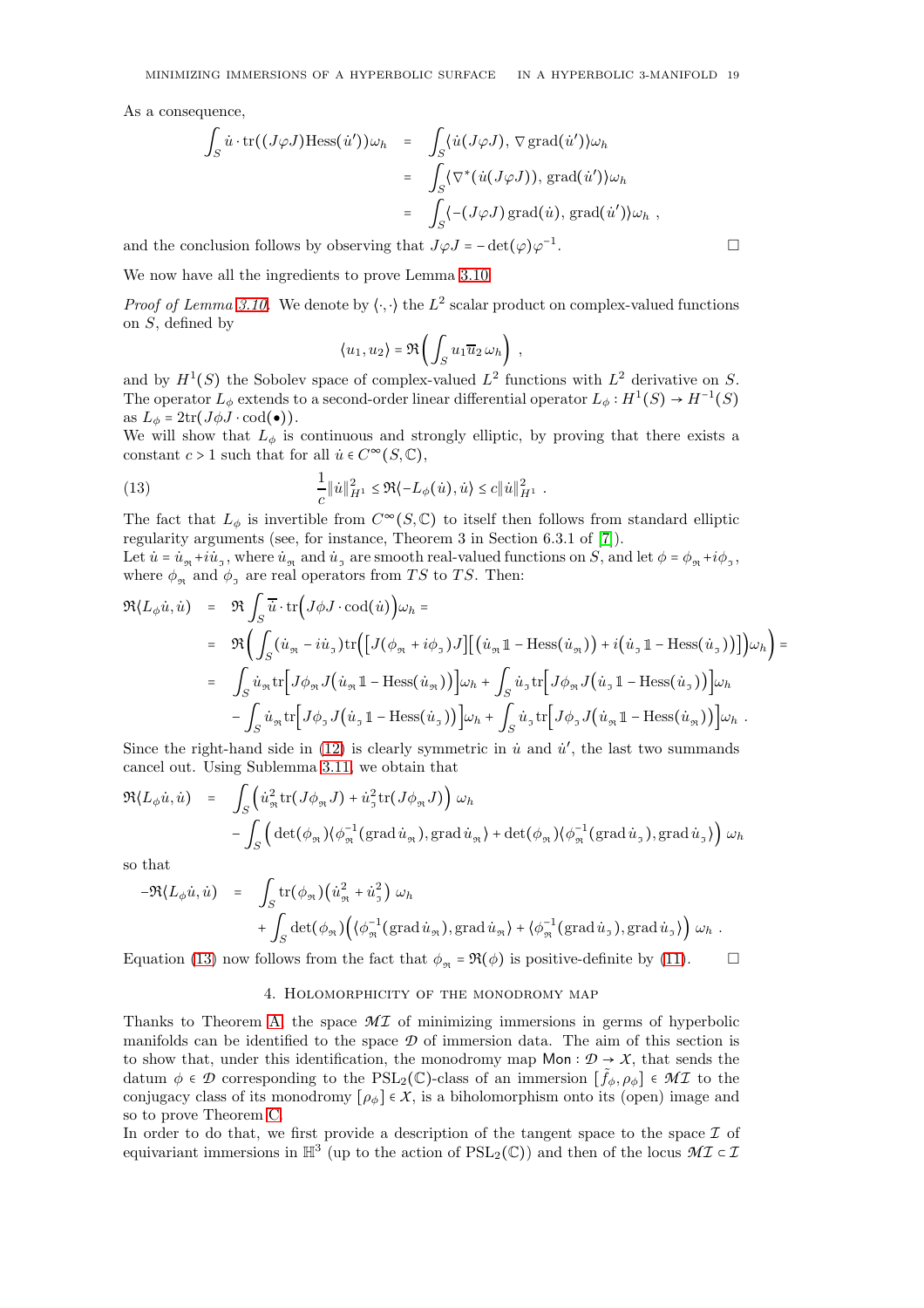As a consequence,

$$
\begin{aligned}
\int_S \dot u \cdot \mathrm{tr}((J\varphi J)\mathrm{Hess}(\dot u'))\omega_h &= \int_S \langle \dot u (J\varphi J), \nabla \operatorname{grad}(\dot u')\rangle \omega_h \\
&= \int_S \langle \nabla^*(\dot u (J\varphi J)), \operatorname{grad}(\dot u')\rangle \omega_h \\
&= \int_S \langle -(J\varphi J)\operatorname{grad}(\dot u), \operatorname{grad}(\dot u')\rangle \omega_h \ ,
\end{aligned}
$$

and the conclusion follows by observing that $J\varphi J = -\det(\varphi)\varphi^{-1}$. □

We now have all the ingredients to prove Lemma 3.10.

*Proof of Lemma 3.10.* We denote by $\langle \cdot, \cdot \rangle$ the $L^2$ scalar product on complex-valued functions on $S$, defined by

$$
\langle u_1, u_2 \rangle = \Re\left( \int_S u_1 \overline{u}_2 \, \omega_h \right) \ ,
$$

and by $H^1(S)$ the Sobolev space of complex-valued $L^2$ functions with $L^2$ derivative on $S$. The operator $L_\phi$ extends to a second-order linear differential operator $L_\phi : H^1(S) \to H^{-1}(S)$ as $L_\phi = 2\mathrm{tr}(J\phi J \cdot \mathrm{cod}(\bullet))$.
We will show that $L_\phi$ is continuous and strongly elliptic, by proving that there exists a constant $c > 1$ such that for all $\dot u \in C^\infty(S, \mathbb{C})$,

$$
\frac{1}{c}\|\dot u\|_{H^1}^2 \le \Re\langle -L_\phi(\dot u), \dot u\rangle \le c\|\dot u\|_{H^1}^2 \ . \tag{13}
$$

The fact that $L_\phi$ is invertible from $C^\infty(S,\mathbb{C})$ to itself then follows from standard elliptic regularity arguments (see, for instance, Theorem 3 in Section 6.3.1 of [7]).
Let $\dot u = \dot u_{\Re} + i\dot u_{\Im}$, where $\dot u_{\Re}$ and $\dot u_{\Im}$ are smooth real-valued functions on $S$, and let $\phi = \phi_{\Re} + i\phi_{\Im}$, where $\phi_{\Re}$ and $\phi_{\Im}$ are real operators from $TS$ to $TS$. Then:

$$
\begin{aligned}
\Re\langle L_\phi \dot u, \dot u\rangle &= \Re \int_S \overline{\dot u} \cdot \mathrm{tr}\Big(J\phi J \cdot \mathrm{cod}(\dot u)\Big)\omega_h = \\
&= \Re\Big( \int_S (\dot u_{\Re} - i\dot u_{\Im})\mathrm{tr}\Big(\big[J(\phi_{\Re} + i\phi_{\Im})J\big]\big[\big(\dot u_{\Re}\mathbb{1} - \mathrm{Hess}(\dot u_{\Re})\big) + i\big(\dot u_{\Im}\mathbb{1} - \mathrm{Hess}(\dot u_{\Im})\big)\big]\Big)\omega_h\Big) = \\
&= \int_S \dot u_{\Re}\mathrm{tr}\Big[J\phi_{\Re}J\big(\dot u_{\Re}\mathbb{1} - \mathrm{Hess}(\dot u_{\Re})\big)\Big]\omega_h + \int_S \dot u_{\Im}\mathrm{tr}\Big[J\phi_{\Re}J\big(\dot u_{\Im}\mathbb{1} - \mathrm{Hess}(\dot u_{\Im})\big)\Big]\omega_h \\
&\quad - \int_S \dot u_{\Re}\mathrm{tr}\Big[J\phi_{\Im}J\big(\dot u_{\Im}\mathbb{1} - \mathrm{Hess}(\dot u_{\Im})\big)\Big]\omega_h + \int_S \dot u_{\Im}\mathrm{tr}\Big[J\phi_{\Im}J\big(\dot u_{\Re}\mathbb{1} - \mathrm{Hess}(\dot u_{\Re})\big)\Big]\omega_h \ .
\end{aligned}
$$

Since the right-hand side in (12) is clearly symmetric in $\dot u$ and $\dot u'$, the last two summands cancel out. Using Sublemma 3.11, we obtain that

$$
\begin{aligned}
\Re\langle L_\phi \dot u, \dot u\rangle &= \int_S \Big(\dot u_{\Re}^2 \mathrm{tr}(J\phi_{\Re}J) + \dot u_{\Im}^2\mathrm{tr}(J\phi_{\Re}J)\Big)\ \omega_h \\
&\quad - \int_S \Big(\det(\phi_{\Re})\langle \phi_{\Re}^{-1}(\operatorname{grad}\dot u_{\Re}), \operatorname{grad}\dot u_{\Re}\rangle + \det(\phi_{\Re})\langle \phi_{\Re}^{-1}(\operatorname{grad}\dot u_{\Im}), \operatorname{grad}\dot u_{\Im}\rangle\Big)\ \omega_h
\end{aligned}
$$

so that

$$
\begin{aligned}
-\Re\langle L_\phi \dot u, \dot u\rangle &= \int_S \mathrm{tr}(\phi_{\Re})\big(\dot u_{\Re}^2 + \dot u_{\Im}^2\big)\ \omega_h \\
&\quad + \int_S \det(\phi_{\Re})\Big(\langle \phi_{\Re}^{-1}(\operatorname{grad}\dot u_{\Re}), \operatorname{grad}\dot u_{\Re}\rangle + \langle \phi_{\Re}^{-1}(\operatorname{grad}\dot u_{\Im}), \operatorname{grad}\dot u_{\Im}\rangle\Big)\ \omega_h \ .
\end{aligned}
$$

Equation (13) now follows from the fact that $\phi_{\Re} = \Re(\phi)$ is positive-definite by (11). □

## 4. Holomorphicity of the monodromy map

Thanks to Theorem A, the space $\mathcal{MI}$ of minimizing immersions in germs of hyperbolic manifolds can be identified to the space $\mathcal{D}$ of immersion data. The aim of this section is to show that, under this identification, the monodromy map $\mathsf{Mon} : \mathcal{D} \to \mathcal{X}$, that sends the datum $\phi \in \mathcal{D}$ corresponding to the $\mathrm{PSL}_2(\mathbb{C})$-class of an immersion $[\tilde f_\phi, \rho_\phi] \in \mathcal{MI}$ to the conjugacy class of its monodromy $[\rho_\phi] \in \mathcal{X}$, is a biholomorphism onto its (open) image and so to prove Theorem C.
In order to do that, we first provide a description of the tangent space to the space $\mathcal{I}$ of equivariant immersions in $\mathbb{H}^3$ (up to the action of $\mathrm{PSL}_2(\mathbb{C})$) and then of the locus $\mathcal{MI} \subset \mathcal{I}$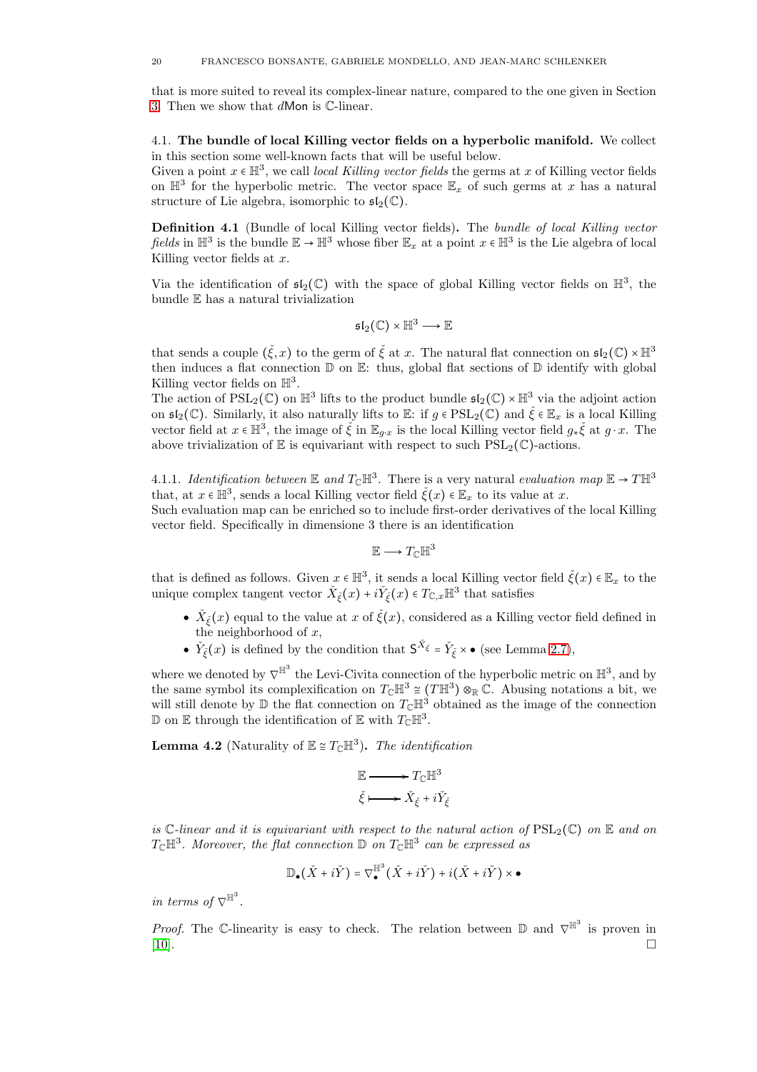that is more suited to reveal its complex-linear nature, compared to the one given in Section 3. Then we show that $d\mathsf{Mon}$ is $\mathbb{C}$-linear.

### 4.1. The bundle of local Killing vector fields on a hyperbolic manifold.

We collect in this section some well-known facts that will be useful below.

Given a point $x \in \mathbb{H}^3$, we call *local Killing vector fields* the germs at $x$ of Killing vector fields on $\mathbb{H}^3$ for the hyperbolic metric. The vector space $\mathbb{E}_x$ of such germs at $x$ has a natural structure of Lie algebra, isomorphic to $\mathfrak{sl}_2(\mathbb{C})$.

**Definition 4.1** (Bundle of local Killing vector fields)**.** *The bundle of local Killing vector fields in $\mathbb{H}^3$ is the bundle $\mathbb{E} \to \mathbb{H}^3$ whose fiber $\mathbb{E}_x$ at a point $x \in \mathbb{H}^3$ is the Lie algebra of local Killing vector fields at $x$.*

Via the identification of $\mathfrak{sl}_2(\mathbb{C})$ with the space of global Killing vector fields on $\mathbb{H}^3$, the bundle $\mathbb{E}$ has a natural trivialization

$$\mathfrak{sl}_2(\mathbb{C}) \times \mathbb{H}^3 \longrightarrow \mathbb{E}$$

that sends a couple $(\check{\xi}, x)$ to the germ of $\check{\xi}$ at $x$. The natural flat connection on $\mathfrak{sl}_2(\mathbb{C}) \times \mathbb{H}^3$ then induces a flat connection $\mathbb{D}$ on $\mathbb{E}$: thus, global flat sections of $\mathbb{D}$ identify with global Killing vector fields on $\mathbb{H}^3$.

The action of $\mathrm{PSL}_2(\mathbb{C})$ on $\mathbb{H}^3$ lifts to the product bundle $\mathfrak{sl}_2(\mathbb{C}) \times \mathbb{H}^3$ via the adjoint action on $\mathfrak{sl}_2(\mathbb{C})$. Similarly, it also naturally lifts to $\mathbb{E}$: if $g \in \mathrm{PSL}_2(\mathbb{C})$ and $\check{\xi} \in \mathbb{E}_x$ is a local Killing vector field at $x \in \mathbb{H}^3$, the image of $\check{\xi}$ in $\mathbb{E}_{g\cdot x}$ is the local Killing vector field $g_*\check{\xi}$ at $g \cdot x$. The above trivialization of $\mathbb{E}$ is equivariant with respect to such $\mathrm{PSL}_2(\mathbb{C})$-actions.

#### 4.1.1. *Identification between $\mathbb{E}$ and $T_{\mathbb{C}}\mathbb{H}^3$.*

There is a very natural *evaluation map* $\mathbb{E} \to T\mathbb{H}^3$ that, at $x \in \mathbb{H}^3$, sends a local Killing vector field $\check{\xi}(x) \in \mathbb{E}_x$ to its value at $x$.

Such evaluation map can be enriched so to include first-order derivatives of the local Killing vector field. Specifically in dimensione 3 there is an identification

$$\mathbb{E} \longrightarrow T_{\mathbb{C}}\mathbb{H}^3$$

that is defined as follows. Given $x \in \mathbb{H}^3$, it sends a local Killing vector field $\check{\xi}(x) \in \mathbb{E}_x$ to the unique complex tangent vector $\check{X}_{\check{\xi}}(x) + i\check{Y}_{\check{\xi}}(x) \in T_{\mathbb{C},x}\mathbb{H}^3$ that satisfies

- $\check{X}_{\check{\xi}}(x)$ equal to the value at $x$ of $\check{\xi}(x)$, considered as a Killing vector field defined in the neighborhood of $x$,
- $\check{Y}_{\check{\xi}}(x)$ is defined by the condition that $\mathsf{S}^{\check{X}_{\check{\xi}}} = \check{Y}_{\check{\xi}} \times \bullet$ (see Lemma 2.7),

where we denoted by $\nabla^{\mathbb{H}^3}$ the Levi-Civita connection of the hyperbolic metric on $\mathbb{H}^3$, and by the same symbol its complexification on $T_{\mathbb{C}}\mathbb{H}^3 \cong (T\mathbb{H}^3) \otimes_{\mathbb{R}} \mathbb{C}$. Abusing notations a bit, we will still denote by $\mathbb{D}$ the flat connection on $T_{\mathbb{C}}\mathbb{H}^3$ obtained as the image of the connection $\mathbb{D}$ on $\mathbb{E}$ through the identification of $\mathbb{E}$ with $T_{\mathbb{C}}\mathbb{H}^3$.

**Lemma 4.2** (Naturality of $\mathbb{E} \cong T_{\mathbb{C}}\mathbb{H}^3$)**.** *The identification*

$$\begin{aligned} \mathbb{E} &\longrightarrow T_{\mathbb{C}}\mathbb{H}^3 \\ \check{\xi} &\longmapsto \check{X}_{\check{\xi}} + i\check{Y}_{\check{\xi}} \end{aligned}$$

*is $\mathbb{C}$-linear and it is equivariant with respect to the natural action of $\mathrm{PSL}_2(\mathbb{C})$ on $\mathbb{E}$ and on $T_{\mathbb{C}}\mathbb{H}^3$. Moreover, the flat connection $\mathbb{D}$ on $T_{\mathbb{C}}\mathbb{H}^3$ can be expressed as*

$$\mathbb{D}_\bullet(\check{X} + i\check{Y}) = \nabla^{\mathbb{H}^3}_\bullet(\check{X} + i\check{Y}) + i(\check{X} + i\check{Y}) \times \bullet$$

*in terms of $\nabla^{\mathbb{H}^3}$.*

*Proof.* The $\mathbb{C}$-linearity is easy to check. The relation between $\mathbb{D}$ and $\nabla^{\mathbb{H}^3}$ is proven in [10]. □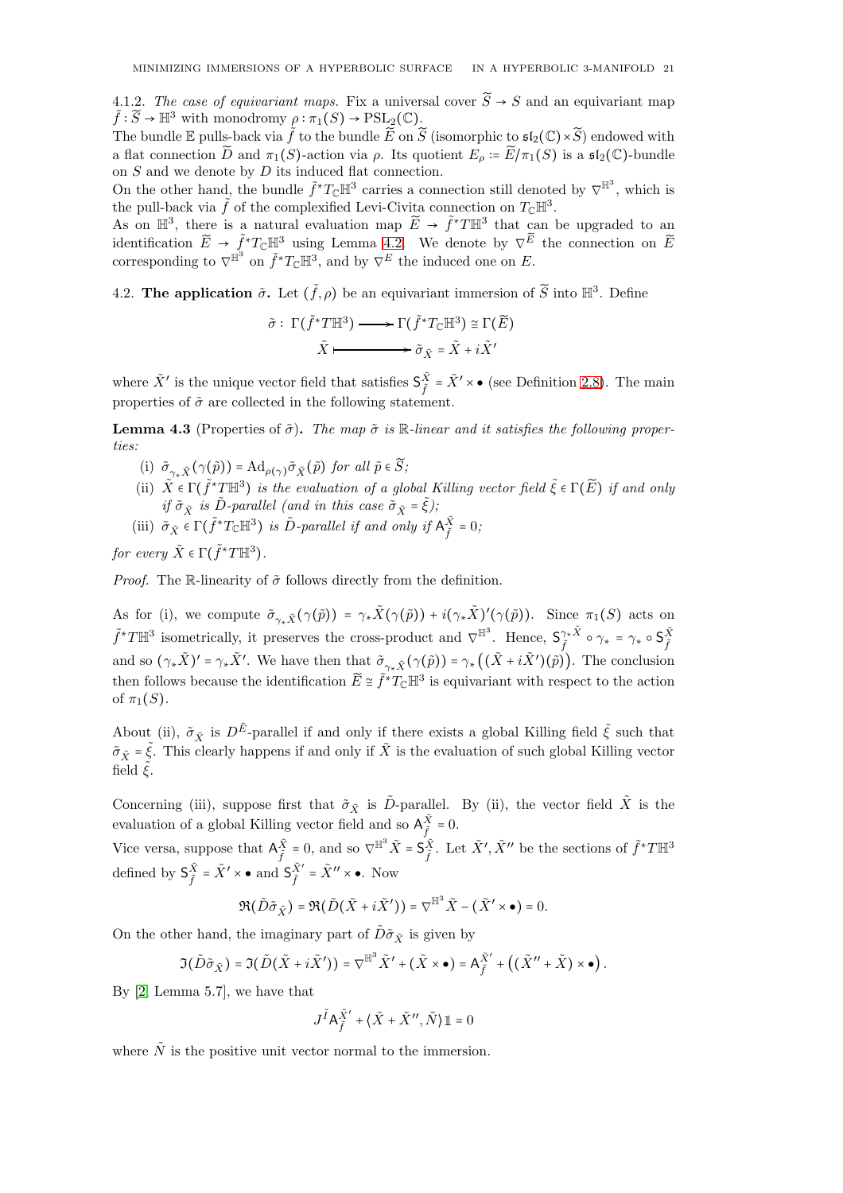4.1.2. *The case of equivariant maps.* Fix a universal cover $\widetilde{S} \to S$ and an equivariant map $\tilde{f} : \widetilde{S} \to \mathbb{H}^3$ with monodromy $\rho : \pi_1(S) \to \mathrm{PSL}_2(\mathbb{C})$.
The bundle $\mathbb{E}$ pulls-back via $\tilde{f}$ to the bundle $\widetilde{E}$ on $\widetilde{S}$ (isomorphic to $\mathfrak{sl}_2(\mathbb{C}) \times \widetilde{S}$) endowed with a flat connection $\widetilde{D}$ and $\pi_1(S)$-action via $\rho$. Its quotient $E_\rho := \widetilde{E}/\pi_1(S)$ is a $\mathfrak{sl}_2(\mathbb{C})$-bundle on $S$ and we denote by $D$ its induced flat connection.
On the other hand, the bundle $\tilde{f}^* T_{\mathbb{C}}\mathbb{H}^3$ carries a connection still denoted by $\nabla^{\mathbb{H}^3}$, which is the pull-back via $\tilde{f}$ of the complexified Levi-Civita connection on $T_{\mathbb{C}}\mathbb{H}^3$.
As on $\mathbb{H}^3$, there is a natural evaluation map $\widetilde{E} \to \tilde{f}^* T\mathbb{H}^3$ that can be upgraded to an identification $\widetilde{E} \to \tilde{f}^* T_{\mathbb{C}}\mathbb{H}^3$ using Lemma 4.2. We denote by $\nabla^{\widetilde{E}}$ the connection on $\widetilde{E}$ corresponding to $\nabla^{\mathbb{H}^3}$ on $\tilde{f}^* T_{\mathbb{C}}\mathbb{H}^3$, and by $\nabla^E$ the induced one on $E$.

## 4.2. The application $\tilde{\sigma}$.

Let $(\tilde{f}, \rho)$ be an equivariant immersion of $\widetilde{S}$ into $\mathbb{H}^3$. Define

$$\begin{aligned}\tilde{\sigma} :\ \Gamma(\tilde{f}^* T\mathbb{H}^3) &\longrightarrow \Gamma(\tilde{f}^* T_{\mathbb{C}}\mathbb{H}^3) \cong \Gamma(\widetilde{E}) \\ \tilde{X} &\longmapsto \tilde{\sigma}_{\tilde{X}} = \tilde{X} + i\tilde{X}'\end{aligned}$$

where $\tilde{X}'$ is the unique vector field that satisfies $\mathsf{S}^{\tilde{X}}_{\tilde{f}} = \tilde{X}' \times \bullet$ (see Definition 2.8). The main properties of $\tilde{\sigma}$ are collected in the following statement.

**Lemma 4.3** (Properties of $\tilde{\sigma}$)**.** *The map $\tilde{\sigma}$ is $\mathbb{R}$-linear and it satisfies the following properties:*

- (i) $\tilde{\sigma}_{\gamma_* \tilde{X}}(\gamma(\tilde{p})) = \mathrm{Ad}_{\rho(\gamma)} \tilde{\sigma}_{\tilde{X}}(\tilde{p})$ *for all* $\tilde{p} \in \widetilde{S}$;
- (ii) $\tilde{X} \in \Gamma(\tilde{f}^* T\mathbb{H}^3)$ *is the evaluation of a global Killing vector field* $\tilde{\xi} \in \Gamma(\widetilde{E})$ *if and only if* $\tilde{\sigma}_{\tilde{X}}$ *is* $\tilde{D}$*-parallel (and in this case* $\tilde{\sigma}_{\tilde{X}} = \tilde{\xi}$*)*;
- (iii) $\tilde{\sigma}_{\tilde{X}} \in \Gamma(\tilde{f}^* T_{\mathbb{C}}\mathbb{H}^3)$ *is* $\tilde{D}$*-parallel if and only if* $\mathsf{A}^{\tilde{X}}_{\tilde{f}} = 0$;

*for every* $\tilde{X} \in \Gamma(\tilde{f}^* T\mathbb{H}^3)$.

*Proof.* The $\mathbb{R}$-linearity of $\tilde{\sigma}$ follows directly from the definition.

As for (i), we compute $\tilde{\sigma}_{\gamma_* \tilde{X}}(\gamma(\tilde{p})) = \gamma_* \tilde{X}(\gamma(\tilde{p})) + i(\gamma_* \tilde{X})'(\gamma(\tilde{p}))$. Since $\pi_1(S)$ acts on $\tilde{f}^* T\mathbb{H}^3$ isometrically, it preserves the cross-product and $\nabla^{\mathbb{H}^3}$. Hence, $\mathsf{S}^{\gamma_* \tilde{X}}_{\tilde{f}} \circ \gamma_* = \gamma_* \circ \mathsf{S}^{\tilde{X}}_{\tilde{f}}$ and so $(\gamma_* \tilde{X})' = \gamma_* \tilde{X}'$. We have then that $\tilde{\sigma}_{\gamma_* \tilde{X}}(\gamma(\tilde{p})) = \gamma_* \big((\tilde{X} + i\tilde{X}')(\tilde{p})\big)$. The conclusion then follows because the identification $\widetilde{E} \cong \tilde{f}^* T_{\mathbb{C}}\mathbb{H}^3$ is equivariant with respect to the action of $\pi_1(S)$.

About (ii), $\tilde{\sigma}_{\tilde{X}}$ is $D^{\tilde{E}}$-parallel if and only if there exists a global Killing field $\tilde{\xi}$ such that $\tilde{\sigma}_{\tilde{X}} = \tilde{\xi}$. This clearly happens if and only if $\tilde{X}$ is the evaluation of such global Killing vector field $\tilde{\xi}$.

Concerning (iii), suppose first that $\tilde{\sigma}_{\tilde{X}}$ is $\tilde{D}$-parallel. By (ii), the vector field $\tilde{X}$ is the evaluation of a global Killing vector field and so $\mathsf{A}^{\tilde{X}}_{\tilde{f}} = 0$.
Vice versa, suppose that $\mathsf{A}^{\tilde{X}}_{\tilde{f}} = 0$, and so $\nabla^{\mathbb{H}^3} \tilde{X} = \mathsf{S}^{\tilde{X}}_{\tilde{f}}$. Let $\tilde{X}', \tilde{X}''$ be the sections of $\tilde{f}^* T\mathbb{H}^3$ defined by $\mathsf{S}^{\tilde{X}}_{\tilde{f}} = \tilde{X}' \times \bullet$ and $\mathsf{S}^{\tilde{X}'}_{\tilde{f}} = \tilde{X}'' \times \bullet$. Now

$$\Re(\tilde{D}\tilde{\sigma}_{\tilde{X}}) = \Re(\tilde{D}(\tilde{X} + i\tilde{X}')) = \nabla^{\mathbb{H}^3} \tilde{X} - (\tilde{X}' \times \bullet) = 0.$$

On the other hand, the imaginary part of $\tilde{D}\tilde{\sigma}_{\tilde{X}}$ is given by

$$\Im(\tilde{D}\tilde{\sigma}_{\tilde{X}}) = \Im(\tilde{D}(\tilde{X} + i\tilde{X}')) = \nabla^{\mathbb{H}^3} \tilde{X}' + (\tilde{X} \times \bullet) = \mathsf{A}^{\tilde{X}'}_{\tilde{f}} + \big((\tilde{X}'' + \tilde{X}) \times \bullet\big).$$

By [2, Lemma 5.7], we have that

$$J^{\tilde{I}} \mathsf{A}^{\tilde{X}'}_{\tilde{f}} + \langle \tilde{X} + \tilde{X}'', \tilde{N} \rangle \mathbb{1} = 0$$

where $\tilde{N}$ is the positive unit vector normal to the immersion.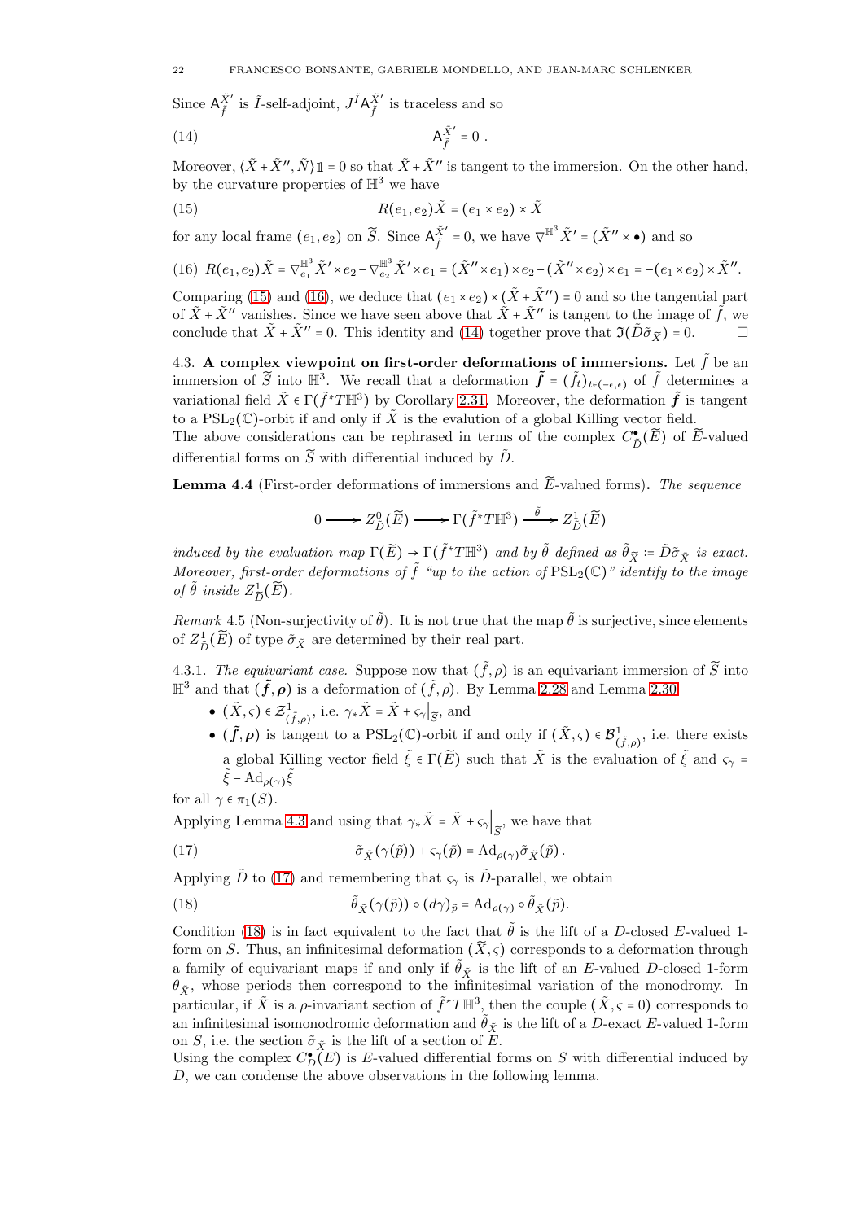Since $\mathsf{A}^{\tilde{X}'}_{\tilde{f}}$ is $\tilde{I}$-self-adjoint, $J^{\tilde{I}}\mathsf{A}^{\tilde{X}'}_{\tilde{f}}$ is traceless and so

$$\mathsf{A}^{\tilde{X}'}_{\tilde{f}} = 0\,. \tag{14}$$

Moreover, $\langle \tilde{X} + \tilde{X}'', \tilde{N}\rangle \mathbb{1} = 0$ so that $\tilde{X} + \tilde{X}''$ is tangent to the immersion. On the other hand, by the curvature properties of $\mathbb{H}^3$ we have

$$R(e_1, e_2)\tilde{X} = (e_1 \times e_2) \times \tilde{X} \tag{15}$$

for any local frame $(e_1, e_2)$ on $\widetilde{S}$. Since $\mathsf{A}^{\tilde{X}'}_{\tilde{f}} = 0$, we have $\nabla^{\mathbb{H}^3}\tilde{X}' = (\tilde{X}'' \times \bullet)$ and so

$$R(e_1, e_2)\tilde{X} = \nabla^{\mathbb{H}^3}_{e_1}\tilde{X}' \times e_2 - \nabla^{\mathbb{H}^3}_{e_2}\tilde{X}' \times e_1 = (\tilde{X}'' \times e_1) \times e_2 - (\tilde{X}'' \times e_2) \times e_1 = -(e_1 \times e_2) \times \tilde{X}''. \tag{16}$$

Comparing (15) and (16), we deduce that $(e_1 \times e_2) \times (\tilde{X} + \tilde{X}'') = 0$ and so the tangential part of $\tilde{X} + \tilde{X}''$ vanishes. Since we have seen above that $\tilde{X} + \tilde{X}''$ is tangent to the image of $\tilde{f}$, we conclude that $\tilde{X} + \tilde{X}'' = 0$. This identity and (14) together prove that $\mathfrak{I}(\tilde{D}\tilde{\sigma}_{\tilde{X}}) = 0$. □

4.3. **A complex viewpoint on first-order deformations of immersions.** Let $\tilde{f}$ be an immersion of $\widetilde{S}$ into $\mathbb{H}^3$. We recall that a deformation $\tilde{\boldsymbol{f}} = (\tilde{f}_t)_{t\in(-\epsilon,\epsilon)}$ of $\tilde{f}$ determines a variational field $\tilde{X} \in \Gamma(\tilde{f}^*T\mathbb{H}^3)$ by Corollary 2.31. Moreover, the deformation $\tilde{\boldsymbol{f}}$ is tangent to a $\mathrm{PSL}_2(\mathbb{C})$-orbit if and only if $\tilde{X}$ is the evalution of a global Killing vector field.
The above considerations can be rephrased in terms of the complex $C^\bullet_{\tilde{D}}(\widetilde{E})$ of $\widetilde{E}$-valued differential forms on $\widetilde{S}$ with differential induced by $\tilde{D}$.

**Lemma 4.4** (First-order deformations of immersions and $\widetilde{E}$-valued forms)**.** *The sequence*

$$0 \longrightarrow Z^0_{\tilde{D}}(\widetilde{E}) \longrightarrow \Gamma(\tilde{f}^*T\mathbb{H}^3) \xrightarrow{\ \tilde{\theta}\ } Z^1_{\tilde{D}}(\widetilde{E})$$

*induced by the evaluation map $\Gamma(\widetilde{E}) \to \Gamma(\tilde{f}^*T\mathbb{H}^3)$ and by $\tilde{\theta}$ defined as $\tilde{\theta}_{\tilde{X}} := \tilde{D}\tilde{\sigma}_{\tilde{X}}$ is exact. Moreover, first-order deformations of $\tilde{f}$ "up to the action of $\mathrm{PSL}_2(\mathbb{C})$" identify to the image of $\tilde{\theta}$ inside $Z^1_{\tilde{D}}(\widetilde{E})$.*

*Remark* 4.5 (Non-surjectivity of $\tilde{\theta}$). It is not true that the map $\tilde{\theta}$ is surjective, since elements of $Z^1_{\tilde{D}}(\widetilde{E})$ of type $\tilde{\sigma}_{\tilde{X}}$ are determined by their real part.

4.3.1. *The equivariant case.* Suppose now that $(\tilde{f}, \rho)$ is an equivariant immersion of $\widetilde{S}$ into $\mathbb{H}^3$ and that $(\tilde{\boldsymbol{f}}, \boldsymbol{\rho})$ is a deformation of $(\tilde{f}, \rho)$. By Lemma 2.28 and Lemma 2.30

- $(\tilde{X}, \varsigma) \in \mathcal{Z}^1_{(\tilde{f},\rho)}$, i.e. $\gamma_*\tilde{X} = \tilde{X} + \varsigma_\gamma\big|_{\widetilde{S}}$, and
- $(\tilde{\boldsymbol{f}}, \boldsymbol{\rho})$ is tangent to a $\mathrm{PSL}_2(\mathbb{C})$-orbit if and only if $(\tilde{X}, \varsigma) \in \mathcal{B}^1_{(\tilde{f},\rho)}$, i.e. there exists a global Killing vector field $\tilde{\xi} \in \Gamma(\widetilde{E})$ such that $\tilde{X}$ is the evaluation of $\tilde{\xi}$ and $\varsigma_\gamma = \tilde{\xi} - \mathrm{Ad}_{\rho(\gamma)}\tilde{\xi}$

for all $\gamma \in \pi_1(S)$.
Applying Lemma 4.3 and using that $\gamma_*\tilde{X} = \tilde{X} + \varsigma_\gamma\Big|_{\widetilde{S}}$, we have that

$$\tilde{\sigma}_{\tilde{X}}(\gamma(\tilde{p})) + \varsigma_\gamma(\tilde{p}) = \mathrm{Ad}_{\rho(\gamma)}\tilde{\sigma}_{\tilde{X}}(\tilde{p})\,. \tag{17}$$

Applying $\tilde{D}$ to (17) and remembering that $\varsigma_\gamma$ is $\tilde{D}$-parallel, we obtain

$$\tilde{\theta}_{\tilde{X}}(\gamma(\tilde{p})) \circ (d\gamma)_{\tilde{p}} = \mathrm{Ad}_{\rho(\gamma)} \circ \tilde{\theta}_{\tilde{X}}(\tilde{p}). \tag{18}$$

Condition (18) is in fact equivalent to the fact that $\tilde{\theta}$ is the lift of a $D$-closed $E$-valued 1-form on $S$. Thus, an infinitesimal deformation $(\widetilde{X}, \varsigma)$ corresponds to a deformation through a family of equivariant maps if and only if $\tilde{\theta}_{\tilde{X}}$ is the lift of an $E$-valued $D$-closed 1-form $\theta_{\tilde{X}}$, whose periods then correspond to the infinitesimal variation of the monodromy. In particular, if $\tilde{X}$ is a $\rho$-invariant section of $\tilde{f}^*T\mathbb{H}^3$, then the couple $(\tilde{X}, \varsigma = 0)$ corresponds to an infinitesimal isomonodromic deformation and $\tilde{\theta}_{\tilde{X}}$ is the lift of a $D$-exact $E$-valued 1-form on $S$, i.e. the section $\tilde{\sigma}_{\tilde{X}}$ is the lift of a section of $E$.
Using the complex $C^\bullet_D(E)$ is $E$-valued differential forms on $S$ with differential induced by $D$, we can condense the above observations in the following lemma.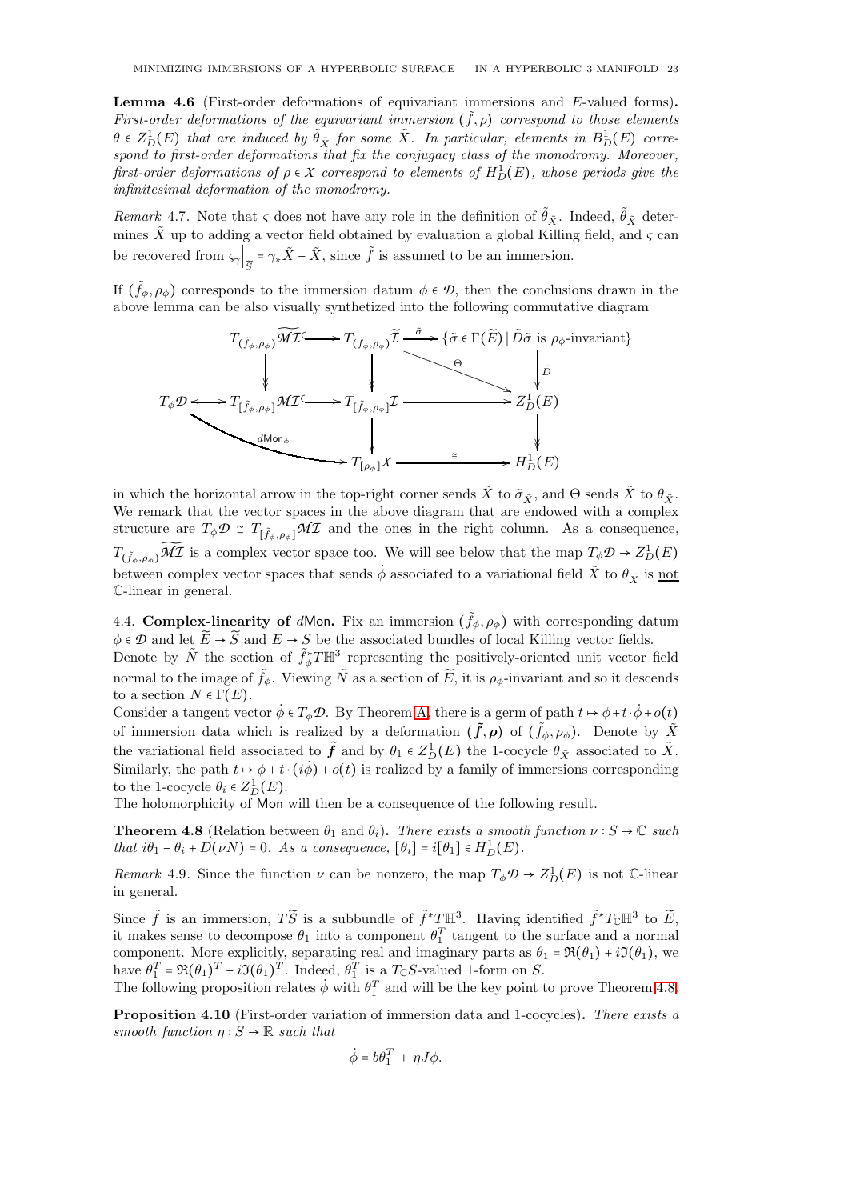**Lemma 4.6** (First-order deformations of equivariant immersions and $E$-valued forms)**.** *First-order deformations of the equivariant immersion $(\tilde{f},\rho)$ correspond to those elements $\theta \in Z^1_D(E)$ that are induced by $\tilde{\theta}_{\tilde{X}}$ for some $\tilde{X}$. In particular, elements in $B^1_D(E)$ correspond to first-order deformations that fix the conjugacy class of the monodromy. Moreover, first-order deformations of $\rho \in \mathcal{X}$ correspond to elements of $H^1_D(E)$, whose periods give the infinitesimal deformation of the monodromy.*

*Remark* 4.7. Note that $\varsigma$ does not have any role in the definition of $\tilde{\theta}_{\tilde{X}}$. Indeed, $\tilde{\theta}_{\tilde{X}}$ determines $\tilde{X}$ up to adding a vector field obtained by evaluation a global Killing field, and $\varsigma$ can be recovered from $\varsigma_\gamma\big|_{\widetilde{S}} = \gamma_* \tilde{X} - \tilde{X}$, since $\tilde{f}$ is assumed to be an immersion.

If $(\tilde{f}_\phi,\rho_\phi)$ corresponds to the immersion datum $\phi \in \mathcal{D}$, then the conclusions drawn in the above lemma can be also visually synthetized into the following commutative diagram

$$
\begin{array}{ccccccc}
 & & T_{(\tilde{f}_\phi,\rho_\phi)}\widetilde{\mathcal{MI}} & \hookrightarrow & T_{(\tilde{f}_\phi,\rho_\phi)}\widetilde{\mathcal{I}} & \xrightarrow{\tilde{\sigma}} & \{\tilde{\sigma} \in \Gamma(\widetilde{E}) \mid \tilde{D}\tilde{\sigma} \text{ is } \rho_\phi\text{-invariant}\} \\
 & & \downarrow & & \downarrow & \searrow^{\Theta} & \downarrow \tilde{D} \\
T_\phi \mathcal{D} & \longleftrightarrow & T_{[\tilde{f}_\phi,\rho_\phi]}\mathcal{MI} & \hookrightarrow & T_{[\tilde{f}_\phi,\rho_\phi]}\mathcal{I} & \longrightarrow & Z^1_D(E) \\
 & \searrow_{d\mathsf{Mon}_\phi} & & & \downarrow & & \downarrow \\
 & & & & T_{[\rho_\phi]}\mathcal{X} & \xrightarrow{\cong} & H^1_D(E)
\end{array}
$$

in which the horizontal arrow in the top-right corner sends $\tilde{X}$ to $\tilde{\sigma}_{\tilde{X}}$, and $\Theta$ sends $\tilde{X}$ to $\theta_{\tilde{X}}$. We remark that the vector spaces in the above diagram that are endowed with a complex structure are $T_\phi\mathcal{D} \cong T_{[\tilde{f}_\phi,\rho_\phi]}\mathcal{MI}$ and the ones in the right column. As a consequence, $T_{(\tilde{f}_\phi,\rho_\phi)}\widetilde{\mathcal{MI}}$ is a complex vector space too. We will see below that the map $T_\phi\mathcal{D} \to Z^1_D(E)$ between complex vector spaces that sends $\dot{\phi}$ associated to a variational field $\tilde{X}$ to $\theta_{\tilde{X}}$ is not $\mathbb{C}$-linear in general.

## 4.4. Complex-linearity of $d\mathsf{Mon}$.

Fix an immersion $(\tilde{f}_\phi,\rho_\phi)$ with corresponding datum $\phi \in \mathcal{D}$ and let $\widetilde{E} \to \widetilde{S}$ and $E \to S$ be the associated bundles of local Killing vector fields. Denote by $\tilde{N}$ the section of $\tilde{f}^*_\phi T\mathbb{H}^3$ representing the positively-oriented unit vector field normal to the image of $\tilde{f}_\phi$. Viewing $\tilde{N}$ as a section of $\widetilde{E}$, it is $\rho_\phi$-invariant and so it descends to a section $N \in \Gamma(E)$.

Consider a tangent vector $\dot{\phi} \in T_\phi\mathcal{D}$. By Theorem A, there is a germ of path $t \mapsto \phi + t\cdot\dot{\phi} + o(t)$ of immersion data which is realized by a deformation $(\boldsymbol{\tilde{f}},\boldsymbol{\rho})$ of $(\tilde{f}_\phi,\rho_\phi)$. Denote by $\tilde{X}$ the variational field associated to $\boldsymbol{\tilde{f}}$ and by $\theta_1 \in Z^1_D(E)$ the 1-cocycle $\theta_{\tilde{X}}$ associated to $\tilde{X}$. Similarly, the path $t \mapsto \phi + t\cdot(i\dot{\phi}) + o(t)$ is realized by a family of immersions corresponding to the 1-cocycle $\theta_i \in Z^1_D(E)$.

The holomorphicity of $\mathsf{Mon}$ will then be a consequence of the following result.

**Theorem 4.8** (Relation between $\theta_1$ and $\theta_i$)**.** *There exists a smooth function $\nu : S \to \mathbb{C}$ such that $i\theta_1 - \theta_i + D(\nu N) = 0$. As a consequence, $[\theta_i] = i[\theta_1] \in H^1_D(E)$.*

*Remark* 4.9. Since the function $\nu$ can be nonzero, the map $T_\phi\mathcal{D} \to Z^1_D(E)$ is not $\mathbb{C}$-linear in general.

Since $\tilde{f}$ is an immersion, $T\widetilde{S}$ is a subbundle of $\tilde{f}^*T\mathbb{H}^3$. Having identified $\tilde{f}^*T_{\mathbb{C}}\mathbb{H}^3$ to $\widetilde{E}$, it makes sense to decompose $\theta_1$ into a component $\theta_1^T$ tangent to the surface and a normal component. More explicitly, separating real and imaginary parts as $\theta_1 = \Re(\theta_1) + i\Im(\theta_1)$, we have $\theta_1^T = \Re(\theta_1)^T + i\Im(\theta_1)^T$. Indeed, $\theta_1^T$ is a $T_{\mathbb{C}}S$-valued 1-form on $S$.

The following proposition relates $\dot{\phi}$ with $\theta_1^T$ and will be the key point to prove Theorem 4.8.

**Proposition 4.10** (First-order variation of immersion data and 1-cocycles)**.** *There exists a smooth function $\eta : S \to \mathbb{R}$ such that*

$$\dot{\phi} = b\theta_1^T + \eta J\phi.$$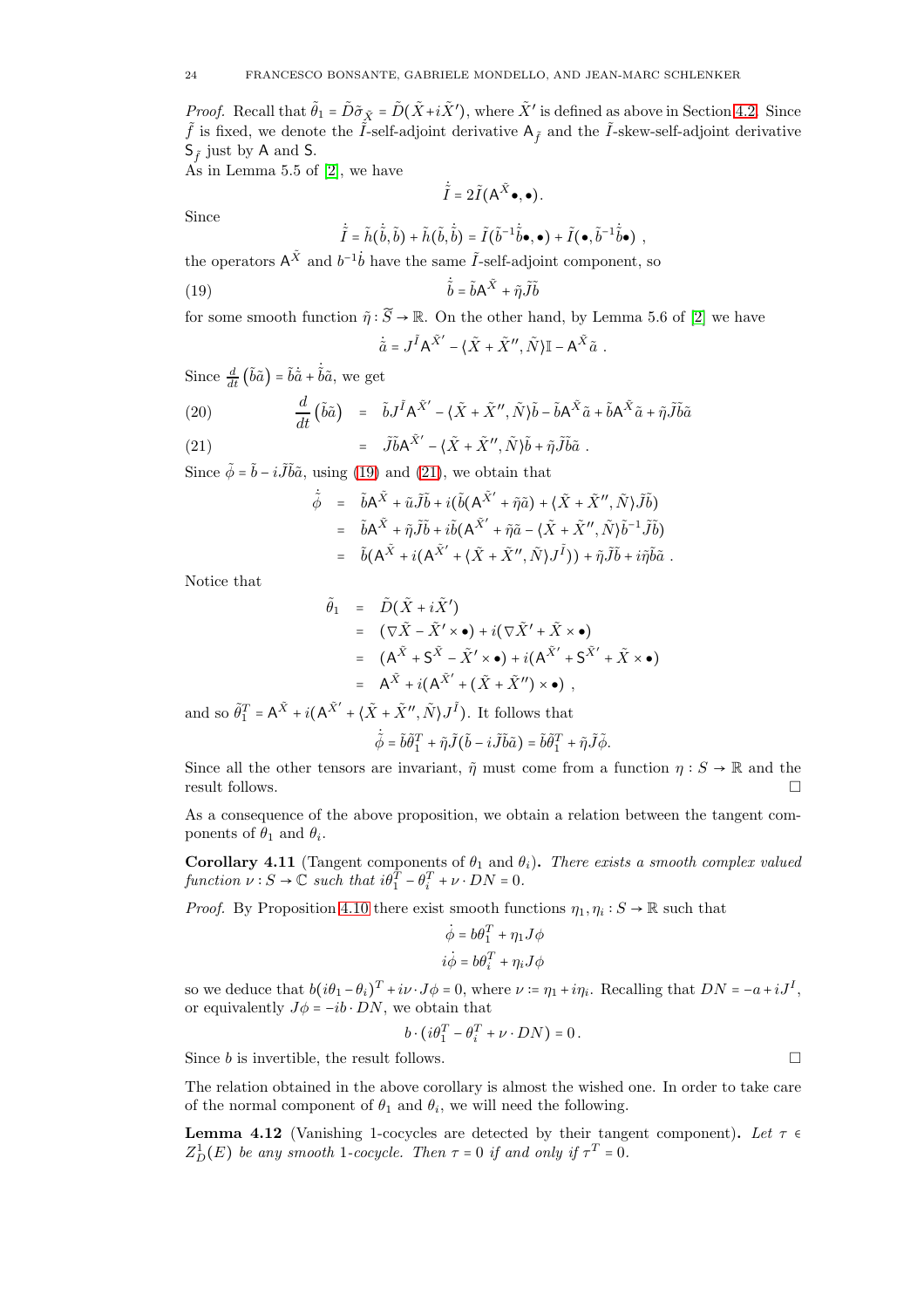*Proof.* Recall that $\tilde{\theta}_1 = \tilde{D}\tilde{\sigma}_{\dot{\tilde{X}}} = \tilde{D}(\tilde{X}+i\tilde{X}')$, where $\tilde{X}'$ is defined as above in Section 4.2. Since $\tilde{f}$ is fixed, we denote the $\tilde{I}$-self-adjoint derivative $\mathsf{A}_{\tilde{f}}$ and the $\tilde{I}$-skew-self-adjoint derivative $\mathsf{S}_{\tilde{f}}$ just by $\mathsf{A}$ and $\mathsf{S}$.
As in Lemma 5.5 of [2], we have

$$\dot{\tilde{I}} = 2\tilde{I}(\mathsf{A}^{\tilde{X}}\bullet,\bullet).$$

Since

$$\dot{\tilde{I}} = \tilde{h}(\dot{\tilde{b}},\tilde{b}) + \tilde{h}(\tilde{b},\dot{\tilde{b}}) = \tilde{I}(\tilde{b}^{-1}\dot{\tilde{b}}\bullet,\bullet) + \tilde{I}(\bullet,\tilde{b}^{-1}\dot{\tilde{b}}\bullet)\ ,$$

the operators $\mathsf{A}^{\tilde{X}}$ and $b^{-1}\dot{b}$ have the same $\tilde{I}$-self-adjoint component, so

$$\dot{\tilde{b}} = \tilde{b}\mathsf{A}^{\tilde{X}} + \tilde{\eta}\tilde{J}\tilde{b} \tag{19}$$

for some smooth function $\tilde{\eta}:\widetilde{S}\to\mathbb{R}$. On the other hand, by Lemma 5.6 of [2] we have

$$\dot{\tilde{a}} = J^{\tilde{I}}\mathsf{A}^{\tilde{X}'} - \langle\tilde{X}+\tilde{X}'',\tilde{N}\rangle\mathbb{I} - \mathsf{A}^{\tilde{X}}\tilde{a}\ .$$

Since $\frac{d}{dt}\left(\tilde{b}\tilde{a}\right) = \tilde{b}\dot{\tilde{a}} + \dot{\tilde{b}}\tilde{a}$, we get

$$\begin{aligned}
\frac{d}{dt}\left(\tilde{b}\tilde{a}\right) &= \tilde{b}J^{\tilde{I}}\mathsf{A}^{\tilde{X}'} - \langle\tilde{X}+\tilde{X}'',\tilde{N}\rangle\tilde{b} - \tilde{b}\mathsf{A}^{\tilde{X}}\tilde{a} + \tilde{b}\mathsf{A}^{\tilde{X}}\tilde{a} + \tilde{\eta}\tilde{J}\tilde{b}\tilde{a} && (20)\\
&= \tilde{J}\tilde{b}\mathsf{A}^{\tilde{X}'} - \langle\tilde{X}+\tilde{X}'',\tilde{N}\rangle\tilde{b} + \tilde{\eta}\tilde{J}\tilde{b}\tilde{a}\ . && (21)
\end{aligned}$$

Since $\tilde{\phi} = \tilde{b} - i\tilde{J}\tilde{b}\tilde{a}$, using (19) and (21), we obtain that

$$\begin{aligned}
\dot{\tilde{\phi}} &= \tilde{b}\mathsf{A}^{\tilde{X}} + \tilde{u}\tilde{J}\tilde{b} + i(\tilde{b}(\mathsf{A}^{\tilde{X}'} + \tilde{\eta}\tilde{a}) + \langle\tilde{X}+\tilde{X}'',\tilde{N}\rangle\tilde{J}\tilde{b})\\
&= \tilde{b}\mathsf{A}^{\tilde{X}} + \tilde{\eta}\tilde{J}\tilde{b} + i\tilde{b}(\mathsf{A}^{\tilde{X}'} + \tilde{\eta}\tilde{a} - \langle\tilde{X}+\tilde{X}'',\tilde{N}\rangle\tilde{b}^{-1}\tilde{J}\tilde{b})\\
&= \tilde{b}(\mathsf{A}^{\tilde{X}} + i(\mathsf{A}^{\tilde{X}'} + \langle\tilde{X}+\tilde{X}'',\tilde{N}\rangle J^{\tilde{I}})) + \tilde{\eta}\tilde{J}\tilde{b} + i\tilde{\eta}\tilde{b}\tilde{a}\ .
\end{aligned}$$

Notice that

$$\begin{aligned}
\tilde{\theta}_1 &= \tilde{D}(\tilde{X}+i\tilde{X}')\\
&= (\nabla\tilde{X} - \tilde{X}'\times\bullet) + i(\nabla\tilde{X}' + \tilde{X}\times\bullet)\\
&= (\mathsf{A}^{\tilde{X}} + \mathsf{S}^{\tilde{X}} - \tilde{X}'\times\bullet) + i(\mathsf{A}^{\tilde{X}'} + \mathsf{S}^{\tilde{X}'} + \tilde{X}\times\bullet)\\
&= \mathsf{A}^{\tilde{X}} + i(\mathsf{A}^{\tilde{X}'} + (\tilde{X}+\tilde{X}'')\times\bullet)\ ,
\end{aligned}$$

and so $\tilde{\theta}_1^T = \mathsf{A}^{\tilde{X}} + i(\mathsf{A}^{\tilde{X}'} + \langle\tilde{X}+\tilde{X}'',\tilde{N}\rangle J^{\tilde{I}})$. It follows that

$$\dot{\tilde{\phi}} = \tilde{b}\tilde{\theta}_1^T + \tilde{\eta}\tilde{J}(\tilde{b} - i\tilde{J}\tilde{b}\tilde{a}) = \tilde{b}\tilde{\theta}_1^T + \tilde{\eta}\tilde{J}\tilde{\phi}.$$

Since all the other tensors are invariant, $\tilde{\eta}$ must come from a function $\eta:S\to\mathbb{R}$ and the result follows. $\square$

As a consequence of the above proposition, we obtain a relation between the tangent components of $\theta_1$ and $\theta_i$.

**Corollary 4.11** (Tangent components of $\theta_1$ and $\theta_i$)**.** *There exists a smooth complex valued function $\nu:S\to\mathbb{C}$ such that $i\theta_1^T - \theta_i^T + \nu\cdot DN = 0$.*

*Proof.* By Proposition 4.10 there exist smooth functions $\eta_1,\eta_i:S\to\mathbb{R}$ such that

$$\dot{\phi} = b\theta_1^T + \eta_1 J\phi$$

$$i\dot{\phi} = b\theta_i^T + \eta_i J\phi$$

so we deduce that $b(i\theta_1 - \theta_i)^T + i\nu\cdot J\phi = 0$, where $\nu := \eta_1 + i\eta_i$. Recalling that $DN = -a + iJ^I$, or equivalently $J\phi = -ib\cdot DN$, we obtain that

$$b\cdot(i\theta_1^T - \theta_i^T + \nu\cdot DN) = 0\,.$$

Since $b$ is invertible, the result follows. $\square$

The relation obtained in the above corollary is almost the wished one. In order to take care of the normal component of $\theta_1$ and $\theta_i$, we will need the following.

**Lemma 4.12** (Vanishing 1-cocycles are detected by their tangent component)**.** *Let $\tau\in Z^1_D(E)$ be any smooth 1-cocycle. Then $\tau = 0$ if and only if $\tau^T = 0$.*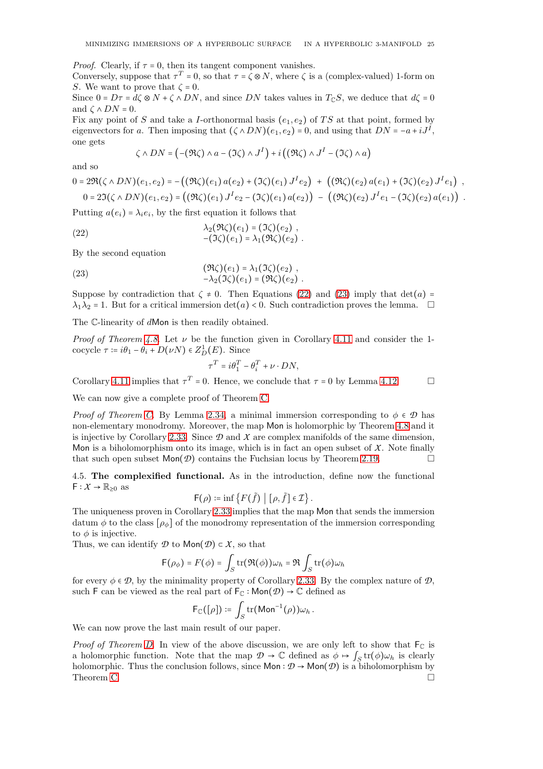*Proof.* Clearly, if $\tau = 0$, then its tangent component vanishes.
Conversely, suppose that $\tau^T = 0$, so that $\tau = \zeta \otimes N$, where $\zeta$ is a (complex-valued) 1-form on $S$. We want to prove that $\zeta = 0$.
Since $0 = D\tau = d\zeta \otimes N + \zeta \wedge DN$, and since $DN$ takes values in $T_{\mathbb{C}}S$, we deduce that $d\zeta = 0$ and $\zeta \wedge DN = 0$.
Fix any point of $S$ and take a $I$-orthonormal basis $(e_1, e_2)$ of $TS$ at that point, formed by eigenvectors for $a$. Then imposing that $(\zeta \wedge DN)(e_1, e_2) = 0$, and using that $DN = -a + iJ^I$, one gets

$$\zeta \wedge DN = \left(-(\Re\zeta) \wedge a - (\Im\zeta) \wedge J^I\right) + i\left((\Re\zeta) \wedge J^I - (\Im\zeta) \wedge a\right)$$

and so

$$0 = 2\Re(\zeta \wedge DN)(e_1, e_2) = -\left((\Re\zeta)(e_1)\, a(e_2) + (\Im\zeta)(e_1)\, J^I e_2\right) + \left((\Re\zeta)(e_2)\, a(e_1) + (\Im\zeta)(e_2)\, J^I e_1\right),$$

$$0 = 2\Im(\zeta \wedge DN)(e_1, e_2) = \left((\Re\zeta)(e_1)\, J^I e_2 - (\Im\zeta)(e_1)\, a(e_2)\right) - \left((\Re\zeta)(e_2)\, J^I e_1 - (\Im\zeta)(e_2)\, a(e_1)\right).$$

Putting $a(e_i) = \lambda_i e_i$, by the first equation it follows that

$$\begin{aligned} \lambda_2 (\Re\zeta)(e_1) &= (\Im\zeta)(e_2)\,, \\ -(\Im\zeta)(e_1) &= \lambda_1 (\Re\zeta)(e_2)\,. \end{aligned} \tag{22}$$

By the second equation

$$\begin{aligned} (\Re\zeta)(e_1) &= \lambda_1 (\Im\zeta)(e_2)\,, \\ -\lambda_2 (\Im\zeta)(e_1) &= (\Re\zeta)(e_2)\,. \end{aligned} \tag{23}$$

Suppose by contradiction that $\zeta \neq 0$. Then Equations (22) and (23) imply that $\det(a) = \lambda_1\lambda_2 = 1$. But for a critical immersion $\det(a) < 0$. Such contradiction proves the lemma. □

The $\mathbb{C}$-linearity of $d\mathsf{Mon}$ is then readily obtained.

*Proof of Theorem 4.8.* Let $\nu$ be the function given in Corollary 4.11 and consider the 1-cocycle $\tau := i\theta_1 - \theta_i + D(\nu N) \in Z^1_D(E)$. Since

$$\tau^T = i\theta_1^T - \theta_i^T + \nu \cdot DN,$$

Corollary 4.11 implies that $\tau^T = 0$. Hence, we conclude that $\tau = 0$ by Lemma 4.12. □

We can now give a complete proof of Theorem C.

*Proof of Theorem C.* By Lemma 2.34, a minimal immersion corresponding to $\phi \in \mathcal{D}$ has non-elementary monodromy. Moreover, the map $\mathsf{Mon}$ is holomorphic by Theorem 4.8 and it is injective by Corollary 2.33. Since $\mathcal{D}$ and $\mathcal{X}$ are complex manifolds of the same dimension, $\mathsf{Mon}$ is a biholomorphism onto its image, which is in fact an open subset of $\mathcal{X}$. Note finally that such open subset $\mathsf{Mon}(\mathcal{D})$ contains the Fuchsian locus by Theorem 2.19. □

4.5. **The complexified functional.** As in the introduction, define now the functional $\mathsf{F} : \mathcal{X} \to \mathbb{R}_{\geq 0}$ as

$$\mathsf{F}(\rho) := \inf\left\{F(\tilde{f}) \;\middle|\; [\rho, \tilde{f}] \in \mathcal{I}\right\}.$$

The uniqueness proven in Corollary 2.33 implies that the map $\mathsf{Mon}$ that sends the immersion datum $\phi$ to the class $[\rho_\phi]$ of the monodromy representation of the immersion corresponding to $\phi$ is injective.
Thus, we can identify $\mathcal{D}$ to $\mathsf{Mon}(\mathcal{D}) \subset \mathcal{X}$, so that

$$\mathsf{F}(\rho_\phi) = F(\phi) = \int_S \mathrm{tr}(\Re(\phi))\omega_h = \Re \int_S \mathrm{tr}(\phi)\omega_h$$

for every $\phi \in \mathcal{D}$, by the minimality property of Corollary 2.33. By the complex nature of $\mathcal{D}$, such $\mathsf{F}$ can be viewed as the real part of $\mathsf{F}_{\mathbb{C}} : \mathsf{Mon}(\mathcal{D}) \to \mathbb{C}$ defined as

$$\mathsf{F}_{\mathbb{C}}([\rho]) := \int_S \mathrm{tr}(\mathsf{Mon}^{-1}(\rho))\omega_h\,.$$

We can now prove the last main result of our paper.

*Proof of Theorem D.* In view of the above discussion, we are only left to show that $\mathsf{F}_{\mathbb{C}}$ is a holomorphic function. Note that the map $\mathcal{D} \to \mathbb{C}$ defined as $\phi \mapsto \int_S \mathrm{tr}(\phi)\omega_h$ is clearly holomorphic. Thus the conclusion follows, since $\mathsf{Mon} : \mathcal{D} \to \mathsf{Mon}(\mathcal{D})$ is a biholomorphism by Theorem C. □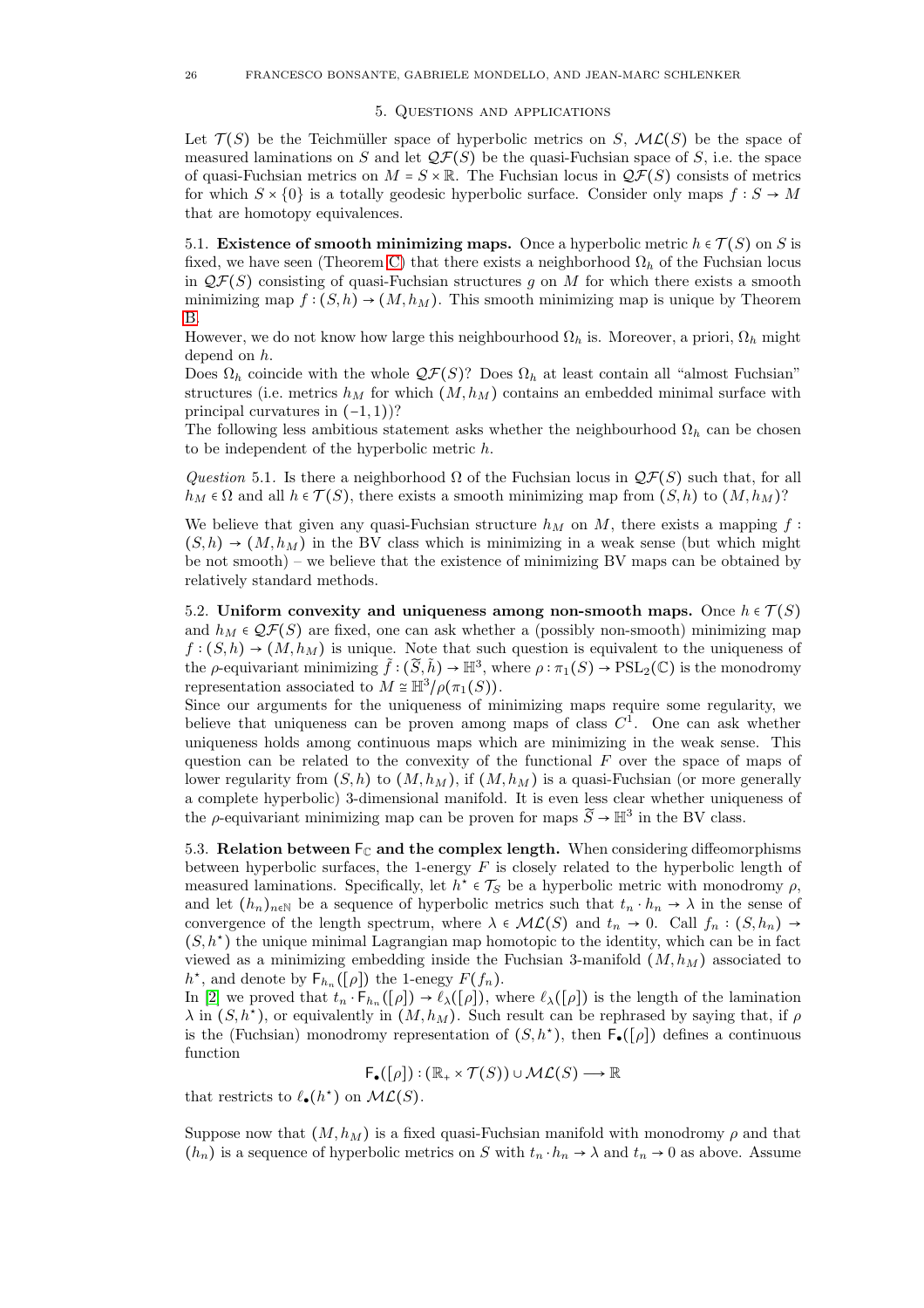## 5. Questions and applications

Let $\mathcal{T}(S)$ be the Teichmüller space of hyperbolic metrics on $S$, $\mathcal{ML}(S)$ be the space of measured laminations on $S$ and let $\mathcal{QF}(S)$ be the quasi-Fuchsian space of $S$, i.e. the space of quasi-Fuchsian metrics on $M = S \times \mathbb{R}$. The Fuchsian locus in $\mathcal{QF}(S)$ consists of metrics for which $S \times \{0\}$ is a totally geodesic hyperbolic surface. Consider only maps $f : S \to M$ that are homotopy equivalences.

**5.1. Existence of smooth minimizing maps.** Once a hyperbolic metric $h \in \mathcal{T}(S)$ on $S$ is fixed, we have seen (Theorem C) that there exists a neighborhood $\Omega_h$ of the Fuchsian locus in $\mathcal{QF}(S)$ consisting of quasi-Fuchsian structures $g$ on $M$ for which there exists a smooth minimizing map $f : (S, h) \to (M, h_M)$. This smooth minimizing map is unique by Theorem B.

However, we do not know how large this neighbourhood $\Omega_h$ is. Moreover, a priori, $\Omega_h$ might depend on $h$.

Does $\Omega_h$ coincide with the whole $\mathcal{QF}(S)$? Does $\Omega_h$ at least contain all "almost Fuchsian" structures (i.e. metrics $h_M$ for which $(M, h_M)$ contains an embedded minimal surface with principal curvatures in $(-1, 1)$)?

The following less ambitious statement asks whether the neighbourhood $\Omega_h$ can be chosen to be independent of the hyperbolic metric $h$.

*Question* 5.1. Is there a neighborhood $\Omega$ of the Fuchsian locus in $\mathcal{QF}(S)$ such that, for all $h_M \in \Omega$ and all $h \in \mathcal{T}(S)$, there exists a smooth minimizing map from $(S, h)$ to $(M, h_M)$?

We believe that given any quasi-Fuchsian structure $h_M$ on $M$, there exists a mapping $f : (S, h) \to (M, h_M)$ in the BV class which is minimizing in a weak sense (but which might be not smooth) – we believe that the existence of minimizing BV maps can be obtained by relatively standard methods.

**5.2. Uniform convexity and uniqueness among non-smooth maps.** Once $h \in \mathcal{T}(S)$ and $h_M \in \mathcal{QF}(S)$ are fixed, one can ask whether a (possibly non-smooth) minimizing map $f : (S, h) \to (M, h_M)$ is unique. Note that such question is equivalent to the uniqueness of the $\rho$-equivariant minimizing $\tilde{f} : (\widetilde{S}, \tilde{h}) \to \mathbb{H}^3$, where $\rho : \pi_1(S) \to \mathrm{PSL}_2(\mathbb{C})$ is the monodromy representation associated to $M \cong \mathbb{H}^3/\rho(\pi_1(S))$.

Since our arguments for the uniqueness of minimizing maps require some regularity, we believe that uniqueness can be proven among maps of class $C^1$. One can ask whether uniqueness holds among continuous maps which are minimizing in the weak sense. This question can be related to the convexity of the functional $F$ over the space of maps of lower regularity from $(S, h)$ to $(M, h_M)$, if $(M, h_M)$ is a quasi-Fuchsian (or more generally a complete hyperbolic) 3-dimensional manifold. It is even less clear whether uniqueness of the $\rho$-equivariant minimizing map can be proven for maps $\widetilde{S} \to \mathbb{H}^3$ in the BV class.

**5.3. Relation between $\mathsf{F}_{\mathbb{C}}$ and the complex length.** When considering diffeomorphisms between hyperbolic surfaces, the 1-energy $F$ is closely related to the hyperbolic length of measured laminations. Specifically, let $h^\star \in \mathcal{T}_S$ be a hyperbolic metric with monodromy $\rho$, and let $(h_n)_{n \in \mathbb{N}}$ be a sequence of hyperbolic metrics such that $t_n \cdot h_n \to \lambda$ in the sense of convergence of the length spectrum, where $\lambda \in \mathcal{ML}(S)$ and $t_n \to 0$. Call $f_n : (S, h_n) \to (S, h^\star)$ the unique minimal Lagrangian map homotopic to the identity, which can be in fact viewed as a minimizing embedding inside the Fuchsian 3-manifold $(M, h_M)$ associated to $h^\star$, and denote by $\mathsf{F}_{h_n}([\rho])$ the 1-enegy $F(f_n)$.

In [2] we proved that $t_n \cdot \mathsf{F}_{h_n}([\rho]) \to \ell_\lambda([\rho])$, where $\ell_\lambda([\rho])$ is the length of the lamination $\lambda$ in $(S, h^\star)$, or equivalently in $(M, h_M)$. Such result can be rephrased by saying that, if $\rho$ is the (Fuchsian) monodromy representation of $(S, h^\star)$, then $\mathsf{F}_\bullet([\rho])$ defines a continuous function

$$\mathsf{F}_\bullet([\rho]) : (\mathbb{R}_+ \times \mathcal{T}(S)) \cup \mathcal{ML}(S) \longrightarrow \mathbb{R}$$

that restricts to $\ell_\bullet(h^\star)$ on $\mathcal{ML}(S)$.

Suppose now that $(M, h_M)$ is a fixed quasi-Fuchsian manifold with monodromy $\rho$ and that $(h_n)$ is a sequence of hyperbolic metrics on $S$ with $t_n \cdot h_n \to \lambda$ and $t_n \to 0$ as above. Assume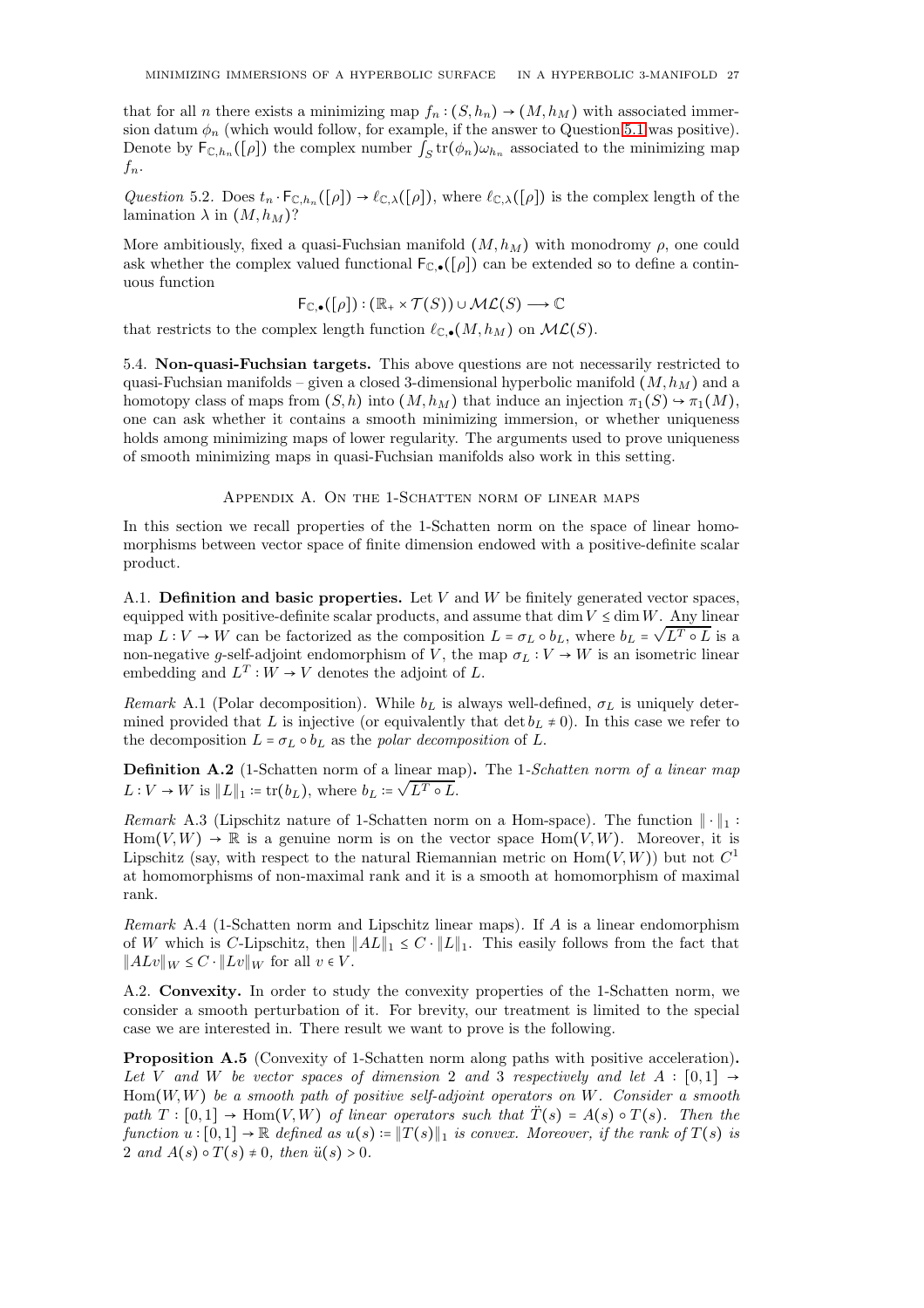that for all $n$ there exists a minimizing map $f_n : (S, h_n) \to (M, h_M)$ with associated immersion datum $\phi_n$ (which would follow, for example, if the answer to Question 5.1 was positive). Denote by $\mathsf{F}_{\mathbb{C},h_n}([\rho])$ the complex number $\int_S \operatorname{tr}(\phi_n)\omega_{h_n}$ associated to the minimizing map $f_n$.

*Question* 5.2. Does $t_n \cdot \mathsf{F}_{\mathbb{C},h_n}([\rho]) \to \ell_{\mathbb{C},\lambda}([\rho])$, where $\ell_{\mathbb{C},\lambda}([\rho])$ is the complex length of the lamination $\lambda$ in $(M, h_M)$?

More ambitiously, fixed a quasi-Fuchsian manifold $(M, h_M)$ with monodromy $\rho$, one could ask whether the complex valued functional $\mathsf{F}_{\mathbb{C},\bullet}([\rho])$ can be extended so to define a continuous function

$$\mathsf{F}_{\mathbb{C},\bullet}([\rho]) : (\mathbb{R}_+ \times \mathcal{T}(S)) \cup \mathcal{ML}(S) \longrightarrow \mathbb{C}$$

that restricts to the complex length function $\ell_{\mathbb{C},\bullet}(M, h_M)$ on $\mathcal{ML}(S)$.

5.4. **Non-quasi-Fuchsian targets.** This above questions are not necessarily restricted to quasi-Fuchsian manifolds – given a closed 3-dimensional hyperbolic manifold $(M, h_M)$ and a homotopy class of maps from $(S, h)$ into $(M, h_M)$ that induce an injection $\pi_1(S) \hookrightarrow \pi_1(M)$, one can ask whether it contains a smooth minimizing immersion, or whether uniqueness holds among minimizing maps of lower regularity. The arguments used to prove uniqueness of smooth minimizing maps in quasi-Fuchsian manifolds also work in this setting.

## Appendix A. On the 1-Schatten norm of linear maps

In this section we recall properties of the 1-Schatten norm on the space of linear homomorphisms between vector space of finite dimension endowed with a positive-definite scalar product.

A.1. **Definition and basic properties.** Let $V$ and $W$ be finitely generated vector spaces, equipped with positive-definite scalar products, and assume that $\dim V \leq \dim W$. Any linear map $L : V \to W$ can be factorized as the composition $L = \sigma_L \circ b_L$, where $b_L = \sqrt{L^T \circ L}$ is a non-negative $g$-self-adjoint endomorphism of $V$, the map $\sigma_L : V \to W$ is an isometric linear embedding and $L^T : W \to V$ denotes the adjoint of $L$.

*Remark* A.1 (Polar decomposition). While $b_L$ is always well-defined, $\sigma_L$ is uniquely determined provided that $L$ is injective (or equivalently that $\det b_L \neq 0$). In this case we refer to the decomposition $L = \sigma_L \circ b_L$ as the *polar decomposition* of $L$.

**Definition A.2** (1-Schatten norm of a linear map)**.** The *1-Schatten norm of a linear map* $L : V \to W$ is $\|L\|_1 := \operatorname{tr}(b_L)$, where $b_L := \sqrt{L^T \circ L}$.

*Remark* A.3 (Lipschitz nature of 1-Schatten norm on a Hom-space). The function $\|\cdot\|_1 : \operatorname{Hom}(V, W) \to \mathbb{R}$ is a genuine norm is on the vector space $\operatorname{Hom}(V, W)$. Moreover, it is Lipschitz (say, with respect to the natural Riemannian metric on $\operatorname{Hom}(V, W)$) but not $C^1$ at homomorphisms of non-maximal rank and it is a smooth at homomorphism of maximal rank.

*Remark* A.4 (1-Schatten norm and Lipschitz linear maps). If $A$ is a linear endomorphism of $W$ which is $C$-Lipschitz, then $\|AL\|_1 \leq C \cdot \|L\|_1$. This easily follows from the fact that $\|ALv\|_W \leq C \cdot \|Lv\|_W$ for all $v \in V$.

A.2. **Convexity.** In order to study the convexity properties of the 1-Schatten norm, we consider a smooth perturbation of it. For brevity, our treatment is limited to the special case we are interested in. There result we want to prove is the following.

**Proposition A.5** (Convexity of 1-Schatten norm along paths with positive acceleration)**.** *Let $V$ and $W$ be vector spaces of dimension 2 and 3 respectively and let $A : [0, 1] \to \operatorname{Hom}(W, W)$ be a smooth path of positive self-adjoint operators on $W$. Consider a smooth path $T : [0, 1] \to \operatorname{Hom}(V, W)$ of linear operators such that $\ddot{T}(s) = A(s) \circ T(s)$. Then the function $u : [0, 1] \to \mathbb{R}$ defined as $u(s) := \|T(s)\|_1$ is convex. Moreover, if the rank of $T(s)$ is 2 and $A(s) \circ T(s) \neq 0$, then $\ddot{u}(s) > 0$.*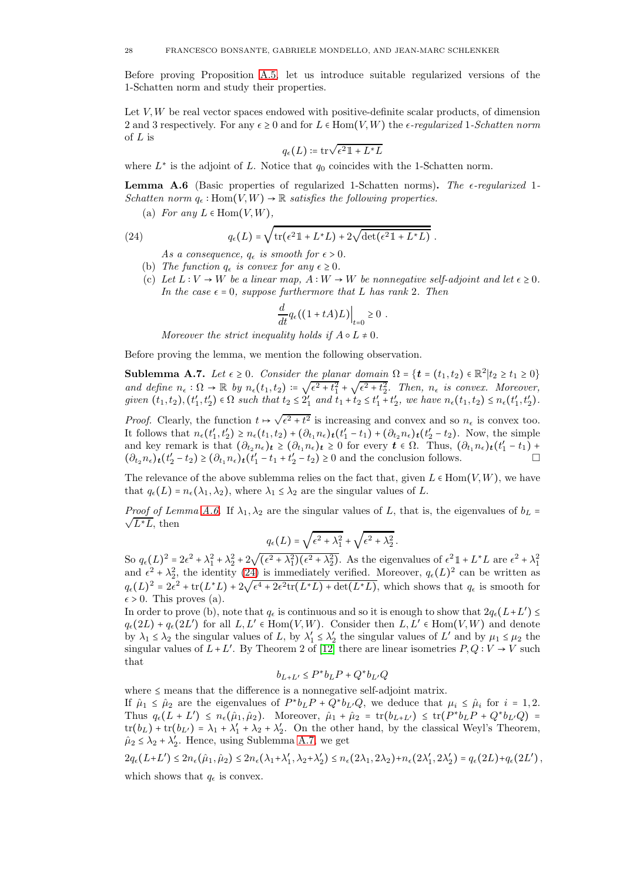Before proving Proposition A.5, let us introduce suitable regularized versions of the 1-Schatten norm and study their properties.

Let $V, W$ be real vector spaces endowed with positive-definite scalar products, of dimension 2 and 3 respectively. For any $\epsilon \geq 0$ and for $L \in \mathrm{Hom}(V, W)$ the *$\epsilon$-regularized 1-Schatten norm* of $L$ is

$$q_\epsilon(L) := \mathrm{tr}\sqrt{\epsilon^2 \mathbb{1} + L^* L}$$

where $L^*$ is the adjoint of $L$. Notice that $q_0$ coincides with the 1-Schatten norm.

**Lemma A.6** (Basic properties of regularized 1-Schatten norms)**.** *The $\epsilon$-regularized 1-Schatten norm $q_\epsilon : \mathrm{Hom}(V, W) \to \mathbb{R}$ satisfies the following properties.*

(a) *For any $L \in \mathrm{Hom}(V, W)$,*

$$q_\epsilon(L) = \sqrt{\mathrm{tr}(\epsilon^2 \mathbb{1} + L^* L) + 2\sqrt{\det(\epsilon^2 \mathbb{1} + L^* L)}} \ . \tag{24}$$

*As a consequence, $q_\epsilon$ is smooth for $\epsilon > 0$.*

(b) *The function $q_\epsilon$ is convex for any $\epsilon \geq 0$.*

(c) *Let $L : V \to W$ be a linear map, $A : W \to W$ be nonnegative self-adjoint and let $\epsilon \geq 0$. In the case $\epsilon = 0$, suppose furthermore that $L$ has rank 2. Then*

$$\frac{d}{dt} q_\epsilon((1 + tA)L)\Big|_{t=0} \geq 0 \ .$$

*Moreover the strict inequality holds if $A \circ L \neq 0$.*

Before proving the lemma, we mention the following observation.

**Sublemma A.7.** *Let $\epsilon \geq 0$. Consider the planar domain $\Omega = \{\boldsymbol{t} = (t_1, t_2) \in \mathbb{R}^2 | t_2 \geq t_1 \geq 0\}$ and define $n_\epsilon : \Omega \to \mathbb{R}$ by $n_\epsilon(t_1, t_2) := \sqrt{\epsilon^2 + t_1^2} + \sqrt{\epsilon^2 + t_2^2}$. Then, $n_\epsilon$ is convex. Moreover, given $(t_1, t_2), (t_1', t_2') \in \Omega$ such that $t_2 \leq 2_1'$ and $t_1 + t_2 \leq t_1' + t_2'$, we have $n_\epsilon(t_1, t_2) \leq n_\epsilon(t_1', t_2')$.*

*Proof.* Clearly, the function $t \mapsto \sqrt{\epsilon^2 + t^2}$ is increasing and convex and so $n_\epsilon$ is convex too. It follows that $n_\epsilon(t_1', t_2') \geq n_\epsilon(t_1, t_2) + (\partial_{t_1} n_\epsilon)_{\boldsymbol{t}}(t_1' - t_1) + (\partial_{t_2} n_\epsilon)_{\boldsymbol{t}}(t_2' - t_2)$. Now, the simple and key remark is that $(\partial_{t_2} n_\epsilon)_{\boldsymbol{t}} \geq (\partial_{t_1} n_\epsilon)_{\boldsymbol{t}} \geq 0$ for every $\boldsymbol{t} \in \Omega$. Thus, $(\partial_{t_1} n_\epsilon)_{\boldsymbol{t}}(t_1' - t_1) + (\partial_{t_2} n_\epsilon)_{\boldsymbol{t}}(t_2' - t_2) \geq (\partial_{t_1} n_\epsilon)_{\boldsymbol{t}}(t_1' - t_1 + t_2' - t_2) \geq 0$ and the conclusion follows. □

The relevance of the above sublemma relies on the fact that, given $L \in \mathrm{Hom}(V, W)$, we have that $q_\epsilon(L) = n_\epsilon(\lambda_1, \lambda_2)$, where $\lambda_1 \leq \lambda_2$ are the singular values of $L$.

*Proof of Lemma A.6.* If $\lambda_1, \lambda_2$ are the singular values of $L$, that is, the eigenvalues of $b_L = \sqrt{L^* L}$, then

$$q_\epsilon(L) = \sqrt{\epsilon^2 + \lambda_1^2} + \sqrt{\epsilon^2 + \lambda_2^2}.$$

So $q_\epsilon(L)^2 = 2\epsilon^2 + \lambda_1^2 + \lambda_2^2 + 2\sqrt{(\epsilon^2 + \lambda_1^2)(\epsilon^2 + \lambda_2^2)}$. As the eigenvalues of $\epsilon^2 \mathbb{1} + L^* L$ are $\epsilon^2 + \lambda_1^2$ and $\epsilon^2 + \lambda_2^2$, the identity (24) is immediately verified. Moreover, $q_\epsilon(L)^2$ can be written as $q_\epsilon(L)^2 = 2\epsilon^2 + \mathrm{tr}(L^* L) + 2\sqrt{\epsilon^4 + 2\epsilon^2 \mathrm{tr}(L^* L) + \det(L^* L)}$, which shows that $q_\epsilon$ is smooth for $\epsilon > 0$. This proves (a).

In order to prove (b), note that $q_\epsilon$ is continuous and so it is enough to show that $2q_\epsilon(L + L') \leq q_\epsilon(2L) + q_\epsilon(2L')$ for all $L, L' \in \mathrm{Hom}(V, W)$. Consider then $L, L' \in \mathrm{Hom}(V, W)$ and denote by $\lambda_1 \leq \lambda_2$ the singular values of $L$, by $\lambda_1' \leq \lambda_2'$ the singular values of $L'$ and by $\mu_1 \leq \mu_2$ the singular values of $L + L'$. By Theorem 2 of [12] there are linear isometries $P, Q : V \to V$ such that

$$b_{L+L'} \leq P^* b_L P + Q^* b_{L'} Q$$

where $\leq$ means that the difference is a nonnegative self-adjoint matrix.

If $\hat{\mu}_1 \leq \hat{\mu}_2$ are the eigenvalues of $P^* b_L P + Q^* b_{L'} Q$, we deduce that $\mu_i \leq \hat{\mu}_i$ for $i = 1, 2$. Thus $q_\epsilon(L + L') \leq n_\epsilon(\hat{\mu}_1, \hat{\mu}_2)$. Moreover, $\hat{\mu}_1 + \hat{\mu}_2 = \mathrm{tr}(b_{L+L'}) \leq \mathrm{tr}(P^* b_L P + Q^* b_{L'} Q) = \mathrm{tr}(b_L) + \mathrm{tr}(b_{L'}) = \lambda_1 + \lambda_1' + \lambda_2 + \lambda_2'$. On the other hand, by the classical Weyl's Theorem, $\hat{\mu}_2 \leq \lambda_2 + \lambda_2'$. Hence, using Sublemma A.7, we get

$$2q_\epsilon(L + L') \leq 2n_\epsilon(\hat{\mu}_1, \hat{\mu}_2) \leq 2n_\epsilon(\lambda_1 + \lambda_1', \lambda_2 + \lambda_2') \leq n_\epsilon(2\lambda_1, 2\lambda_2) + n_\epsilon(2\lambda_1', 2\lambda_2') = q_\epsilon(2L) + q_\epsilon(2L'),$$

which shows that $q_\epsilon$ is convex.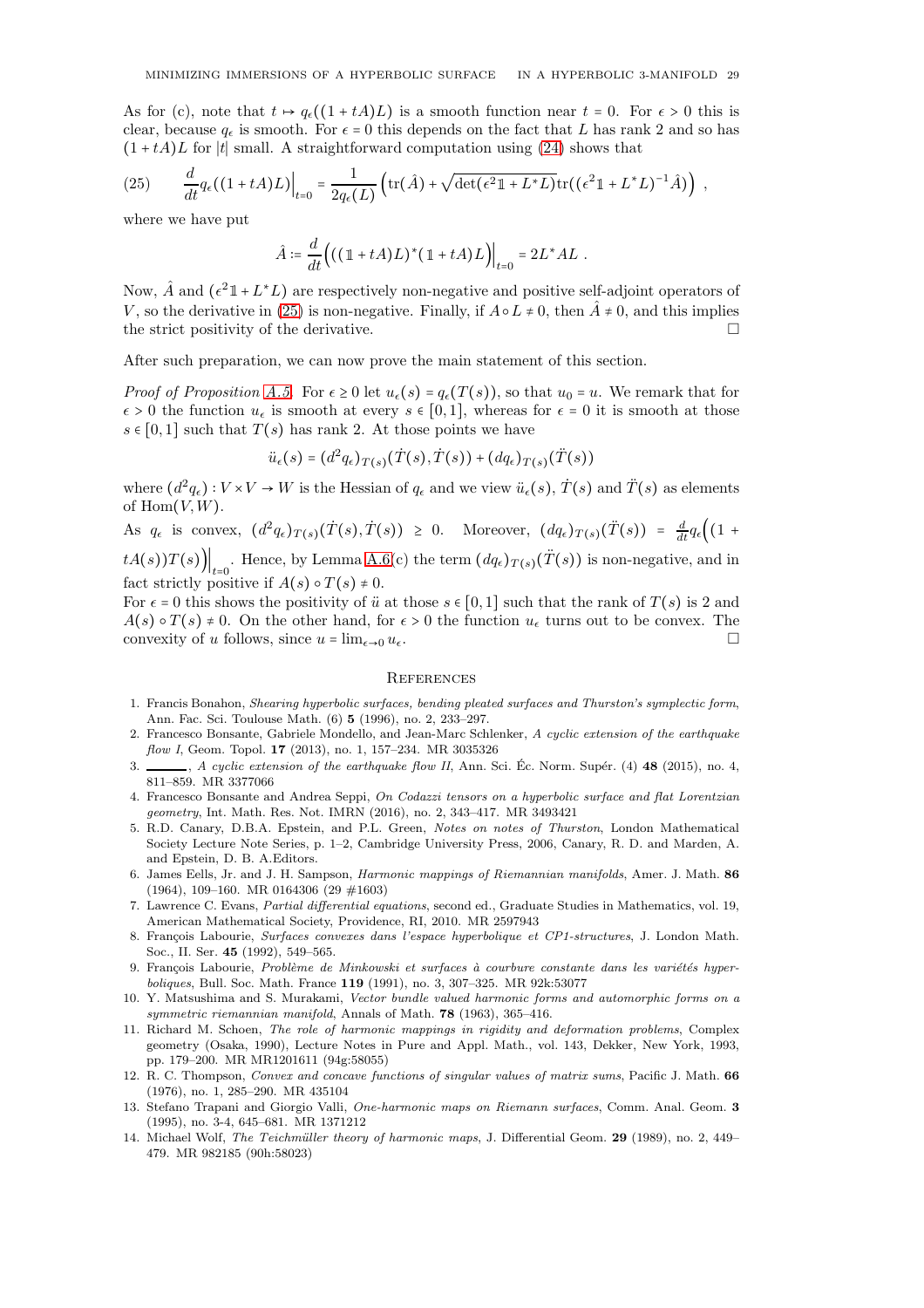As for (c), note that $t \mapsto q_\epsilon((1+tA)L)$ is a smooth function near $t=0$. For $\epsilon > 0$ this is clear, because $q_\epsilon$ is smooth. For $\epsilon = 0$ this depends on the fact that $L$ has rank 2 and so has $(1+tA)L$ for $|t|$ small. A straightforward computation using (24) shows that

$$\frac{d}{dt} q_\epsilon((1+tA)L)\Big|_{t=0} = \frac{1}{2q_\epsilon(L)}\left(\mathrm{tr}(\hat{A}) + \sqrt{\det(\epsilon^2 \mathbb{1} + L^* L)}\,\mathrm{tr}((\epsilon^2\mathbb{1} + L^*L)^{-1}\hat{A})\right) , \tag{25}$$

where we have put

$$\hat{A} := \frac{d}{dt}\Big(((\mathbb{1}+tA)L)^*(\mathbb{1}+tA)L\Big)\Big|_{t=0} = 2L^*AL .$$

Now, $\hat{A}$ and $(\epsilon^2\mathbb{1} + L^*L)$ are respectively non-negative and positive self-adjoint operators of $V$, so the derivative in (25) is non-negative. Finally, if $A \circ L \neq 0$, then $\hat{A} \neq 0$, and this implies the strict positivity of the derivative. □

After such preparation, we can now prove the main statement of this section.

*Proof of Proposition A.5.* For $\epsilon \geq 0$ let $u_\epsilon(s) = q_\epsilon(T(s))$, so that $u_0 = u$. We remark that for $\epsilon > 0$ the function $u_\epsilon$ is smooth at every $s \in [0,1]$, whereas for $\epsilon = 0$ it is smooth at those $s \in [0,1]$ such that $T(s)$ has rank 2. At those points we have

$$\ddot{u}_\epsilon(s) = (d^2 q_\epsilon)_{T(s)}(\dot{T}(s), \dot{T}(s)) + (dq_\epsilon)_{T(s)}(\ddot{T}(s))$$

where $(d^2 q_\epsilon) : V \times V \to W$ is the Hessian of $q_\epsilon$ and we view $\ddot{u}_\epsilon(s)$, $\dot{T}(s)$ and $\ddot{T}(s)$ as elements of $\mathrm{Hom}(V,W)$.

As $q_\epsilon$ is convex, $(d^2 q_\epsilon)_{T(s)}(\dot{T}(s), \dot{T}(s)) \geq 0$. Moreover, $(dq_\epsilon)_{T(s)}(\ddot{T}(s)) = \frac{d}{dt} q_\epsilon\Big((1 + tA(s))T(s)\Big)\Big|_{t=0}$. Hence, by Lemma A.6(c) the term $(dq_\epsilon)_{T(s)}(\ddot{T}(s))$ is non-negative, and in fact strictly positive if $A(s) \circ T(s) \neq 0$.

For $\epsilon = 0$ this shows the positivity of $\ddot{u}$ at those $s \in [0,1]$ such that the rank of $T(s)$ is 2 and $A(s) \circ T(s) \neq 0$. On the other hand, for $\epsilon > 0$ the function $u_\epsilon$ turns out to be convex. The convexity of $u$ follows, since $u = \lim_{\epsilon \to 0} u_\epsilon$. □

## References

1. Francis Bonahon, *Shearing hyperbolic surfaces, bending pleated surfaces and Thurston's symplectic form*, Ann. Fac. Sci. Toulouse Math. (6) **5** (1996), no. 2, 233–297.
2. Francesco Bonsante, Gabriele Mondello, and Jean-Marc Schlenker, *A cyclic extension of the earthquake flow I*, Geom. Topol. **17** (2013), no. 1, 157–234. MR 3035326
3. ———, *A cyclic extension of the earthquake flow II*, Ann. Sci. Éc. Norm. Supér. (4) **48** (2015), no. 4, 811–859. MR 3377066
4. Francesco Bonsante and Andrea Seppi, *On Codazzi tensors on a hyperbolic surface and flat Lorentzian geometry*, Int. Math. Res. Not. IMRN (2016), no. 2, 343–417. MR 3493421
5. R.D. Canary, D.B.A. Epstein, and P.L. Green, *Notes on notes of Thurston*, London Mathematical Society Lecture Note Series, p. 1–2, Cambridge University Press, 2006, Canary, R. D. and Marden, A. and Epstein, D. B. A.Editors.
6. James Eells, Jr. and J. H. Sampson, *Harmonic mappings of Riemannian manifolds*, Amer. J. Math. **86** (1964), 109–160. MR 0164306 (29 #1603)
7. Lawrence C. Evans, *Partial differential equations*, second ed., Graduate Studies in Mathematics, vol. 19, American Mathematical Society, Providence, RI, 2010. MR 2597943
8. François Labourie, *Surfaces convexes dans l'espace hyperbolique et CP1-structures*, J. London Math. Soc., II. Ser. **45** (1992), 549–565.
9. François Labourie, *Problème de Minkowski et surfaces à courbure constante dans les variétés hyperboliques*, Bull. Soc. Math. France **119** (1991), no. 3, 307–325. MR 92k:53077
10. Y. Matsushima and S. Murakami, *Vector bundle valued harmonic forms and automorphic forms on a symmetric riemannian manifold*, Annals of Math. **78** (1963), 365–416.
11. Richard M. Schoen, *The role of harmonic mappings in rigidity and deformation problems*, Complex geometry (Osaka, 1990), Lecture Notes in Pure and Appl. Math., vol. 143, Dekker, New York, 1993, pp. 179–200. MR MR1201611 (94g:58055)
12. R. C. Thompson, *Convex and concave functions of singular values of matrix sums*, Pacific J. Math. **66** (1976), no. 1, 285–290. MR 435104
13. Stefano Trapani and Giorgio Valli, *One-harmonic maps on Riemann surfaces*, Comm. Anal. Geom. **3** (1995), no. 3-4, 645–681. MR 1371212
14. Michael Wolf, *The Teichmüller theory of harmonic maps*, J. Differential Geom. **29** (1989), no. 2, 449–479. MR 982185 (90h:58023)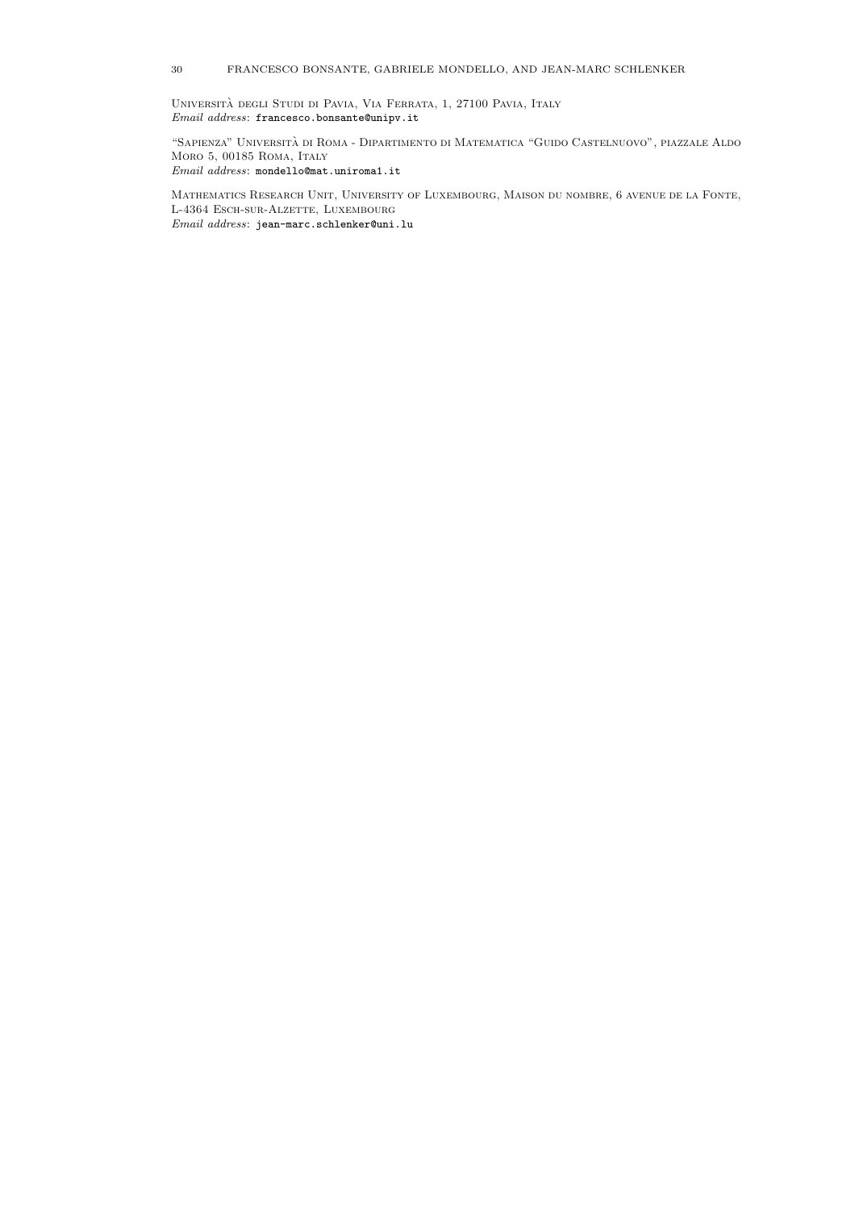Università degli Studi di Pavia, Via Ferrata, 1, 27100 Pavia, Italy
*Email address*: francesco.bonsante@unipv.it

"Sapienza" Università di Roma - Dipartimento di Matematica "Guido Castelnuovo", piazzale Aldo Moro 5, 00185 Roma, Italy
*Email address*: mondello@mat.uniroma1.it

Mathematics Research Unit, University of Luxembourg, Maison du nombre, 6 avenue de la Fonte, L-4364 Esch-sur-Alzette, Luxembourg
*Email address*: jean-marc.schlenker@uni.lu